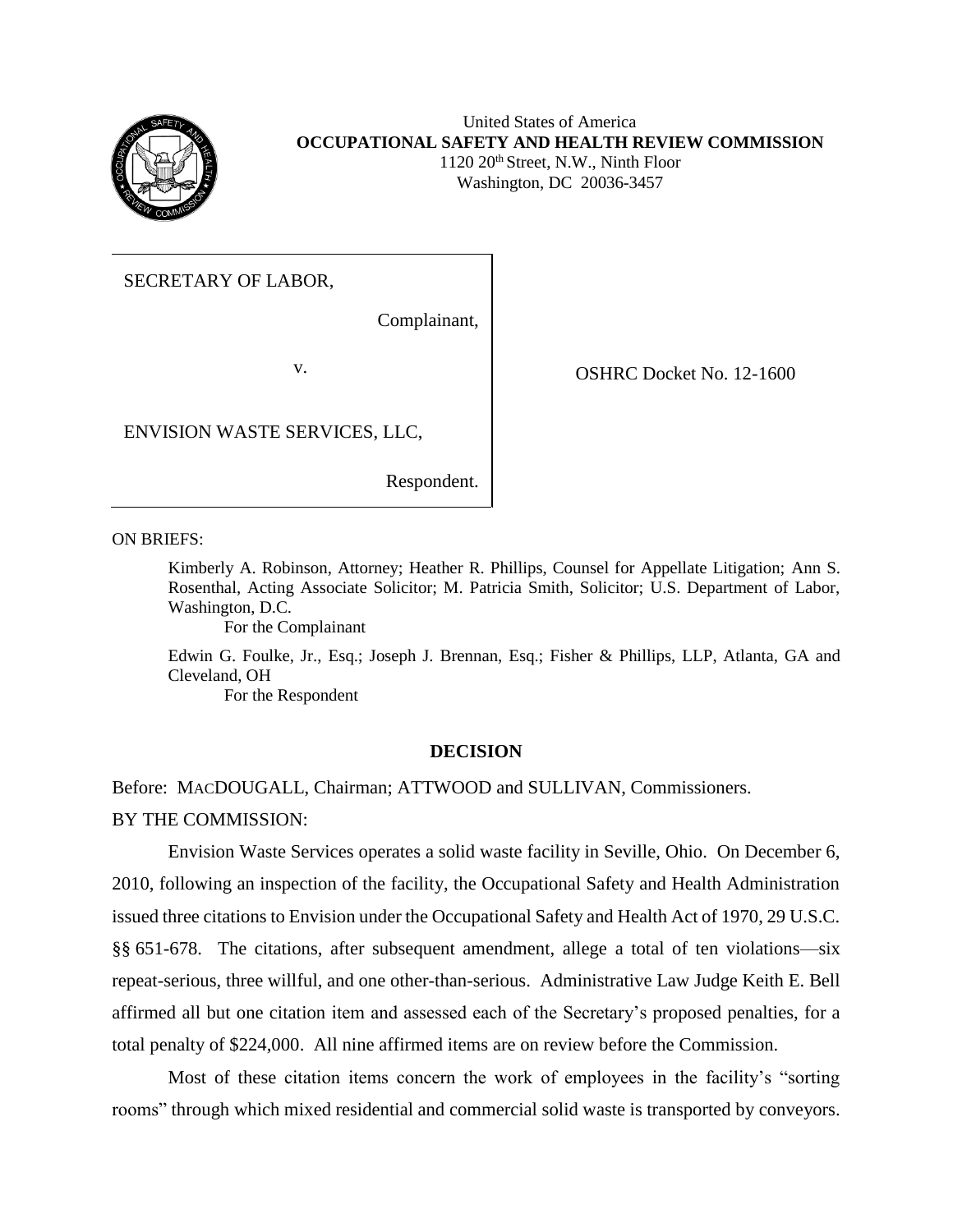United States of America
**OCCUPATIONAL SAFETY AND HEALTH REVIEW COMMISSION**
1120 20th Street, N.W., Ninth Floor
Washington, DC 20036-3457

SECRETARY OF LABOR,

Complainant,

v.

ENVISION WASTE SERVICES, LLC,

Respondent.

OSHRC Docket No. 12-1600

ON BRIEFS:

Kimberly A. Robinson, Attorney; Heather R. Phillips, Counsel for Appellate Litigation; Ann S. Rosenthal, Acting Associate Solicitor; M. Patricia Smith, Solicitor; U.S. Department of Labor, Washington, D.C.

For the Complainant

Edwin G. Foulke, Jr., Esq.; Joseph J. Brennan, Esq.; Fisher & Phillips, LLP, Atlanta, GA and Cleveland, OH

For the Respondent

## DECISION

Before: MACDOUGALL, Chairman; ATTWOOD and SULLIVAN, Commissioners.

BY THE COMMISSION:

Envision Waste Services operates a solid waste facility in Seville, Ohio. On December 6, 2010, following an inspection of the facility, the Occupational Safety and Health Administration issued three citations to Envision under the Occupational Safety and Health Act of 1970, 29 U.S.C. §§ 651-678. The citations, after subsequent amendment, allege a total of ten violations—six repeat-serious, three willful, and one other-than-serious. Administrative Law Judge Keith E. Bell affirmed all but one citation item and assessed each of the Secretary's proposed penalties, for a total penalty of $224,000. All nine affirmed items are on review before the Commission.

Most of these citation items concern the work of employees in the facility's "sorting rooms" through which mixed residential and commercial solid waste is transported by conveyors.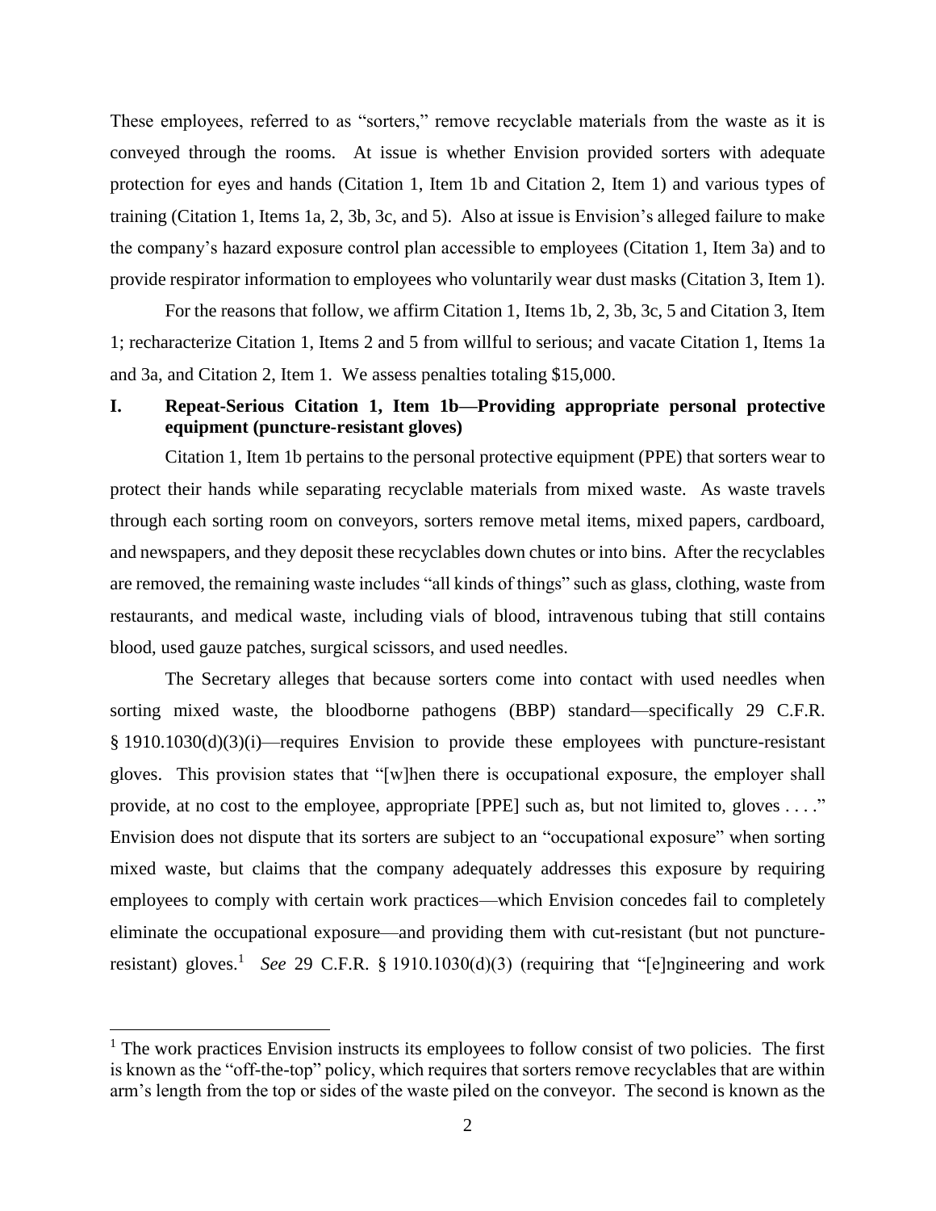These employees, referred to as "sorters," remove recyclable materials from the waste as it is conveyed through the rooms. At issue is whether Envision provided sorters with adequate protection for eyes and hands (Citation 1, Item 1b and Citation 2, Item 1) and various types of training (Citation 1, Items 1a, 2, 3b, 3c, and 5). Also at issue is Envision's alleged failure to make the company's hazard exposure control plan accessible to employees (Citation 1, Item 3a) and to provide respirator information to employees who voluntarily wear dust masks (Citation 3, Item 1).

For the reasons that follow, we affirm Citation 1, Items 1b, 2, 3b, 3c, 5 and Citation 3, Item 1; recharacterize Citation 1, Items 2 and 5 from willful to serious; and vacate Citation 1, Items 1a and 3a, and Citation 2, Item 1. We assess penalties totaling $15,000.

## I. Repeat-Serious Citation 1, Item 1b—Providing appropriate personal protective equipment (puncture-resistant gloves)

Citation 1, Item 1b pertains to the personal protective equipment (PPE) that sorters wear to protect their hands while separating recyclable materials from mixed waste. As waste travels through each sorting room on conveyors, sorters remove metal items, mixed papers, cardboard, and newspapers, and they deposit these recyclables down chutes or into bins. After the recyclables are removed, the remaining waste includes "all kinds of things" such as glass, clothing, waste from restaurants, and medical waste, including vials of blood, intravenous tubing that still contains blood, used gauze patches, surgical scissors, and used needles.

The Secretary alleges that because sorters come into contact with used needles when sorting mixed waste, the bloodborne pathogens (BBP) standard—specifically 29 C.F.R. § 1910.1030(d)(3)(i)—requires Envision to provide these employees with puncture-resistant gloves. This provision states that "[w]hen there is occupational exposure, the employer shall provide, at no cost to the employee, appropriate [PPE] such as, but not limited to, gloves . . . ." Envision does not dispute that its sorters are subject to an "occupational exposure" when sorting mixed waste, but claims that the company adequately addresses this exposure by requiring employees to comply with certain work practices—which Envision concedes fail to completely eliminate the occupational exposure—and providing them with cut-resistant (but not puncture-resistant) gloves.[1] *See* 29 C.F.R. § 1910.1030(d)(3) (requiring that "[e]ngineering and work

---

[1] The work practices Envision instructs its employees to follow consist of two policies. The first is known as the "off-the-top" policy, which requires that sorters remove recyclables that are within arm's length from the top or sides of the waste piled on the conveyor. The second is known as the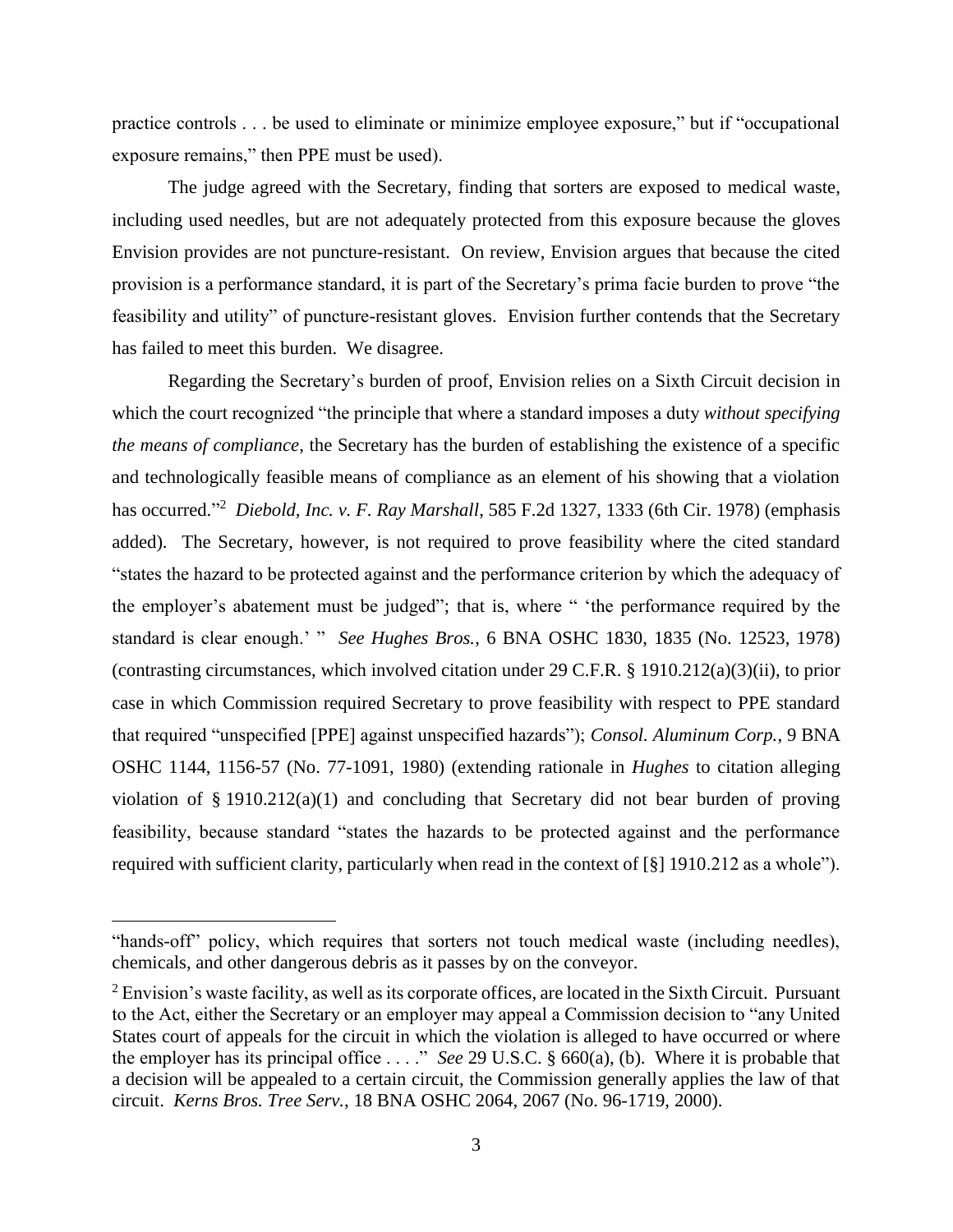practice controls . . . be used to eliminate or minimize employee exposure," but if "occupational exposure remains," then PPE must be used).

The judge agreed with the Secretary, finding that sorters are exposed to medical waste, including used needles, but are not adequately protected from this exposure because the gloves Envision provides are not puncture-resistant. On review, Envision argues that because the cited provision is a performance standard, it is part of the Secretary's prima facie burden to prove "the feasibility and utility" of puncture-resistant gloves. Envision further contends that the Secretary has failed to meet this burden. We disagree.

Regarding the Secretary's burden of proof, Envision relies on a Sixth Circuit decision in which the court recognized "the principle that where a standard imposes a duty *without specifying the means of compliance*, the Secretary has the burden of establishing the existence of a specific and technologically feasible means of compliance as an element of his showing that a violation has occurred."[2] *Diebold, Inc. v. F. Ray Marshall*, 585 F.2d 1327, 1333 (6th Cir. 1978) (emphasis added). The Secretary, however, is not required to prove feasibility where the cited standard "states the hazard to be protected against and the performance criterion by which the adequacy of the employer's abatement must be judged"; that is, where " 'the performance required by the standard is clear enough.' " *See Hughes Bros.*, 6 BNA OSHC 1830, 1835 (No. 12523, 1978) (contrasting circumstances, which involved citation under 29 C.F.R. § 1910.212(a)(3)(ii), to prior case in which Commission required Secretary to prove feasibility with respect to PPE standard that required "unspecified [PPE] against unspecified hazards"); *Consol. Aluminum Corp.*, 9 BNA OSHC 1144, 1156-57 (No. 77-1091, 1980) (extending rationale in *Hughes* to citation alleging violation of § 1910.212(a)(1) and concluding that Secretary did not bear burden of proving feasibility, because standard "states the hazards to be protected against and the performance required with sufficient clarity, particularly when read in the context of [§] 1910.212 as a whole").

---

"hands-off" policy, which requires that sorters not touch medical waste (including needles), chemicals, and other dangerous debris as it passes by on the conveyor.

[2] Envision's waste facility, as well as its corporate offices, are located in the Sixth Circuit. Pursuant to the Act, either the Secretary or an employer may appeal a Commission decision to "any United States court of appeals for the circuit in which the violation is alleged to have occurred or where the employer has its principal office . . . ." *See* 29 U.S.C. § 660(a), (b). Where it is probable that a decision will be appealed to a certain circuit, the Commission generally applies the law of that circuit. *Kerns Bros. Tree Serv.*, 18 BNA OSHC 2064, 2067 (No. 96-1719, 2000).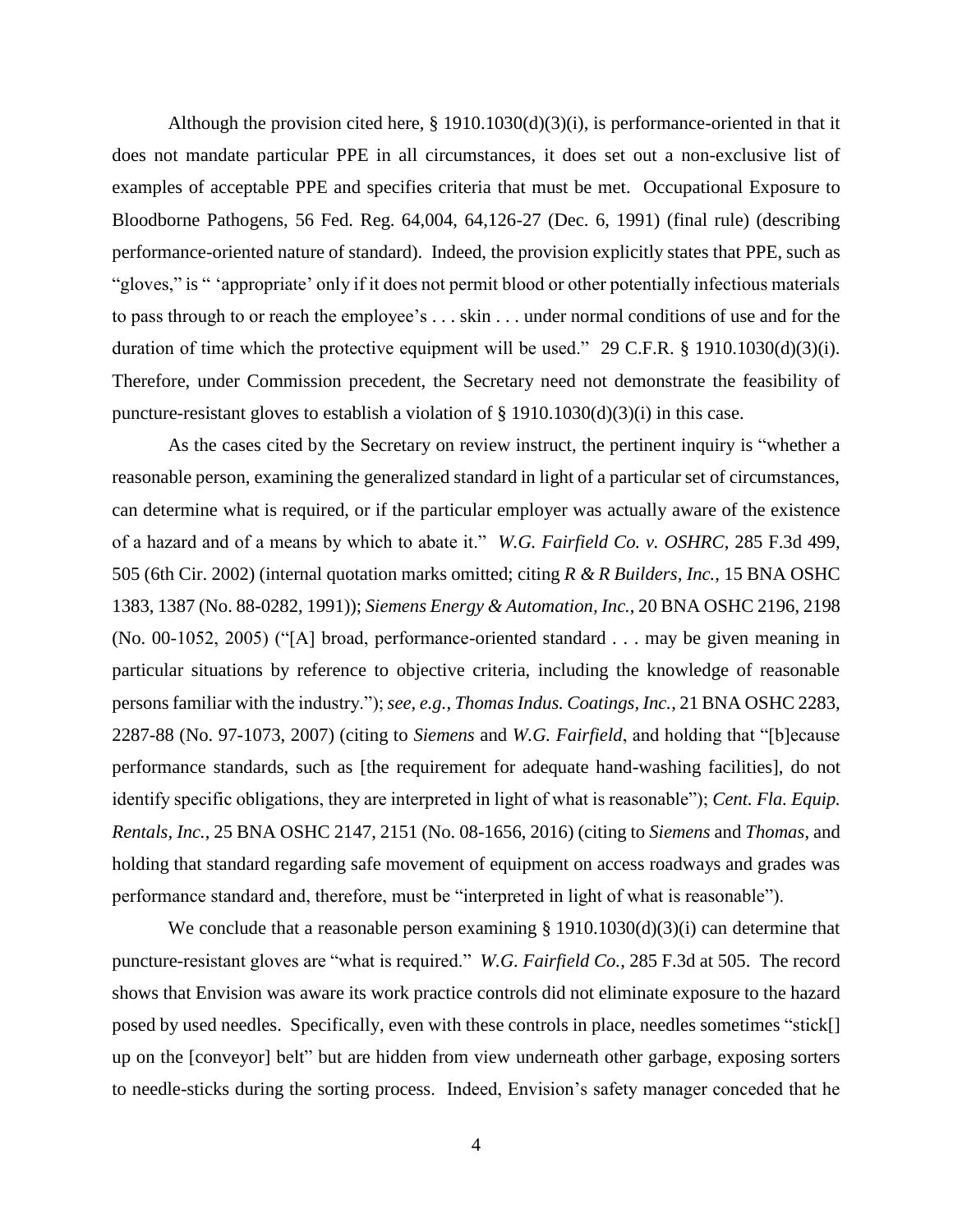Although the provision cited here, § 1910.1030(d)(3)(i), is performance-oriented in that it does not mandate particular PPE in all circumstances, it does set out a non-exclusive list of examples of acceptable PPE and specifies criteria that must be met. Occupational Exposure to Bloodborne Pathogens, 56 Fed. Reg. 64,004, 64,126-27 (Dec. 6, 1991) (final rule) (describing performance-oriented nature of standard). Indeed, the provision explicitly states that PPE, such as "gloves," is " 'appropriate' only if it does not permit blood or other potentially infectious materials to pass through to or reach the employee's . . . skin . . . under normal conditions of use and for the duration of time which the protective equipment will be used." 29 C.F.R. § 1910.1030(d)(3)(i). Therefore, under Commission precedent, the Secretary need not demonstrate the feasibility of puncture-resistant gloves to establish a violation of § 1910.1030(d)(3)(i) in this case.

As the cases cited by the Secretary on review instruct, the pertinent inquiry is "whether a reasonable person, examining the generalized standard in light of a particular set of circumstances, can determine what is required, or if the particular employer was actually aware of the existence of a hazard and of a means by which to abate it." *W.G. Fairfield Co. v. OSHRC*, 285 F.3d 499, 505 (6th Cir. 2002) (internal quotation marks omitted; citing *R & R Builders, Inc.*, 15 BNA OSHC 1383, 1387 (No. 88-0282, 1991)); *Siemens Energy & Automation, Inc.*, 20 BNA OSHC 2196, 2198 (No. 00-1052, 2005) ("[A] broad, performance-oriented standard . . . may be given meaning in particular situations by reference to objective criteria, including the knowledge of reasonable persons familiar with the industry."); *see, e.g.*, *Thomas Indus. Coatings, Inc.*, 21 BNA OSHC 2283, 2287-88 (No. 97-1073, 2007) (citing to *Siemens* and *W.G. Fairfield*, and holding that "[b]ecause performance standards, such as [the requirement for adequate hand-washing facilities], do not identify specific obligations, they are interpreted in light of what is reasonable"); *Cent. Fla. Equip. Rentals, Inc.*, 25 BNA OSHC 2147, 2151 (No. 08-1656, 2016) (citing to *Siemens* and *Thomas*, and holding that standard regarding safe movement of equipment on access roadways and grades was performance standard and, therefore, must be "interpreted in light of what is reasonable").

We conclude that a reasonable person examining § 1910.1030(d)(3)(i) can determine that puncture-resistant gloves are "what is required." *W.G. Fairfield Co.*, 285 F.3d at 505. The record shows that Envision was aware its work practice controls did not eliminate exposure to the hazard posed by used needles. Specifically, even with these controls in place, needles sometimes "stick[] up on the [conveyor] belt" but are hidden from view underneath other garbage, exposing sorters to needle-sticks during the sorting process. Indeed, Envision's safety manager conceded that he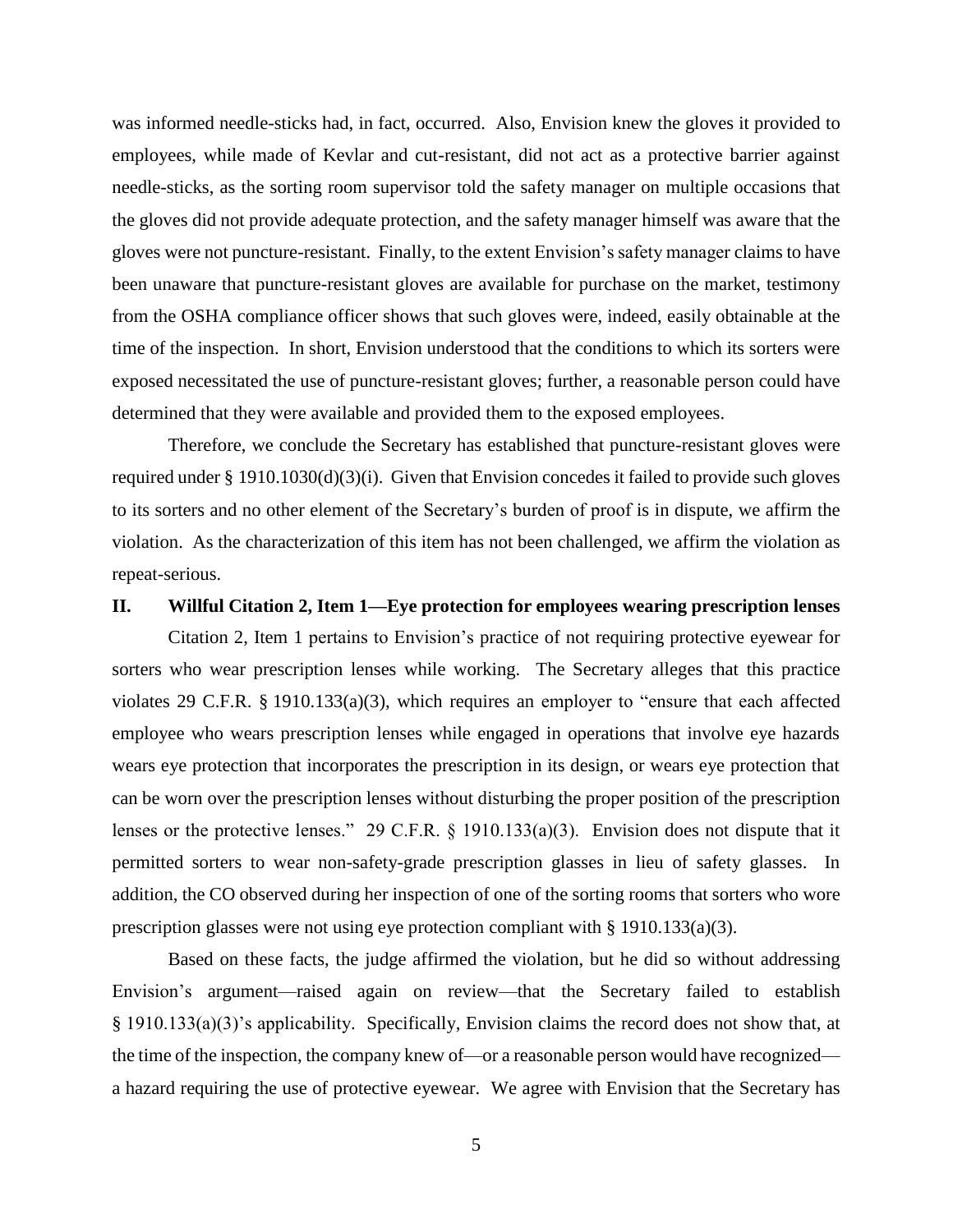was informed needle-sticks had, in fact, occurred. Also, Envision knew the gloves it provided to employees, while made of Kevlar and cut-resistant, did not act as a protective barrier against needle-sticks, as the sorting room supervisor told the safety manager on multiple occasions that the gloves did not provide adequate protection, and the safety manager himself was aware that the gloves were not puncture-resistant. Finally, to the extent Envision's safety manager claims to have been unaware that puncture-resistant gloves are available for purchase on the market, testimony from the OSHA compliance officer shows that such gloves were, indeed, easily obtainable at the time of the inspection. In short, Envision understood that the conditions to which its sorters were exposed necessitated the use of puncture-resistant gloves; further, a reasonable person could have determined that they were available and provided them to the exposed employees.

Therefore, we conclude the Secretary has established that puncture-resistant gloves were required under § 1910.1030(d)(3)(i). Given that Envision concedes it failed to provide such gloves to its sorters and no other element of the Secretary's burden of proof is in dispute, we affirm the violation. As the characterization of this item has not been challenged, we affirm the violation as repeat-serious.

## II. Willful Citation 2, Item 1—Eye protection for employees wearing prescription lenses

Citation 2, Item 1 pertains to Envision's practice of not requiring protective eyewear for sorters who wear prescription lenses while working. The Secretary alleges that this practice violates 29 C.F.R. § 1910.133(a)(3), which requires an employer to "ensure that each affected employee who wears prescription lenses while engaged in operations that involve eye hazards wears eye protection that incorporates the prescription in its design, or wears eye protection that can be worn over the prescription lenses without disturbing the proper position of the prescription lenses or the protective lenses." 29 C.F.R. § 1910.133(a)(3). Envision does not dispute that it permitted sorters to wear non-safety-grade prescription glasses in lieu of safety glasses. In addition, the CO observed during her inspection of one of the sorting rooms that sorters who wore prescription glasses were not using eye protection compliant with § 1910.133(a)(3).

Based on these facts, the judge affirmed the violation, but he did so without addressing Envision's argument—raised again on review—that the Secretary failed to establish § 1910.133(a)(3)'s applicability. Specifically, Envision claims the record does not show that, at the time of the inspection, the company knew of—or a reasonable person would have recognized—a hazard requiring the use of protective eyewear. We agree with Envision that the Secretary has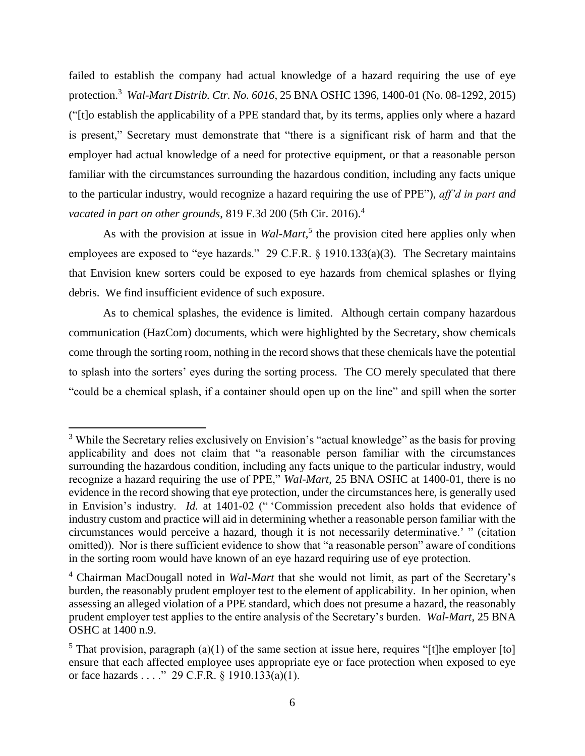failed to establish the company had actual knowledge of a hazard requiring the use of eye protection.[3] *Wal-Mart Distrib. Ctr. No. 6016*, 25 BNA OSHC 1396, 1400-01 (No. 08-1292, 2015) ("[t]o establish the applicability of a PPE standard that, by its terms, applies only where a hazard is present," Secretary must demonstrate that "there is a significant risk of harm and that the employer had actual knowledge of a need for protective equipment, or that a reasonable person familiar with the circumstances surrounding the hazardous condition, including any facts unique to the particular industry, would recognize a hazard requiring the use of PPE"), *aff'd in part and vacated in part on other grounds*, 819 F.3d 200 (5th Cir. 2016).[4]

As with the provision at issue in *Wal-Mart*,[5] the provision cited here applies only when employees are exposed to "eye hazards." 29 C.F.R. § 1910.133(a)(3). The Secretary maintains that Envision knew sorters could be exposed to eye hazards from chemical splashes or flying debris. We find insufficient evidence of such exposure.

As to chemical splashes, the evidence is limited. Although certain company hazardous communication (HazCom) documents, which were highlighted by the Secretary, show chemicals come through the sorting room, nothing in the record shows that these chemicals have the potential to splash into the sorters' eyes during the sorting process. The CO merely speculated that there "could be a chemical splash, if a container should open up on the line" and spill when the sorter

---

[3] While the Secretary relies exclusively on Envision's "actual knowledge" as the basis for proving applicability and does not claim that "a reasonable person familiar with the circumstances surrounding the hazardous condition, including any facts unique to the particular industry, would recognize a hazard requiring the use of PPE," *Wal-Mart*, 25 BNA OSHC at 1400-01, there is no evidence in the record showing that eye protection, under the circumstances here, is generally used in Envision's industry. *Id.* at 1401-02 (" 'Commission precedent also holds that evidence of industry custom and practice will aid in determining whether a reasonable person familiar with the circumstances would perceive a hazard, though it is not necessarily determinative.' " (citation omitted)). Nor is there sufficient evidence to show that "a reasonable person" aware of conditions in the sorting room would have known of an eye hazard requiring use of eye protection.

[4] Chairman MacDougall noted in *Wal-Mart* that she would not limit, as part of the Secretary's burden, the reasonably prudent employer test to the element of applicability. In her opinion, when assessing an alleged violation of a PPE standard, which does not presume a hazard, the reasonably prudent employer test applies to the entire analysis of the Secretary's burden. *Wal-Mart*, 25 BNA OSHC at 1400 n.9.

[5] That provision, paragraph (a)(1) of the same section at issue here, requires "[t]he employer [to] ensure that each affected employee uses appropriate eye or face protection when exposed to eye or face hazards . . . ." 29 C.F.R. § 1910.133(a)(1).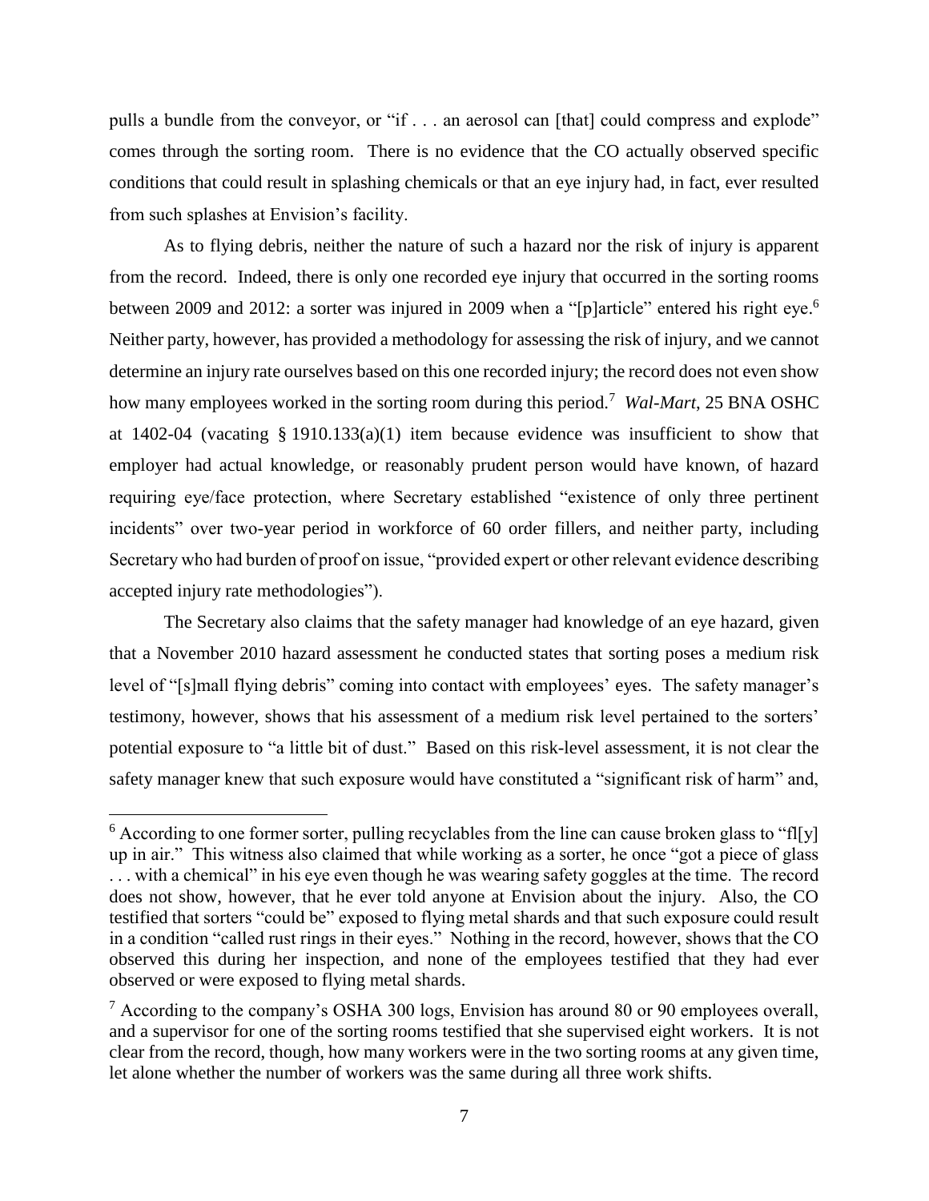pulls a bundle from the conveyor, or "if . . . an aerosol can [that] could compress and explode" comes through the sorting room. There is no evidence that the CO actually observed specific conditions that could result in splashing chemicals or that an eye injury had, in fact, ever resulted from such splashes at Envision's facility.

As to flying debris, neither the nature of such a hazard nor the risk of injury is apparent from the record. Indeed, there is only one recorded eye injury that occurred in the sorting rooms between 2009 and 2012: a sorter was injured in 2009 when a "[p]article" entered his right eye.[6] Neither party, however, has provided a methodology for assessing the risk of injury, and we cannot determine an injury rate ourselves based on this one recorded injury; the record does not even show how many employees worked in the sorting room during this period.[7] *Wal-Mart*, 25 BNA OSHC at 1402-04 (vacating § 1910.133(a)(1) item because evidence was insufficient to show that employer had actual knowledge, or reasonably prudent person would have known, of hazard requiring eye/face protection, where Secretary established "existence of only three pertinent incidents" over two-year period in workforce of 60 order fillers, and neither party, including Secretary who had burden of proof on issue, "provided expert or other relevant evidence describing accepted injury rate methodologies").

The Secretary also claims that the safety manager had knowledge of an eye hazard, given that a November 2010 hazard assessment he conducted states that sorting poses a medium risk level of "[s]mall flying debris" coming into contact with employees' eyes. The safety manager's testimony, however, shows that his assessment of a medium risk level pertained to the sorters' potential exposure to "a little bit of dust." Based on this risk-level assessment, it is not clear the safety manager knew that such exposure would have constituted a "significant risk of harm" and,

---

[6] According to one former sorter, pulling recyclables from the line can cause broken glass to "fl[y] up in air." This witness also claimed that while working as a sorter, he once "got a piece of glass . . . with a chemical" in his eye even though he was wearing safety goggles at the time. The record does not show, however, that he ever told anyone at Envision about the injury. Also, the CO testified that sorters "could be" exposed to flying metal shards and that such exposure could result in a condition "called rust rings in their eyes." Nothing in the record, however, shows that the CO observed this during her inspection, and none of the employees testified that they had ever observed or were exposed to flying metal shards.

[7] According to the company's OSHA 300 logs, Envision has around 80 or 90 employees overall, and a supervisor for one of the sorting rooms testified that she supervised eight workers. It is not clear from the record, though, how many workers were in the two sorting rooms at any given time, let alone whether the number of workers was the same during all three work shifts.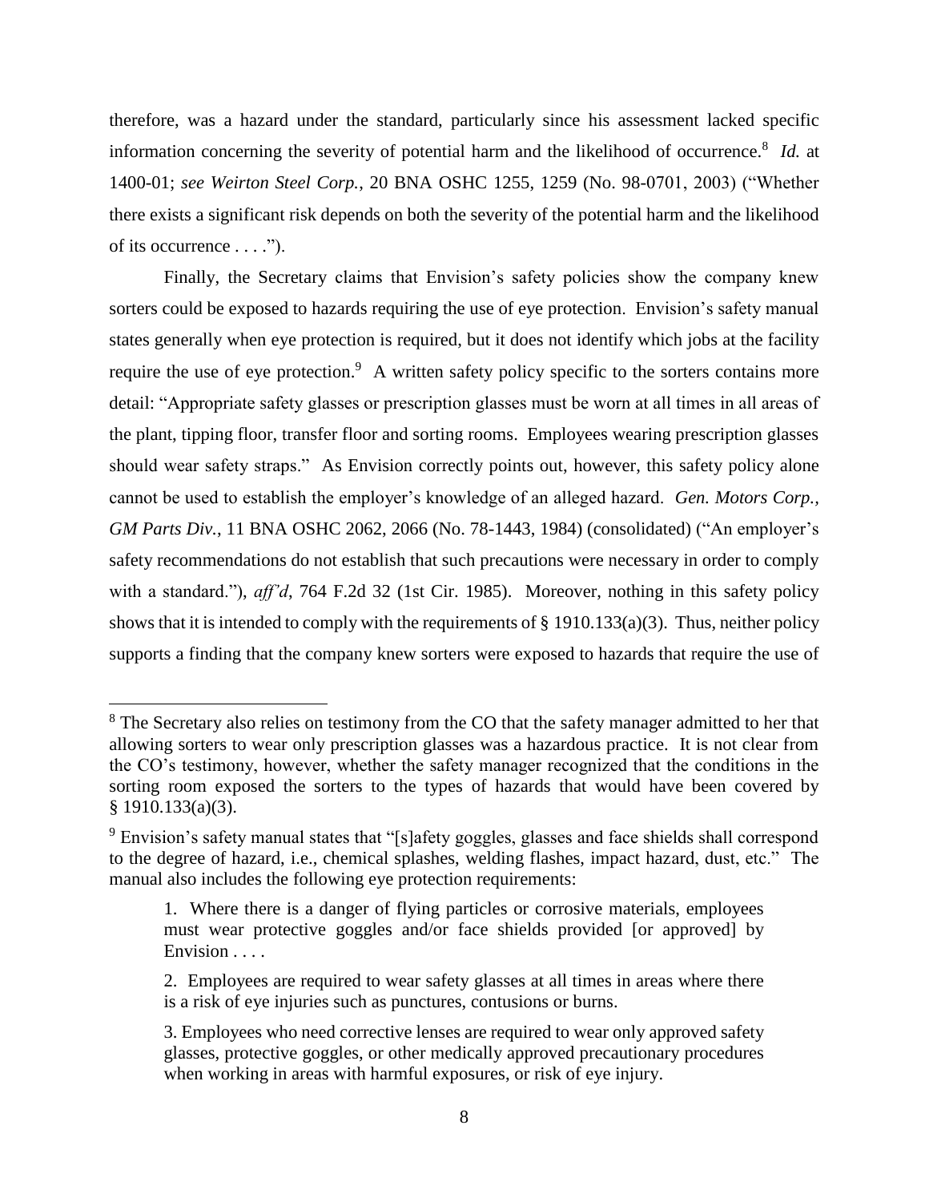therefore, was a hazard under the standard, particularly since his assessment lacked specific information concerning the severity of potential harm and the likelihood of occurrence.[8] *Id.* at 1400-01; *see Weirton Steel Corp.*, 20 BNA OSHC 1255, 1259 (No. 98-0701, 2003) ("Whether there exists a significant risk depends on both the severity of the potential harm and the likelihood of its occurrence . . . .").

Finally, the Secretary claims that Envision's safety policies show the company knew sorters could be exposed to hazards requiring the use of eye protection. Envision's safety manual states generally when eye protection is required, but it does not identify which jobs at the facility require the use of eye protection.[9] A written safety policy specific to the sorters contains more detail: "Appropriate safety glasses or prescription glasses must be worn at all times in all areas of the plant, tipping floor, transfer floor and sorting rooms. Employees wearing prescription glasses should wear safety straps." As Envision correctly points out, however, this safety policy alone cannot be used to establish the employer's knowledge of an alleged hazard. *Gen. Motors Corp., GM Parts Div.*, 11 BNA OSHC 2062, 2066 (No. 78-1443, 1984) (consolidated) ("An employer's safety recommendations do not establish that such precautions were necessary in order to comply with a standard."), *aff'd*, 764 F.2d 32 (1st Cir. 1985). Moreover, nothing in this safety policy shows that it is intended to comply with the requirements of § 1910.133(a)(3). Thus, neither policy supports a finding that the company knew sorters were exposed to hazards that require the use of

---

[8] The Secretary also relies on testimony from the CO that the safety manager admitted to her that allowing sorters to wear only prescription glasses was a hazardous practice. It is not clear from the CO's testimony, however, whether the safety manager recognized that the conditions in the sorting room exposed the sorters to the types of hazards that would have been covered by § 1910.133(a)(3).

[9] Envision's safety manual states that "[s]afety goggles, glasses and face shields shall correspond to the degree of hazard, i.e., chemical splashes, welding flashes, impact hazard, dust, etc." The manual also includes the following eye protection requirements:

> 1. Where there is a danger of flying particles or corrosive materials, employees must wear protective goggles and/or face shields provided [or approved] by Envision . . . .
>
> 2. Employees are required to wear safety glasses at all times in areas where there is a risk of eye injuries such as punctures, contusions or burns.
>
> 3. Employees who need corrective lenses are required to wear only approved safety glasses, protective goggles, or other medically approved precautionary procedures when working in areas with harmful exposures, or risk of eye injury.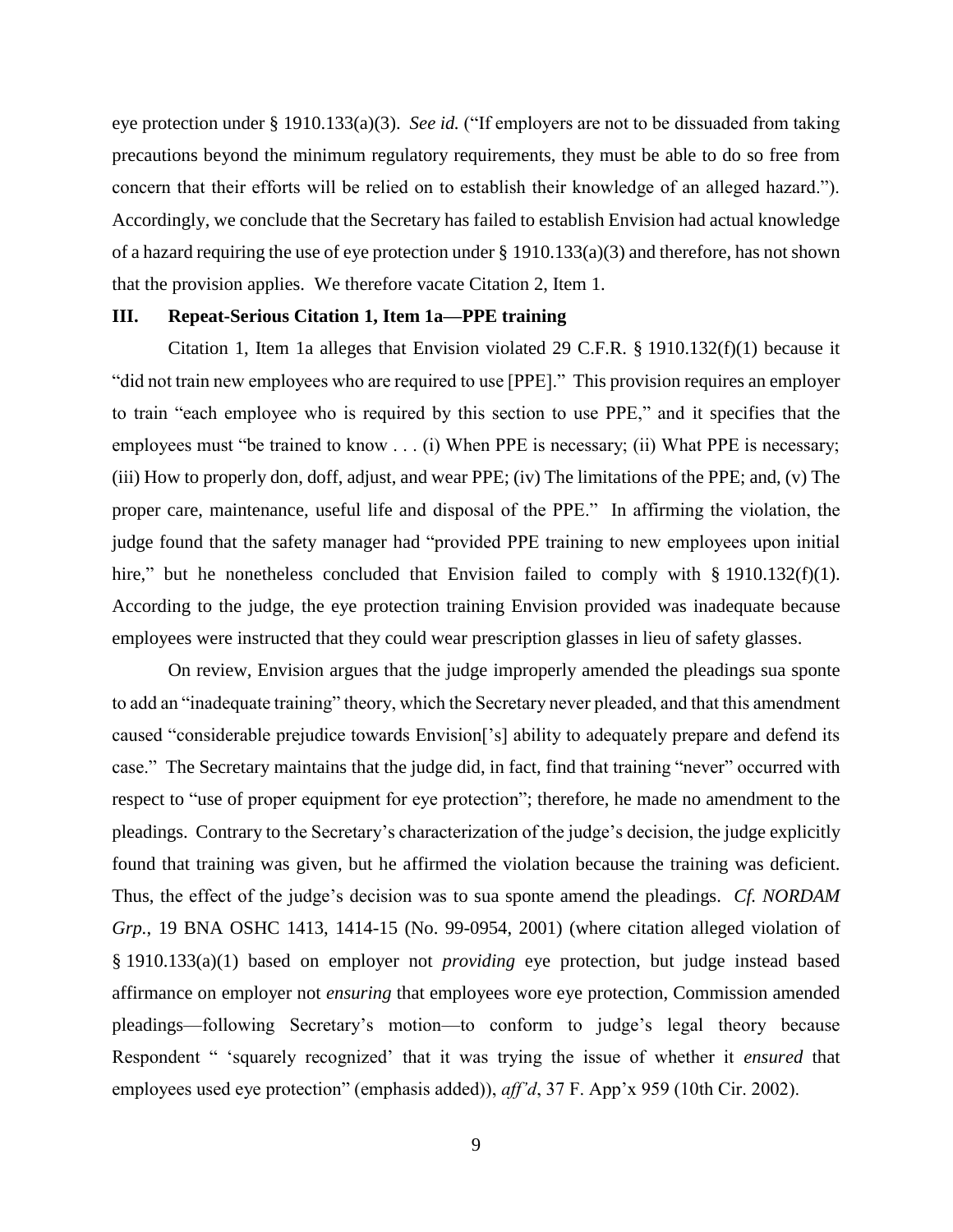eye protection under § 1910.133(a)(3). *See id.* ("If employers are not to be dissuaded from taking precautions beyond the minimum regulatory requirements, they must be able to do so free from concern that their efforts will be relied on to establish their knowledge of an alleged hazard."). Accordingly, we conclude that the Secretary has failed to establish Envision had actual knowledge of a hazard requiring the use of eye protection under § 1910.133(a)(3) and therefore, has not shown that the provision applies. We therefore vacate Citation 2, Item 1.

### III. Repeat-Serious Citation 1, Item 1a—PPE training

Citation 1, Item 1a alleges that Envision violated 29 C.F.R. § 1910.132(f)(1) because it "did not train new employees who are required to use [PPE]." This provision requires an employer to train "each employee who is required by this section to use PPE," and it specifies that the employees must "be trained to know . . . (i) When PPE is necessary; (ii) What PPE is necessary; (iii) How to properly don, doff, adjust, and wear PPE; (iv) The limitations of the PPE; and, (v) The proper care, maintenance, useful life and disposal of the PPE." In affirming the violation, the judge found that the safety manager had "provided PPE training to new employees upon initial hire," but he nonetheless concluded that Envision failed to comply with § 1910.132(f)(1). According to the judge, the eye protection training Envision provided was inadequate because employees were instructed that they could wear prescription glasses in lieu of safety glasses.

On review, Envision argues that the judge improperly amended the pleadings sua sponte to add an "inadequate training" theory, which the Secretary never pleaded, and that this amendment caused "considerable prejudice towards Envision['s] ability to adequately prepare and defend its case." The Secretary maintains that the judge did, in fact, find that training "never" occurred with respect to "use of proper equipment for eye protection"; therefore, he made no amendment to the pleadings. Contrary to the Secretary's characterization of the judge's decision, the judge explicitly found that training was given, but he affirmed the violation because the training was deficient. Thus, the effect of the judge's decision was to sua sponte amend the pleadings. *Cf. NORDAM Grp.*, 19 BNA OSHC 1413, 1414-15 (No. 99-0954, 2001) (where citation alleged violation of § 1910.133(a)(1) based on employer not *providing* eye protection, but judge instead based affirmance on employer not *ensuring* that employees wore eye protection, Commission amended pleadings—following Secretary's motion—to conform to judge's legal theory because Respondent " 'squarely recognized' that it was trying the issue of whether it *ensured* that employees used eye protection" (emphasis added)), *aff'd*, 37 F. App'x 959 (10th Cir. 2002).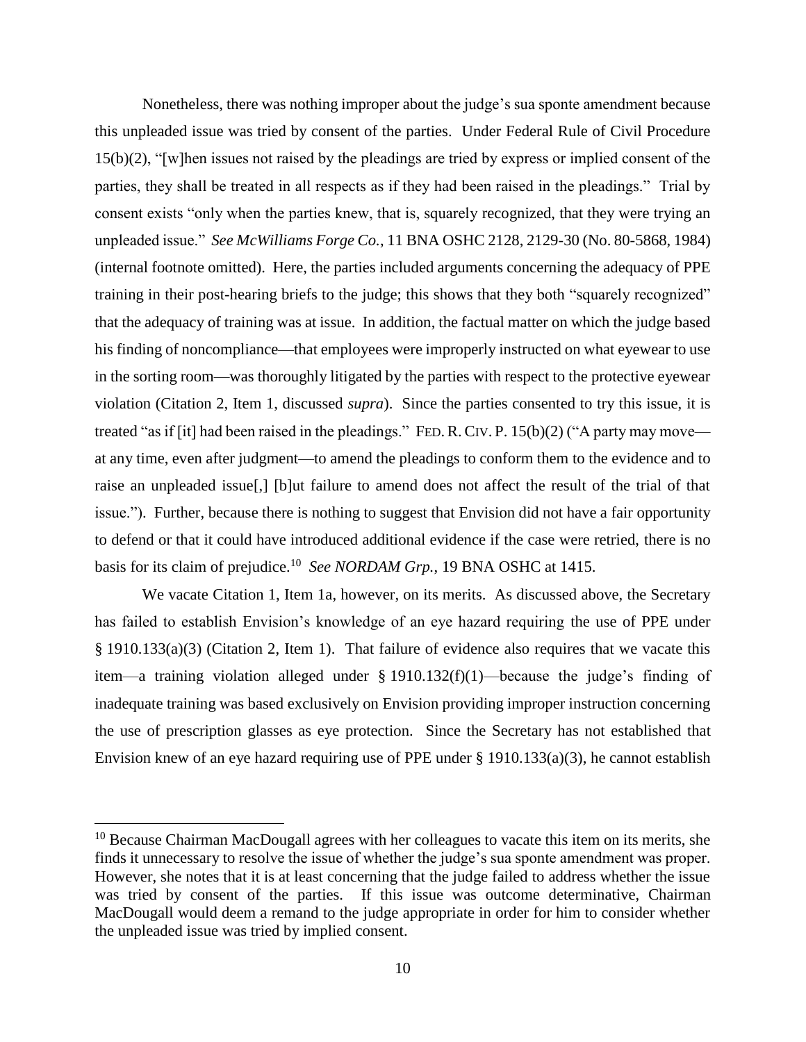Nonetheless, there was nothing improper about the judge's sua sponte amendment because this unpleaded issue was tried by consent of the parties. Under Federal Rule of Civil Procedure 15(b)(2), "[w]hen issues not raised by the pleadings are tried by express or implied consent of the parties, they shall be treated in all respects as if they had been raised in the pleadings." Trial by consent exists "only when the parties knew, that is, squarely recognized, that they were trying an unpleaded issue." *See McWilliams Forge Co.*, 11 BNA OSHC 2128, 2129-30 (No. 80-5868, 1984) (internal footnote omitted). Here, the parties included arguments concerning the adequacy of PPE training in their post-hearing briefs to the judge; this shows that they both "squarely recognized" that the adequacy of training was at issue. In addition, the factual matter on which the judge based his finding of noncompliance—that employees were improperly instructed on what eyewear to use in the sorting room—was thoroughly litigated by the parties with respect to the protective eyewear violation (Citation 2, Item 1, discussed *supra*). Since the parties consented to try this issue, it is treated "as if [it] had been raised in the pleadings." FED. R. CIV. P. 15(b)(2) ("A party may move—at any time, even after judgment—to amend the pleadings to conform them to the evidence and to raise an unpleaded issue[,] [b]ut failure to amend does not affect the result of the trial of that issue."). Further, because there is nothing to suggest that Envision did not have a fair opportunity to defend or that it could have introduced additional evidence if the case were retried, there is no basis for its claim of prejudice.[10] *See NORDAM Grp.*, 19 BNA OSHC at 1415.

We vacate Citation 1, Item 1a, however, on its merits. As discussed above, the Secretary has failed to establish Envision's knowledge of an eye hazard requiring the use of PPE under § 1910.133(a)(3) (Citation 2, Item 1). That failure of evidence also requires that we vacate this item—a training violation alleged under § 1910.132(f)(1)—because the judge's finding of inadequate training was based exclusively on Envision providing improper instruction concerning the use of prescription glasses as eye protection. Since the Secretary has not established that Envision knew of an eye hazard requiring use of PPE under § 1910.133(a)(3), he cannot establish

[10] Because Chairman MacDougall agrees with her colleagues to vacate this item on its merits, she finds it unnecessary to resolve the issue of whether the judge's sua sponte amendment was proper. However, she notes that it is at least concerning that the judge failed to address whether the issue was tried by consent of the parties. If this issue was outcome determinative, Chairman MacDougall would deem a remand to the judge appropriate in order for him to consider whether the unpleaded issue was tried by implied consent.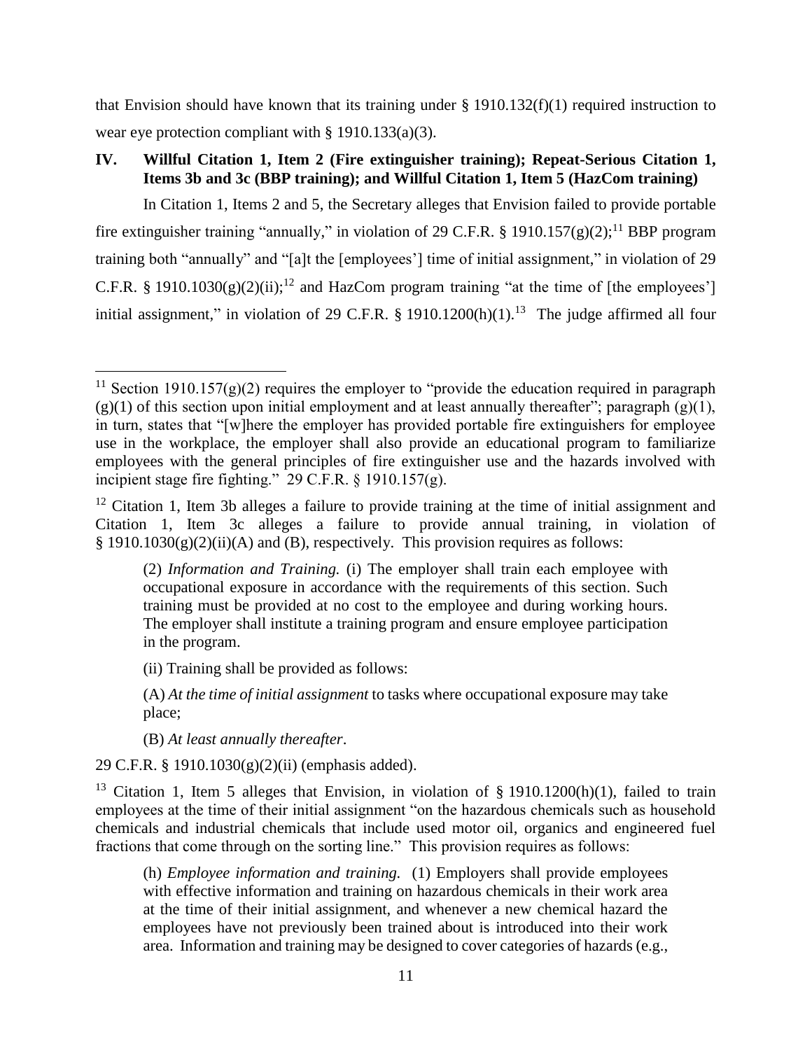that Envision should have known that its training under § 1910.132(f)(1) required instruction to wear eye protection compliant with § 1910.133(a)(3).

## IV. Willful Citation 1, Item 2 (Fire extinguisher training); Repeat-Serious Citation 1, Items 3b and 3c (BBP training); and Willful Citation 1, Item 5 (HazCom training)

In Citation 1, Items 2 and 5, the Secretary alleges that Envision failed to provide portable fire extinguisher training "annually," in violation of 29 C.F.R. § 1910.157(g)(2);[11] BBP program training both "annually" and "[a]t the [employees'] time of initial assignment," in violation of 29 C.F.R. § 1910.1030(g)(2)(ii);[12] and HazCom program training "at the time of [the employees'] initial assignment," in violation of 29 C.F.R. § 1910.1200(h)(1).[13] The judge affirmed all four

---

[11] Section 1910.157(g)(2) requires the employer to "provide the education required in paragraph (g)(1) of this section upon initial employment and at least annually thereafter"; paragraph (g)(1), in turn, states that "[w]here the employer has provided portable fire extinguishers for employee use in the workplace, the employer shall also provide an educational program to familiarize employees with the general principles of fire extinguisher use and the hazards involved with incipient stage fire fighting." 29 C.F.R. § 1910.157(g).

[12] Citation 1, Item 3b alleges a failure to provide training at the time of initial assignment and Citation 1, Item 3c alleges a failure to provide annual training, in violation of § 1910.1030(g)(2)(ii)(A) and (B), respectively. This provision requires as follows:

> (2) *Information and Training.* (i) The employer shall train each employee with occupational exposure in accordance with the requirements of this section. Such training must be provided at no cost to the employee and during working hours. The employer shall institute a training program and ensure employee participation in the program.
>
> (ii) Training shall be provided as follows:
>
> (A) *At the time of initial assignment* to tasks where occupational exposure may take place;
>
> (B) *At least annually thereafter*.

29 C.F.R. § 1910.1030(g)(2)(ii) (emphasis added).

[13] Citation 1, Item 5 alleges that Envision, in violation of § 1910.1200(h)(1), failed to train employees at the time of their initial assignment "on the hazardous chemicals such as household chemicals and industrial chemicals that include used motor oil, organics and engineered fuel fractions that come through on the sorting line." This provision requires as follows:

> (h) *Employee information and training.* (1) Employers shall provide employees with effective information and training on hazardous chemicals in their work area at the time of their initial assignment, and whenever a new chemical hazard the employees have not previously been trained about is introduced into their work area. Information and training may be designed to cover categories of hazards (e.g.,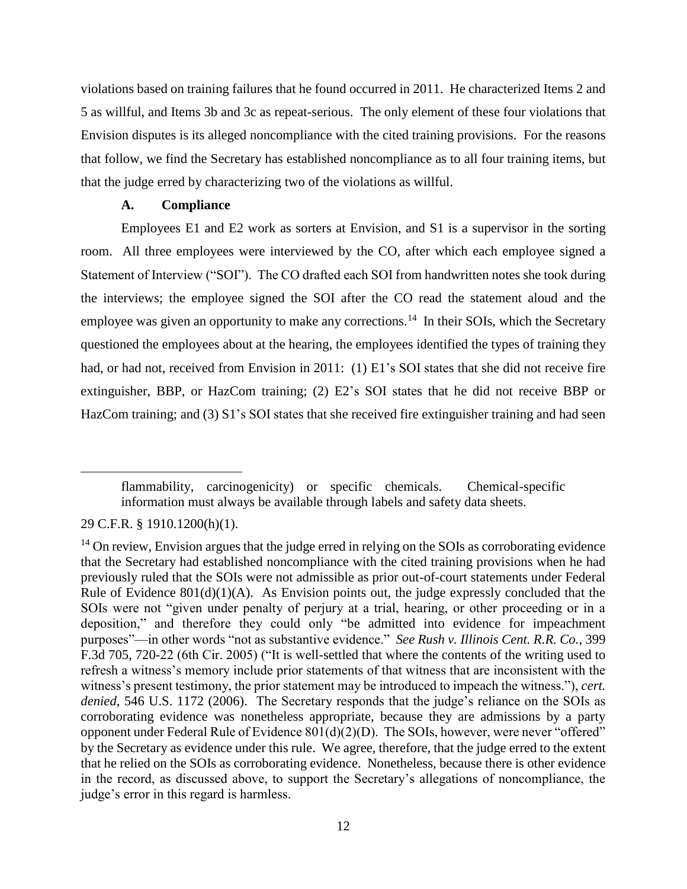violations based on training failures that he found occurred in 2011. He characterized Items 2 and 5 as willful, and Items 3b and 3c as repeat-serious. The only element of these four violations that Envision disputes is its alleged noncompliance with the cited training provisions. For the reasons that follow, we find the Secretary has established noncompliance as to all four training items, but that the judge erred by characterizing two of the violations as willful.

### A. Compliance

Employees E1 and E2 work as sorters at Envision, and S1 is a supervisor in the sorting room. All three employees were interviewed by the CO, after which each employee signed a Statement of Interview ("SOI"). The CO drafted each SOI from handwritten notes she took during the interviews; the employee signed the SOI after the CO read the statement aloud and the employee was given an opportunity to make any corrections.[14] In their SOIs, which the Secretary questioned the employees about at the hearing, the employees identified the types of training they had, or had not, received from Envision in 2011: (1) E1's SOI states that she did not receive fire extinguisher, BBP, or HazCom training; (2) E2's SOI states that he did not receive BBP or HazCom training; and (3) S1's SOI states that she received fire extinguisher training and had seen

---

> flammability, carcinogenicity) or specific chemicals. Chemical-specific information must always be available through labels and safety data sheets.

29 C.F.R. § 1910.1200(h)(1).

[14] On review, Envision argues that the judge erred in relying on the SOIs as corroborating evidence that the Secretary had established noncompliance with the cited training provisions when he had previously ruled that the SOIs were not admissible as prior out-of-court statements under Federal Rule of Evidence 801(d)(1)(A). As Envision points out, the judge expressly concluded that the SOIs were not "given under penalty of perjury at a trial, hearing, or other proceeding or in a deposition," and therefore they could only "be admitted into evidence for impeachment purposes"—in other words "not as substantive evidence." *See Rush v. Illinois Cent. R.R. Co.*, 399 F.3d 705, 720-22 (6th Cir. 2005) ("It is well-settled that where the contents of the writing used to refresh a witness's memory include prior statements of that witness that are inconsistent with the witness's present testimony, the prior statement may be introduced to impeach the witness."), *cert. denied*, 546 U.S. 1172 (2006). The Secretary responds that the judge's reliance on the SOIs as corroborating evidence was nonetheless appropriate, because they are admissions by a party opponent under Federal Rule of Evidence 801(d)(2)(D). The SOIs, however, were never "offered" by the Secretary as evidence under this rule. We agree, therefore, that the judge erred to the extent that he relied on the SOIs as corroborating evidence. Nonetheless, because there is other evidence in the record, as discussed above, to support the Secretary's allegations of noncompliance, the judge's error in this regard is harmless.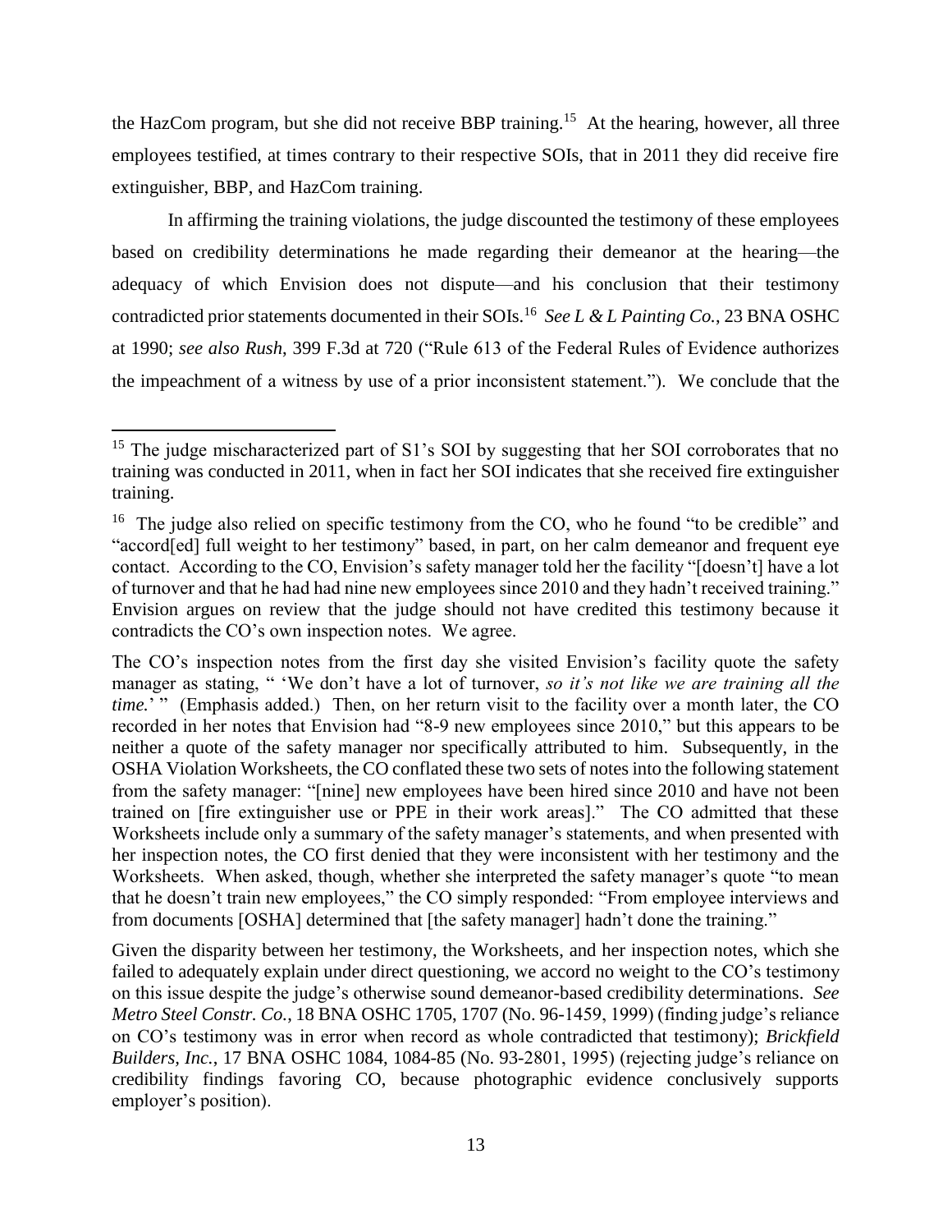the HazCom program, but she did not receive BBP training.[15] At the hearing, however, all three employees testified, at times contrary to their respective SOIs, that in 2011 they did receive fire extinguisher, BBP, and HazCom training.

In affirming the training violations, the judge discounted the testimony of these employees based on credibility determinations he made regarding their demeanor at the hearing—the adequacy of which Envision does not dispute—and his conclusion that their testimony contradicted prior statements documented in their SOIs.[16] *See L & L Painting Co.*, 23 BNA OSHC at 1990; *see also Rush*, 399 F.3d at 720 ("Rule 613 of the Federal Rules of Evidence authorizes the impeachment of a witness by use of a prior inconsistent statement."). We conclude that the

---

[15] The judge mischaracterized part of S1's SOI by suggesting that her SOI corroborates that no training was conducted in 2011, when in fact her SOI indicates that she received fire extinguisher training.

[16] The judge also relied on specific testimony from the CO, who he found "to be credible" and "accord[ed] full weight to her testimony" based, in part, on her calm demeanor and frequent eye contact. According to the CO, Envision's safety manager told her the facility "[doesn't] have a lot of turnover and that he had had nine new employees since 2010 and they hadn't received training." Envision argues on review that the judge should not have credited this testimony because it contradicts the CO's own inspection notes. We agree.

The CO's inspection notes from the first day she visited Envision's facility quote the safety manager as stating, " 'We don't have a lot of turnover, *so it's not like we are training all the time.*' " (Emphasis added.) Then, on her return visit to the facility over a month later, the CO recorded in her notes that Envision had "8-9 new employees since 2010," but this appears to be neither a quote of the safety manager nor specifically attributed to him. Subsequently, in the OSHA Violation Worksheets, the CO conflated these two sets of notes into the following statement from the safety manager: "[nine] new employees have been hired since 2010 and have not been trained on [fire extinguisher use or PPE in their work areas]." The CO admitted that these Worksheets include only a summary of the safety manager's statements, and when presented with her inspection notes, the CO first denied that they were inconsistent with her testimony and the Worksheets. When asked, though, whether she interpreted the safety manager's quote "to mean that he doesn't train new employees," the CO simply responded: "From employee interviews and from documents [OSHA] determined that [the safety manager] hadn't done the training."

Given the disparity between her testimony, the Worksheets, and her inspection notes, which she failed to adequately explain under direct questioning, we accord no weight to the CO's testimony on this issue despite the judge's otherwise sound demeanor-based credibility determinations. *See Metro Steel Constr. Co.*, 18 BNA OSHC 1705, 1707 (No. 96-1459, 1999) (finding judge's reliance on CO's testimony was in error when record as whole contradicted that testimony); *Brickfield Builders, Inc.*, 17 BNA OSHC 1084, 1084-85 (No. 93-2801, 1995) (rejecting judge's reliance on credibility findings favoring CO, because photographic evidence conclusively supports employer's position).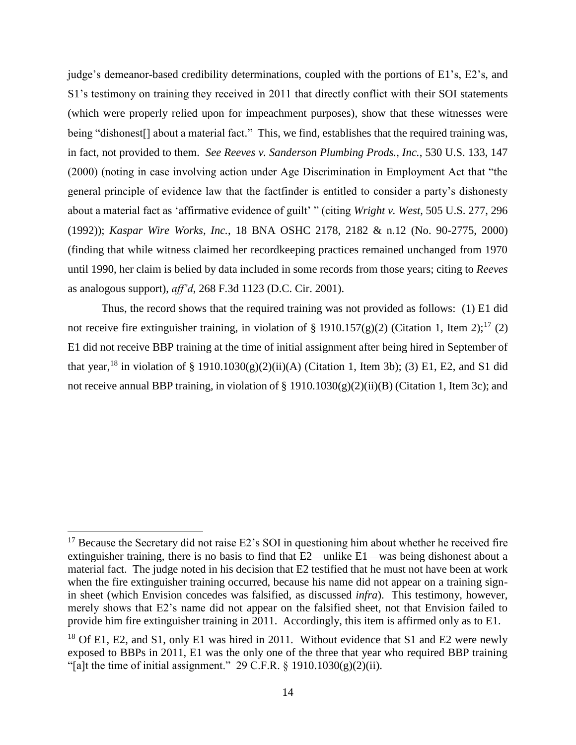judge's demeanor-based credibility determinations, coupled with the portions of E1's, E2's, and S1's testimony on training they received in 2011 that directly conflict with their SOI statements (which were properly relied upon for impeachment purposes), show that these witnesses were being "dishonest[] about a material fact." This, we find, establishes that the required training was, in fact, not provided to them. *See Reeves v. Sanderson Plumbing Prods., Inc.*, 530 U.S. 133, 147 (2000) (noting in case involving action under Age Discrimination in Employment Act that "the general principle of evidence law that the factfinder is entitled to consider a party's dishonesty about a material fact as 'affirmative evidence of guilt' " (citing *Wright v. West,* 505 U.S. 277, 296 (1992)); *Kaspar Wire Works, Inc.*, 18 BNA OSHC 2178, 2182 & n.12 (No. 90-2775, 2000) (finding that while witness claimed her recordkeeping practices remained unchanged from 1970 until 1990, her claim is belied by data included in some records from those years; citing to *Reeves* as analogous support), *aff'd*, 268 F.3d 1123 (D.C. Cir. 2001).

Thus, the record shows that the required training was not provided as follows: (1) E1 did not receive fire extinguisher training, in violation of § 1910.157(g)(2) (Citation 1, Item 2);[17] (2) E1 did not receive BBP training at the time of initial assignment after being hired in September of that year,[18] in violation of § 1910.1030(g)(2)(ii)(A) (Citation 1, Item 3b); (3) E1, E2, and S1 did not receive annual BBP training, in violation of § 1910.1030(g)(2)(ii)(B) (Citation 1, Item 3c); and

---

[17] Because the Secretary did not raise E2's SOI in questioning him about whether he received fire extinguisher training, there is no basis to find that E2—unlike E1—was being dishonest about a material fact. The judge noted in his decision that E2 testified that he must not have been at work when the fire extinguisher training occurred, because his name did not appear on a training sign-in sheet (which Envision concedes was falsified, as discussed *infra*). This testimony, however, merely shows that E2's name did not appear on the falsified sheet, not that Envision failed to provide him fire extinguisher training in 2011. Accordingly, this item is affirmed only as to E1.

[18] Of E1, E2, and S1, only E1 was hired in 2011. Without evidence that S1 and E2 were newly exposed to BBPs in 2011, E1 was the only one of the three that year who required BBP training "[a]t the time of initial assignment." 29 C.F.R. § 1910.1030(g)(2)(ii).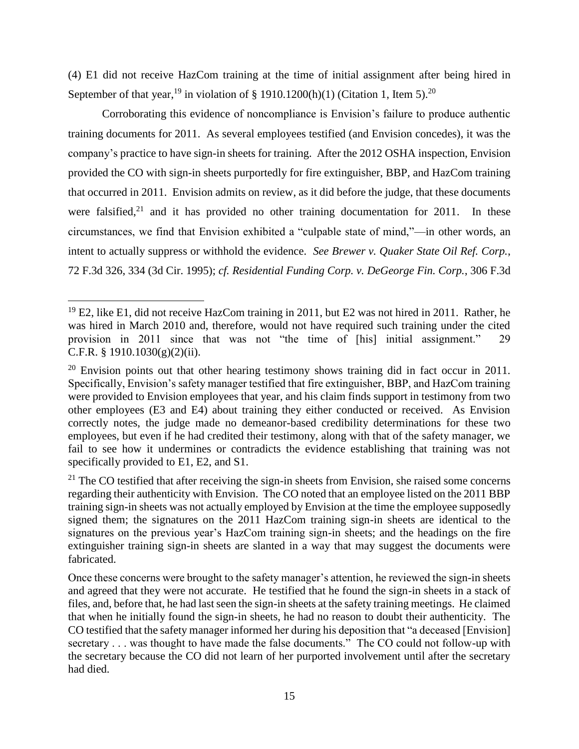(4) E1 did not receive HazCom training at the time of initial assignment after being hired in September of that year,[19] in violation of § 1910.1200(h)(1) (Citation 1, Item 5).[20]

Corroborating this evidence of noncompliance is Envision's failure to produce authentic training documents for 2011. As several employees testified (and Envision concedes), it was the company's practice to have sign-in sheets for training. After the 2012 OSHA inspection, Envision provided the CO with sign-in sheets purportedly for fire extinguisher, BBP, and HazCom training that occurred in 2011. Envision admits on review, as it did before the judge, that these documents were falsified,[21] and it has provided no other training documentation for 2011. In these circumstances, we find that Envision exhibited a "culpable state of mind,"—in other words, an intent to actually suppress or withhold the evidence. *See Brewer v. Quaker State Oil Ref. Corp.*, 72 F.3d 326, 334 (3d Cir. 1995); *cf. Residential Funding Corp. v. DeGeorge Fin. Corp.*, 306 F.3d

---

[19] E2, like E1, did not receive HazCom training in 2011, but E2 was not hired in 2011. Rather, he was hired in March 2010 and, therefore, would not have required such training under the cited provision in 2011 since that was not "the time of [his] initial assignment." 29 C.F.R. § 1910.1030(g)(2)(ii).

[20] Envision points out that other hearing testimony shows training did in fact occur in 2011. Specifically, Envision's safety manager testified that fire extinguisher, BBP, and HazCom training were provided to Envision employees that year, and his claim finds support in testimony from two other employees (E3 and E4) about training they either conducted or received. As Envision correctly notes, the judge made no demeanor-based credibility determinations for these two employees, but even if he had credited their testimony, along with that of the safety manager, we fail to see how it undermines or contradicts the evidence establishing that training was not specifically provided to E1, E2, and S1.

[21] The CO testified that after receiving the sign-in sheets from Envision, she raised some concerns regarding their authenticity with Envision. The CO noted that an employee listed on the 2011 BBP training sign-in sheets was not actually employed by Envision at the time the employee supposedly signed them; the signatures on the 2011 HazCom training sign-in sheets are identical to the signatures on the previous year's HazCom training sign-in sheets; and the headings on the fire extinguisher training sign-in sheets are slanted in a way that may suggest the documents were fabricated.

Once these concerns were brought to the safety manager's attention, he reviewed the sign-in sheets and agreed that they were not accurate. He testified that he found the sign-in sheets in a stack of files, and, before that, he had last seen the sign-in sheets at the safety training meetings. He claimed that when he initially found the sign-in sheets, he had no reason to doubt their authenticity. The CO testified that the safety manager informed her during his deposition that "a deceased [Envision] secretary . . . was thought to have made the false documents." The CO could not follow-up with the secretary because the CO did not learn of her purported involvement until after the secretary had died.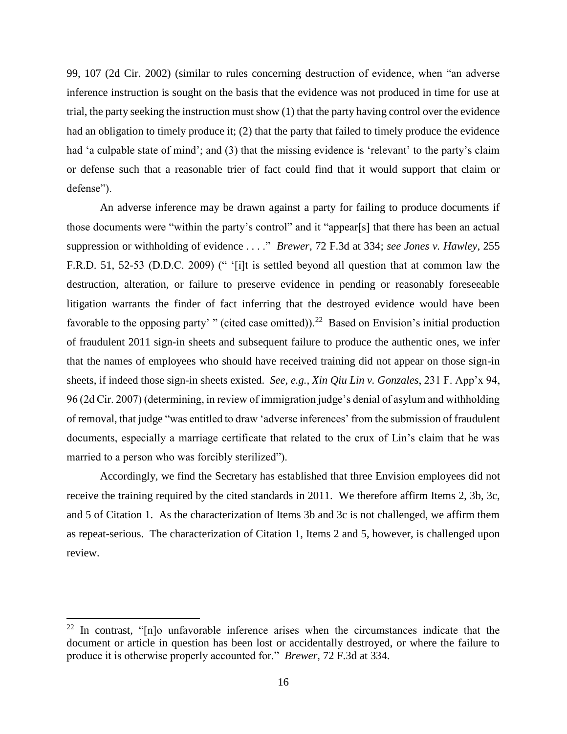99, 107 (2d Cir. 2002) (similar to rules concerning destruction of evidence, when "an adverse inference instruction is sought on the basis that the evidence was not produced in time for use at trial, the party seeking the instruction must show (1) that the party having control over the evidence had an obligation to timely produce it; (2) that the party that failed to timely produce the evidence had 'a culpable state of mind'; and (3) that the missing evidence is 'relevant' to the party's claim or defense such that a reasonable trier of fact could find that it would support that claim or defense").

An adverse inference may be drawn against a party for failing to produce documents if those documents were "within the party's control" and it "appear[s] that there has been an actual suppression or withholding of evidence . . . ." *Brewer*, 72 F.3d at 334; *see Jones v. Hawley*, 255 F.R.D. 51, 52-53 (D.D.C. 2009) (" '[i]t is settled beyond all question that at common law the destruction, alteration, or failure to preserve evidence in pending or reasonably foreseeable litigation warrants the finder of fact inferring that the destroyed evidence would have been favorable to the opposing party' " (cited case omitted)).[22] Based on Envision's initial production of fraudulent 2011 sign-in sheets and subsequent failure to produce the authentic ones, we infer that the names of employees who should have received training did not appear on those sign-in sheets, if indeed those sign-in sheets existed. *See, e.g.*, *Xin Qiu Lin v. Gonzales*, 231 F. App'x 94, 96 (2d Cir. 2007) (determining, in review of immigration judge's denial of asylum and withholding of removal, that judge "was entitled to draw 'adverse inferences' from the submission of fraudulent documents, especially a marriage certificate that related to the crux of Lin's claim that he was married to a person who was forcibly sterilized").

Accordingly, we find the Secretary has established that three Envision employees did not receive the training required by the cited standards in 2011. We therefore affirm Items 2, 3b, 3c, and 5 of Citation 1. As the characterization of Items 3b and 3c is not challenged, we affirm them as repeat-serious. The characterization of Citation 1, Items 2 and 5, however, is challenged upon review.

---

[22] In contrast, "[n]o unfavorable inference arises when the circumstances indicate that the document or article in question has been lost or accidentally destroyed, or where the failure to produce it is otherwise properly accounted for." *Brewer*, 72 F.3d at 334.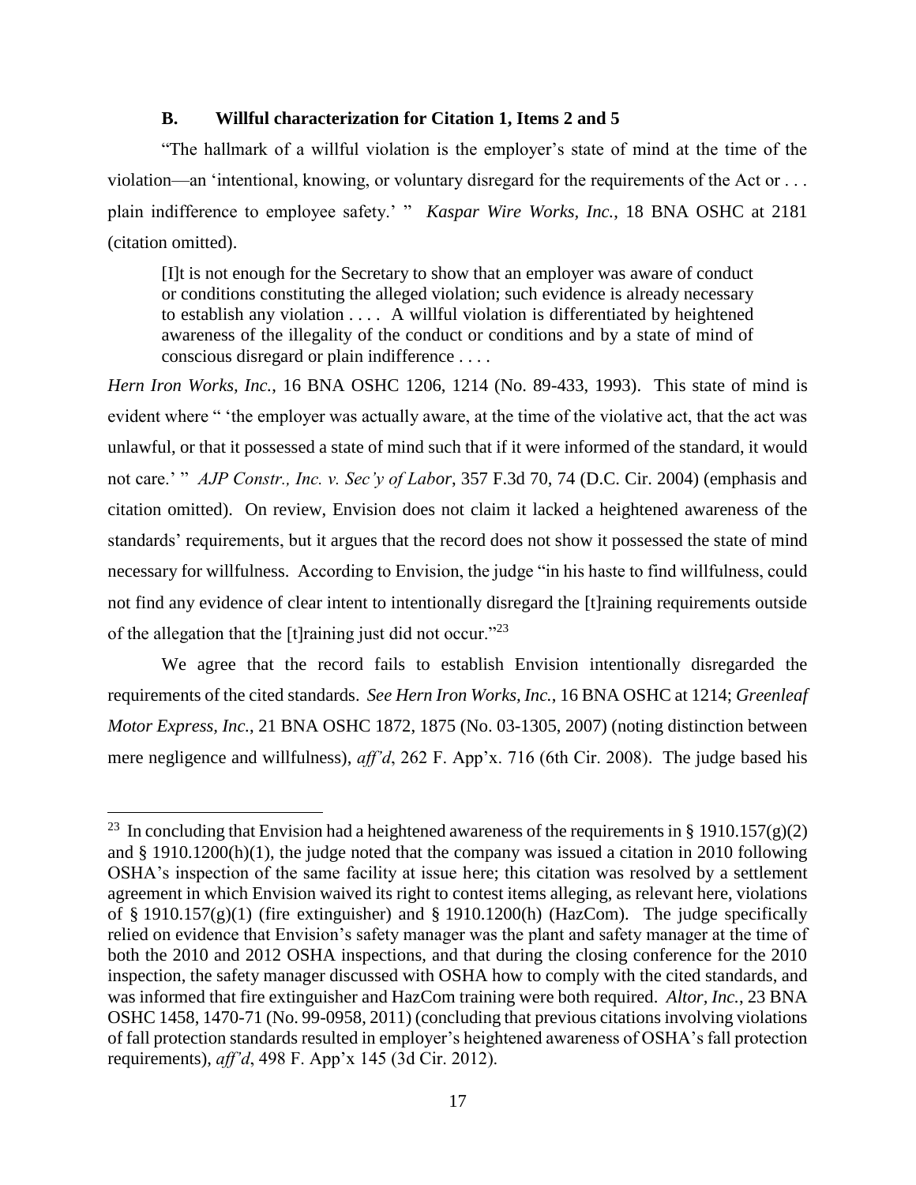### B. Willful characterization for Citation 1, Items 2 and 5

"The hallmark of a willful violation is the employer's state of mind at the time of the violation—an 'intentional, knowing, or voluntary disregard for the requirements of the Act or . . . plain indifference to employee safety.' " *Kaspar Wire Works, Inc.*, 18 BNA OSHC at 2181 (citation omitted).

> [I]t is not enough for the Secretary to show that an employer was aware of conduct or conditions constituting the alleged violation; such evidence is already necessary to establish any violation . . . . A willful violation is differentiated by heightened awareness of the illegality of the conduct or conditions and by a state of mind of conscious disregard or plain indifference . . . .

*Hern Iron Works, Inc.*, 16 BNA OSHC 1206, 1214 (No. 89-433, 1993). This state of mind is evident where " 'the employer was actually aware, at the time of the violative act, that the act was unlawful, or that it possessed a state of mind such that if it were informed of the standard, it would not care.' " *AJP Constr., Inc. v. Sec'y of Labor*, 357 F.3d 70, 74 (D.C. Cir. 2004) (emphasis and citation omitted). On review, Envision does not claim it lacked a heightened awareness of the standards' requirements, but it argues that the record does not show it possessed the state of mind necessary for willfulness. According to Envision, the judge "in his haste to find willfulness, could not find any evidence of clear intent to intentionally disregard the [t]raining requirements outside of the allegation that the [t]raining just did not occur."[23]

We agree that the record fails to establish Envision intentionally disregarded the requirements of the cited standards. *See Hern Iron Works, Inc.*, 16 BNA OSHC at 1214; *Greenleaf Motor Express, Inc.*, 21 BNA OSHC 1872, 1875 (No. 03-1305, 2007) (noting distinction between mere negligence and willfulness), *aff'd*, 262 F. App'x. 716 (6th Cir. 2008). The judge based his

---

[23] In concluding that Envision had a heightened awareness of the requirements in § 1910.157(g)(2) and § 1910.1200(h)(1), the judge noted that the company was issued a citation in 2010 following OSHA's inspection of the same facility at issue here; this citation was resolved by a settlement agreement in which Envision waived its right to contest items alleging, as relevant here, violations of § 1910.157(g)(1) (fire extinguisher) and § 1910.1200(h) (HazCom). The judge specifically relied on evidence that Envision's safety manager was the plant and safety manager at the time of both the 2010 and 2012 OSHA inspections, and that during the closing conference for the 2010 inspection, the safety manager discussed with OSHA how to comply with the cited standards, and was informed that fire extinguisher and HazCom training were both required. *Altor, Inc.*, 23 BNA OSHC 1458, 1470-71 (No. 99-0958, 2011) (concluding that previous citations involving violations of fall protection standards resulted in employer's heightened awareness of OSHA's fall protection requirements), *aff'd*, 498 F. App'x 145 (3d Cir. 2012).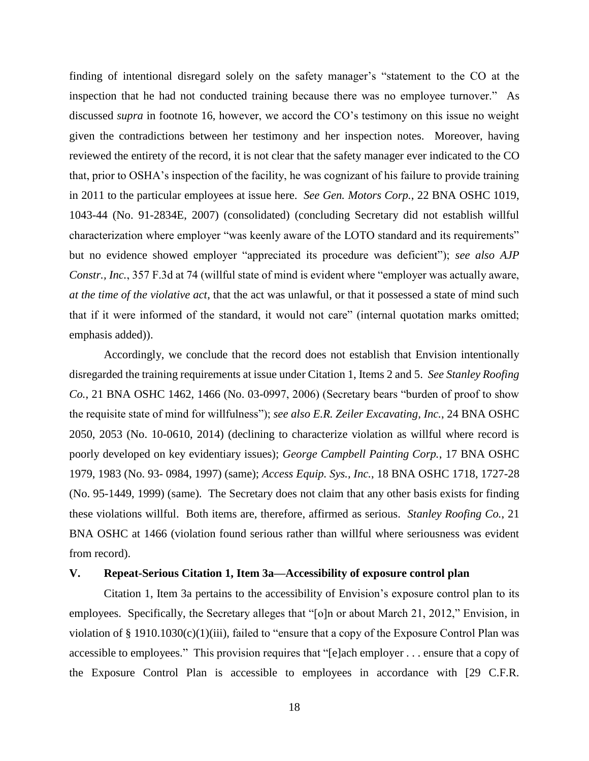finding of intentional disregard solely on the safety manager's "statement to the CO at the inspection that he had not conducted training because there was no employee turnover." As discussed *supra* in footnote 16, however, we accord the CO's testimony on this issue no weight given the contradictions between her testimony and her inspection notes. Moreover, having reviewed the entirety of the record, it is not clear that the safety manager ever indicated to the CO that, prior to OSHA's inspection of the facility, he was cognizant of his failure to provide training in 2011 to the particular employees at issue here. *See Gen. Motors Corp.*, 22 BNA OSHC 1019, 1043-44 (No. 91-2834E, 2007) (consolidated) (concluding Secretary did not establish willful characterization where employer "was keenly aware of the LOTO standard and its requirements" but no evidence showed employer "appreciated its procedure was deficient"); *see also AJP Constr., Inc.*, 357 F.3d at 74 (willful state of mind is evident where "employer was actually aware, *at the time of the violative act*, that the act was unlawful, or that it possessed a state of mind such that if it were informed of the standard, it would not care" (internal quotation marks omitted; emphasis added)).

Accordingly, we conclude that the record does not establish that Envision intentionally disregarded the training requirements at issue under Citation 1, Items 2 and 5. *See Stanley Roofing Co.*, 21 BNA OSHC 1462, 1466 (No. 03-0997, 2006) (Secretary bears "burden of proof to show the requisite state of mind for willfulness"); *see also E.R. Zeiler Excavating, Inc.*, 24 BNA OSHC 2050, 2053 (No. 10-0610, 2014) (declining to characterize violation as willful where record is poorly developed on key evidentiary issues); *George Campbell Painting Corp.*, 17 BNA OSHC 1979, 1983 (No. 93- 0984, 1997) (same); *Access Equip. Sys., Inc.*, 18 BNA OSHC 1718, 1727-28 (No. 95-1449, 1999) (same). The Secretary does not claim that any other basis exists for finding these violations willful. Both items are, therefore, affirmed as serious. *Stanley Roofing Co.*, 21 BNA OSHC at 1466 (violation found serious rather than willful where seriousness was evident from record).

## V. Repeat-Serious Citation 1, Item 3a—Accessibility of exposure control plan

Citation 1, Item 3a pertains to the accessibility of Envision's exposure control plan to its employees. Specifically, the Secretary alleges that "[o]n or about March 21, 2012," Envision, in violation of § 1910.1030(c)(1)(iii), failed to "ensure that a copy of the Exposure Control Plan was accessible to employees." This provision requires that "[e]ach employer . . . ensure that a copy of the Exposure Control Plan is accessible to employees in accordance with [29 C.F.R.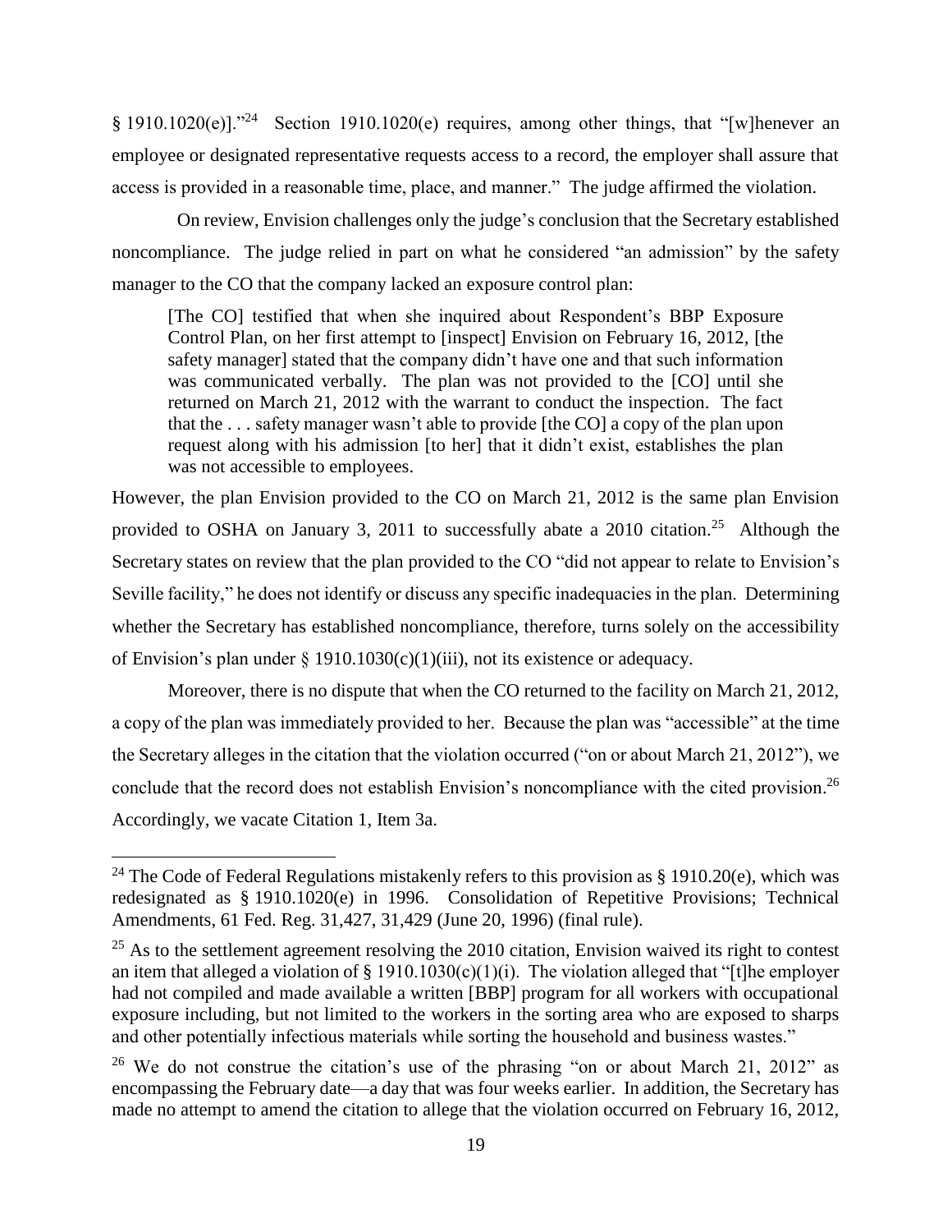§ 1910.1020(e)]."[24] Section 1910.1020(e) requires, among other things, that "[w]henever an employee or designated representative requests access to a record, the employer shall assure that access is provided in a reasonable time, place, and manner." The judge affirmed the violation.

On review, Envision challenges only the judge's conclusion that the Secretary established noncompliance. The judge relied in part on what he considered "an admission" by the safety manager to the CO that the company lacked an exposure control plan:

> [The CO] testified that when she inquired about Respondent's BBP Exposure Control Plan, on her first attempt to [inspect] Envision on February 16, 2012, [the safety manager] stated that the company didn't have one and that such information was communicated verbally. The plan was not provided to the [CO] until she returned on March 21, 2012 with the warrant to conduct the inspection. The fact that the . . . safety manager wasn't able to provide [the CO] a copy of the plan upon request along with his admission [to her] that it didn't exist, establishes the plan was not accessible to employees.

However, the plan Envision provided to the CO on March 21, 2012 is the same plan Envision provided to OSHA on January 3, 2011 to successfully abate a 2010 citation.[25] Although the Secretary states on review that the plan provided to the CO "did not appear to relate to Envision's Seville facility," he does not identify or discuss any specific inadequacies in the plan. Determining whether the Secretary has established noncompliance, therefore, turns solely on the accessibility of Envision's plan under § 1910.1030(c)(1)(iii), not its existence or adequacy.

Moreover, there is no dispute that when the CO returned to the facility on March 21, 2012, a copy of the plan was immediately provided to her. Because the plan was "accessible" at the time the Secretary alleges in the citation that the violation occurred ("on or about March 21, 2012"), we conclude that the record does not establish Envision's noncompliance with the cited provision.[26] Accordingly, we vacate Citation 1, Item 3a.

---

[24] The Code of Federal Regulations mistakenly refers to this provision as § 1910.20(e), which was redesignated as § 1910.1020(e) in 1996. Consolidation of Repetitive Provisions; Technical Amendments, 61 Fed. Reg. 31,427, 31,429 (June 20, 1996) (final rule).

[25] As to the settlement agreement resolving the 2010 citation, Envision waived its right to contest an item that alleged a violation of § 1910.1030(c)(1)(i). The violation alleged that "[t]he employer had not compiled and made available a written [BBP] program for all workers with occupational exposure including, but not limited to the workers in the sorting area who are exposed to sharps and other potentially infectious materials while sorting the household and business wastes."

[26] We do not construe the citation's use of the phrasing "on or about March 21, 2012" as encompassing the February date—a day that was four weeks earlier. In addition, the Secretary has made no attempt to amend the citation to allege that the violation occurred on February 16, 2012,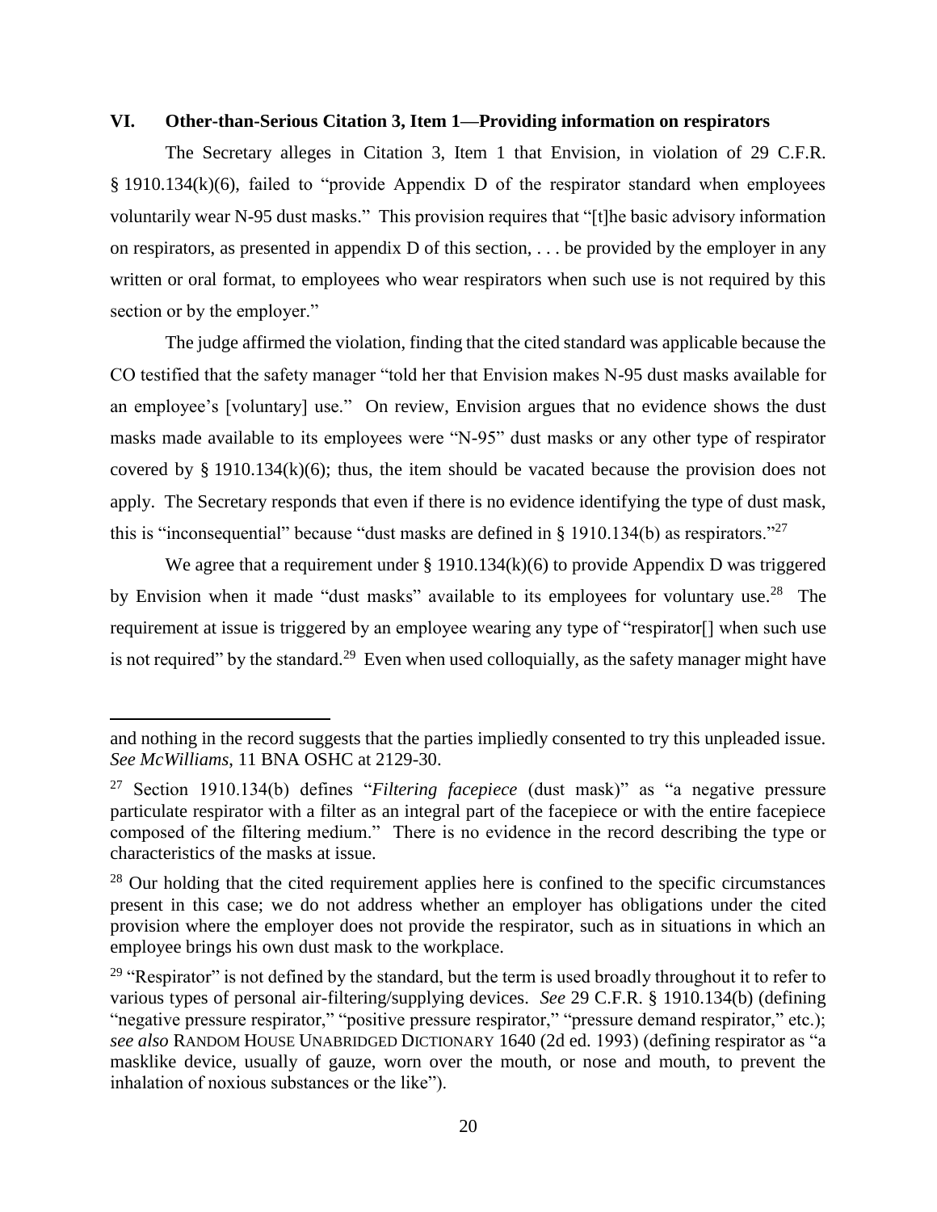## VI. Other-than-Serious Citation 3, Item 1—Providing information on respirators

The Secretary alleges in Citation 3, Item 1 that Envision, in violation of 29 C.F.R. § 1910.134(k)(6), failed to "provide Appendix D of the respirator standard when employees voluntarily wear N-95 dust masks." This provision requires that "[t]he basic advisory information on respirators, as presented in appendix D of this section, . . . be provided by the employer in any written or oral format, to employees who wear respirators when such use is not required by this section or by the employer."

The judge affirmed the violation, finding that the cited standard was applicable because the CO testified that the safety manager "told her that Envision makes N-95 dust masks available for an employee's [voluntary] use." On review, Envision argues that no evidence shows the dust masks made available to its employees were "N-95" dust masks or any other type of respirator covered by § 1910.134(k)(6); thus, the item should be vacated because the provision does not apply. The Secretary responds that even if there is no evidence identifying the type of dust mask, this is "inconsequential" because "dust masks are defined in § 1910.134(b) as respirators."[27]

We agree that a requirement under § 1910.134(k)(6) to provide Appendix D was triggered by Envision when it made "dust masks" available to its employees for voluntary use.[28] The requirement at issue is triggered by an employee wearing any type of "respirator[] when such use is not required" by the standard.[29] Even when used colloquially, as the safety manager might have

---

and nothing in the record suggests that the parties impliedly consented to try this unpleaded issue. *See McWilliams*, 11 BNA OSHC at 2129-30.

[27] Section 1910.134(b) defines "*Filtering facepiece* (dust mask)" as "a negative pressure particulate respirator with a filter as an integral part of the facepiece or with the entire facepiece composed of the filtering medium." There is no evidence in the record describing the type or characteristics of the masks at issue.

[28] Our holding that the cited requirement applies here is confined to the specific circumstances present in this case; we do not address whether an employer has obligations under the cited provision where the employer does not provide the respirator, such as in situations in which an employee brings his own dust mask to the workplace.

[29] "Respirator" is not defined by the standard, but the term is used broadly throughout it to refer to various types of personal air-filtering/supplying devices. *See* 29 C.F.R. § 1910.134(b) (defining "negative pressure respirator," "positive pressure respirator," "pressure demand respirator," etc.); *see also* RANDOM HOUSE UNABRIDGED DICTIONARY 1640 (2d ed. 1993) (defining respirator as "a masklike device, usually of gauze, worn over the mouth, or nose and mouth, to prevent the inhalation of noxious substances or the like").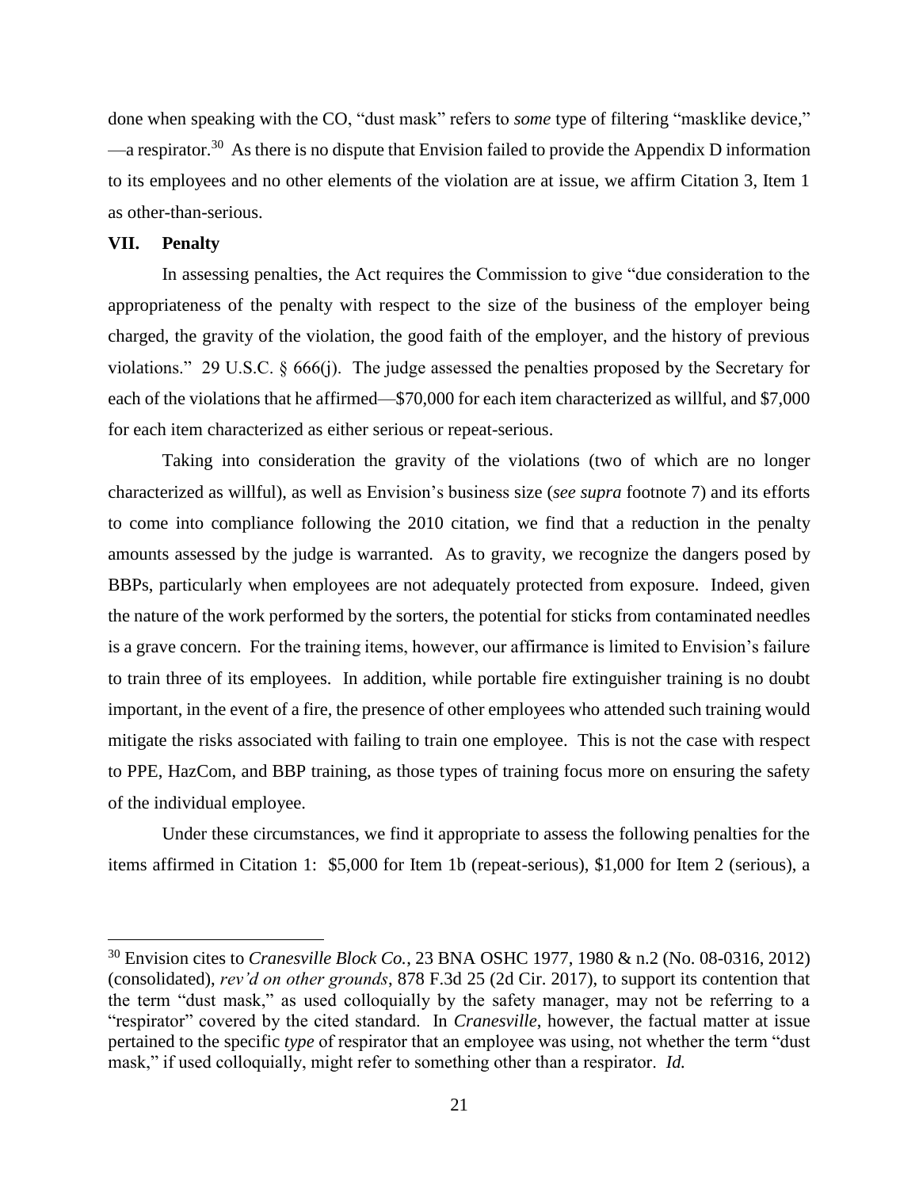done when speaking with the CO, "dust mask" refers to *some* type of filtering "masklike device," —a respirator.[30] As there is no dispute that Envision failed to provide the Appendix D information to its employees and no other elements of the violation are at issue, we affirm Citation 3, Item 1 as other-than-serious.

## VII. Penalty

In assessing penalties, the Act requires the Commission to give "due consideration to the appropriateness of the penalty with respect to the size of the business of the employer being charged, the gravity of the violation, the good faith of the employer, and the history of previous violations." 29 U.S.C. § 666(j). The judge assessed the penalties proposed by the Secretary for each of the violations that he affirmed—$70,000 for each item characterized as willful, and $7,000 for each item characterized as either serious or repeat-serious.

Taking into consideration the gravity of the violations (two of which are no longer characterized as willful), as well as Envision's business size (*see supra* footnote 7) and its efforts to come into compliance following the 2010 citation, we find that a reduction in the penalty amounts assessed by the judge is warranted. As to gravity, we recognize the dangers posed by BBPs, particularly when employees are not adequately protected from exposure. Indeed, given the nature of the work performed by the sorters, the potential for sticks from contaminated needles is a grave concern. For the training items, however, our affirmance is limited to Envision's failure to train three of its employees. In addition, while portable fire extinguisher training is no doubt important, in the event of a fire, the presence of other employees who attended such training would mitigate the risks associated with failing to train one employee. This is not the case with respect to PPE, HazCom, and BBP training, as those types of training focus more on ensuring the safety of the individual employee.

Under these circumstances, we find it appropriate to assess the following penalties for the items affirmed in Citation 1: $5,000 for Item 1b (repeat-serious), $1,000 for Item 2 (serious), a

---

[30] Envision cites to *Cranesville Block Co.*, 23 BNA OSHC 1977, 1980 & n.2 (No. 08-0316, 2012) (consolidated), *rev'd on other grounds*, 878 F.3d 25 (2d Cir. 2017), to support its contention that the term "dust mask," as used colloquially by the safety manager, may not be referring to a "respirator" covered by the cited standard. In *Cranesville*, however, the factual matter at issue pertained to the specific *type* of respirator that an employee was using, not whether the term "dust mask," if used colloquially, might refer to something other than a respirator. *Id.*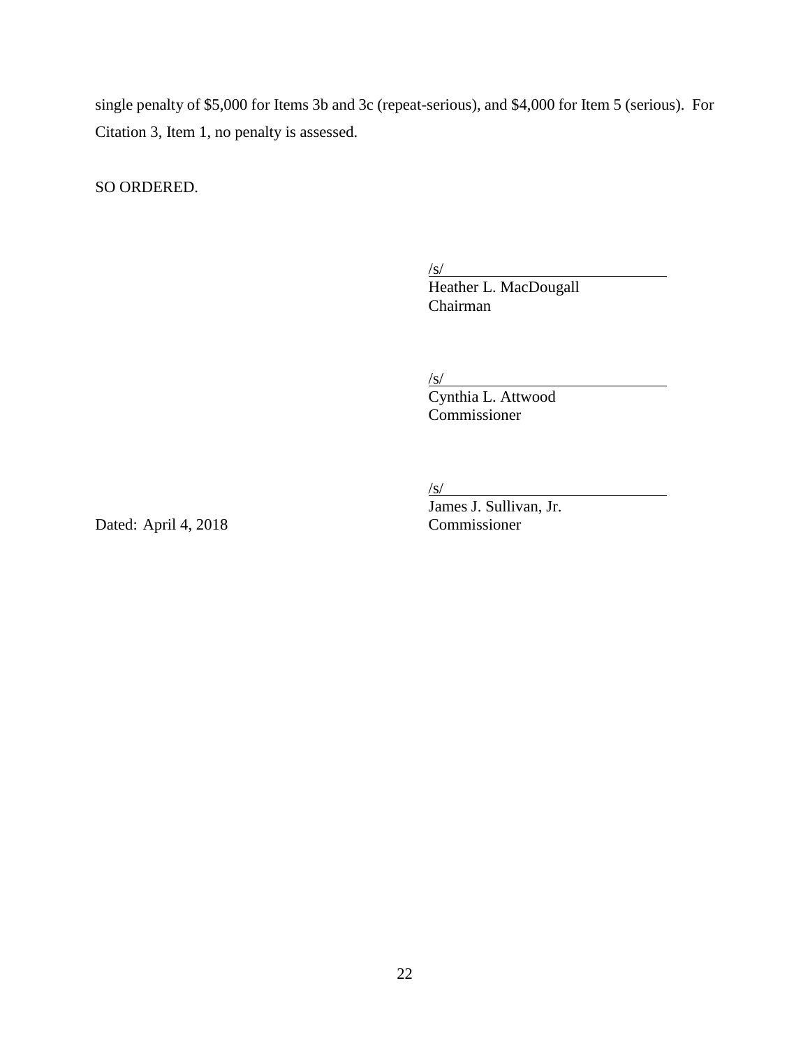single penalty of $5,000 for Items 3b and 3c (repeat-serious), and $4,000 for Item 5 (serious). For Citation 3, Item 1, no penalty is assessed.

SO ORDERED.

/s/
Heather L. MacDougall
Chairman

/s/
Cynthia L. Attwood
Commissioner

/s/
James J. Sullivan, Jr.
Commissioner

Dated: April 4, 2018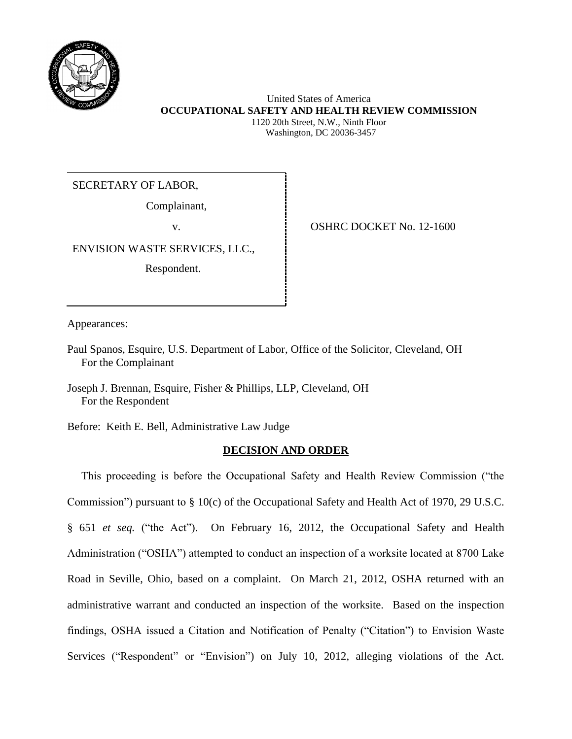United States of America
**OCCUPATIONAL SAFETY AND HEALTH REVIEW COMMISSION**
1120 20th Street, N.W., Ninth Floor
Washington, DC 20036-3457

SECRETARY OF LABOR,

Complainant,

v.

ENVISION WASTE SERVICES, LLC.,

Respondent.

OSHRC DOCKET No. 12-1600

Appearances:

Paul Spanos, Esquire, U.S. Department of Labor, Office of the Solicitor, Cleveland, OH
For the Complainant

Joseph J. Brennan, Esquire, Fisher & Phillips, LLP, Cleveland, OH
For the Respondent

Before: Keith E. Bell, Administrative Law Judge

## DECISION AND ORDER

This proceeding is before the Occupational Safety and Health Review Commission ("the Commission") pursuant to § 10(c) of the Occupational Safety and Health Act of 1970, 29 U.S.C. § 651 *et seq.* ("the Act"). On February 16, 2012, the Occupational Safety and Health Administration ("OSHA") attempted to conduct an inspection of a worksite located at 8700 Lake Road in Seville, Ohio, based on a complaint. On March 21, 2012, OSHA returned with an administrative warrant and conducted an inspection of the worksite. Based on the inspection findings, OSHA issued a Citation and Notification of Penalty ("Citation") to Envision Waste Services ("Respondent" or "Envision") on July 10, 2012, alleging violations of the Act.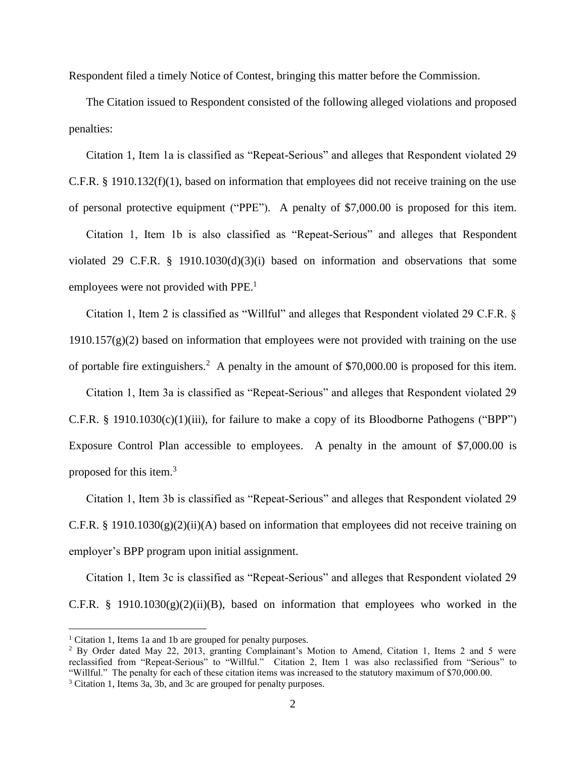Respondent filed a timely Notice of Contest, bringing this matter before the Commission.

The Citation issued to Respondent consisted of the following alleged violations and proposed penalties:

Citation 1, Item 1a is classified as "Repeat-Serious" and alleges that Respondent violated 29 C.F.R. § 1910.132(f)(1), based on information that employees did not receive training on the use of personal protective equipment ("PPE"). A penalty of $7,000.00 is proposed for this item.

Citation 1, Item 1b is also classified as "Repeat-Serious" and alleges that Respondent violated 29 C.F.R. § 1910.1030(d)(3)(i) based on information and observations that some employees were not provided with PPE.[1]

Citation 1, Item 2 is classified as "Willful" and alleges that Respondent violated 29 C.F.R. § 1910.157(g)(2) based on information that employees were not provided with training on the use of portable fire extinguishers.[2] A penalty in the amount of $70,000.00 is proposed for this item.

Citation 1, Item 3a is classified as "Repeat-Serious" and alleges that Respondent violated 29 C.F.R. § 1910.1030(c)(1)(iii), for failure to make a copy of its Bloodborne Pathogens ("BPP") Exposure Control Plan accessible to employees. A penalty in the amount of $7,000.00 is proposed for this item.[3]

Citation 1, Item 3b is classified as "Repeat-Serious" and alleges that Respondent violated 29 C.F.R. § 1910.1030(g)(2)(ii)(A) based on information that employees did not receive training on employer's BPP program upon initial assignment.

Citation 1, Item 3c is classified as "Repeat-Serious" and alleges that Respondent violated 29 C.F.R. § 1910.1030(g)(2)(ii)(B), based on information that employees who worked in the

---

[1] Citation 1, Items 1a and 1b are grouped for penalty purposes.

[2] By Order dated May 22, 2013, granting Complainant's Motion to Amend, Citation 1, Items 2 and 5 were reclassified from "Repeat-Serious" to "Willful." Citation 2, Item 1 was also reclassified from "Serious" to "Willful." The penalty for each of these citation items was increased to the statutory maximum of $70,000.00.

[3] Citation 1, Items 3a, 3b, and 3c are grouped for penalty purposes.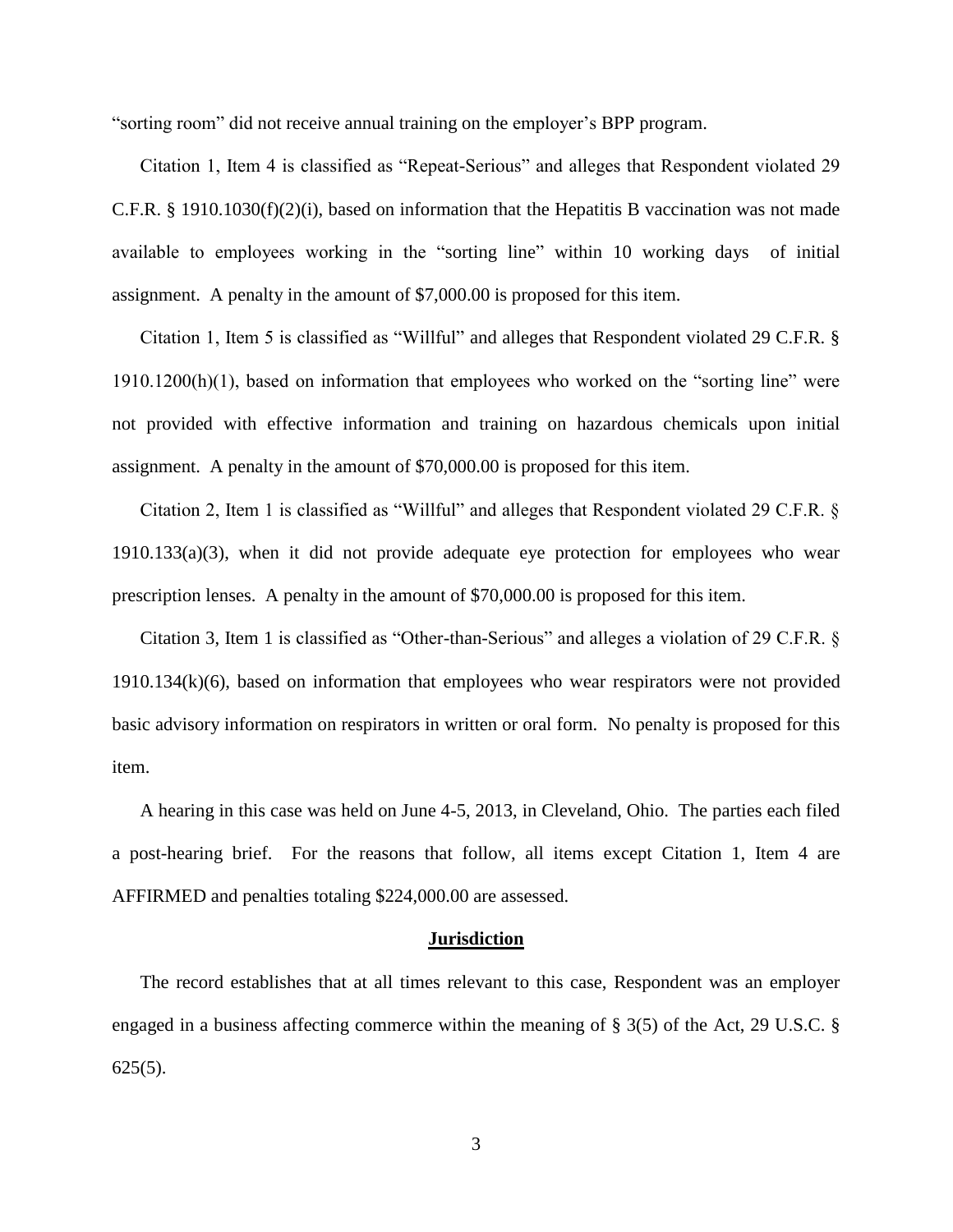"sorting room" did not receive annual training on the employer's BPP program.

Citation 1, Item 4 is classified as "Repeat-Serious" and alleges that Respondent violated 29 C.F.R. § 1910.1030(f)(2)(i), based on information that the Hepatitis B vaccination was not made available to employees working in the "sorting line" within 10 working days of initial assignment. A penalty in the amount of $7,000.00 is proposed for this item.

Citation 1, Item 5 is classified as "Willful" and alleges that Respondent violated 29 C.F.R. § 1910.1200(h)(1), based on information that employees who worked on the "sorting line" were not provided with effective information and training on hazardous chemicals upon initial assignment. A penalty in the amount of $70,000.00 is proposed for this item.

Citation 2, Item 1 is classified as "Willful" and alleges that Respondent violated 29 C.F.R. § 1910.133(a)(3), when it did not provide adequate eye protection for employees who wear prescription lenses. A penalty in the amount of $70,000.00 is proposed for this item.

Citation 3, Item 1 is classified as "Other-than-Serious" and alleges a violation of 29 C.F.R. § 1910.134(k)(6), based on information that employees who wear respirators were not provided basic advisory information on respirators in written or oral form. No penalty is proposed for this item.

A hearing in this case was held on June 4-5, 2013, in Cleveland, Ohio. The parties each filed a post-hearing brief. For the reasons that follow, all items except Citation 1, Item 4 are AFFIRMED and penalties totaling $224,000.00 are assessed.

## Jurisdiction

The record establishes that at all times relevant to this case, Respondent was an employer engaged in a business affecting commerce within the meaning of § 3(5) of the Act, 29 U.S.C. § 625(5).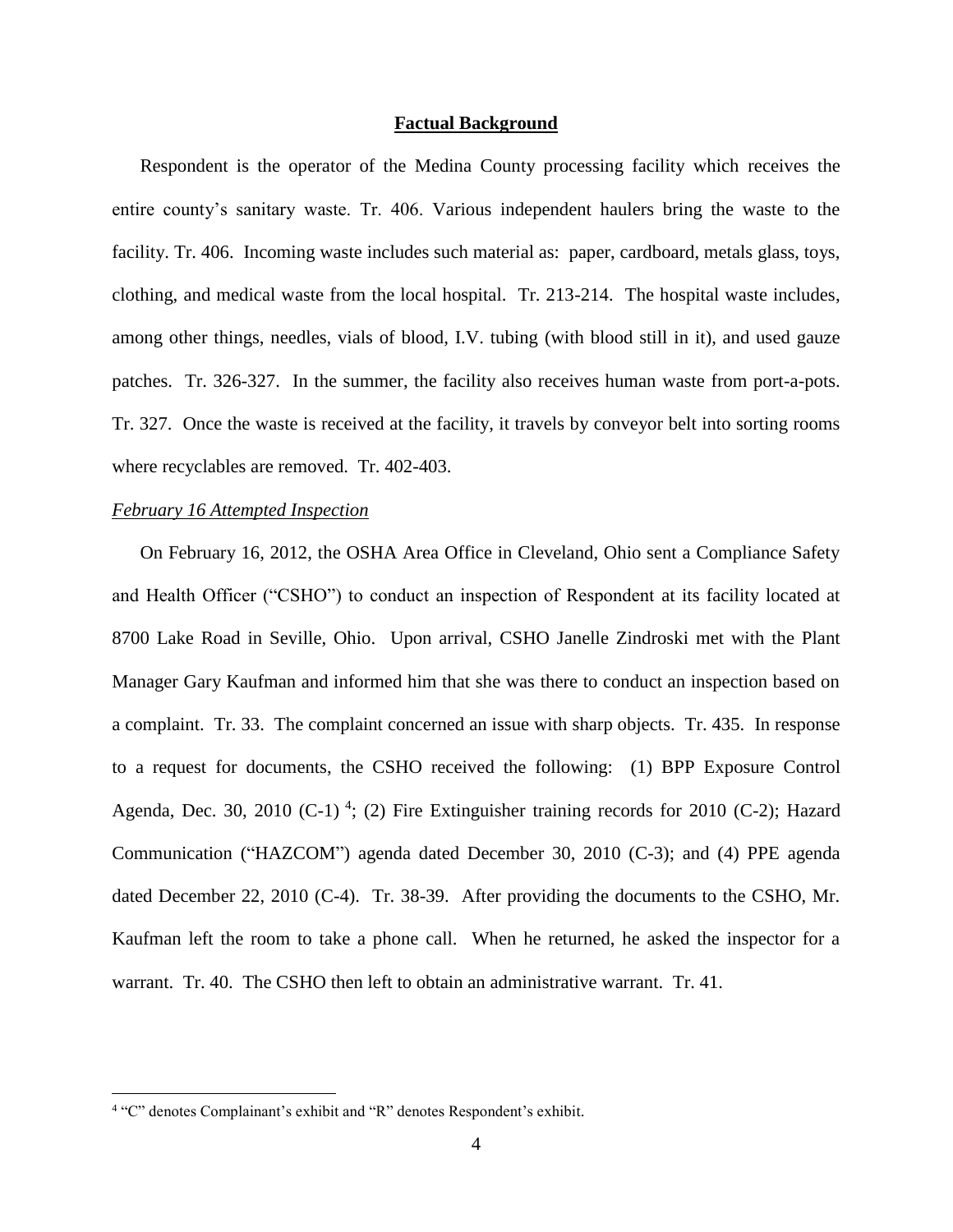## Factual Background

Respondent is the operator of the Medina County processing facility which receives the entire county's sanitary waste. Tr. 406. Various independent haulers bring the waste to the facility. Tr. 406. Incoming waste includes such material as: paper, cardboard, metals glass, toys, clothing, and medical waste from the local hospital. Tr. 213-214. The hospital waste includes, among other things, needles, vials of blood, I.V. tubing (with blood still in it), and used gauze patches. Tr. 326-327. In the summer, the facility also receives human waste from port-a-pots. Tr. 327. Once the waste is received at the facility, it travels by conveyor belt into sorting rooms where recyclables are removed. Tr. 402-403.

*February 16 Attempted Inspection*

On February 16, 2012, the OSHA Area Office in Cleveland, Ohio sent a Compliance Safety and Health Officer ("CSHO") to conduct an inspection of Respondent at its facility located at 8700 Lake Road in Seville, Ohio. Upon arrival, CSHO Janelle Zindroski met with the Plant Manager Gary Kaufman and informed him that she was there to conduct an inspection based on a complaint. Tr. 33. The complaint concerned an issue with sharp objects. Tr. 435. In response to a request for documents, the CSHO received the following: (1) BPP Exposure Control Agenda, Dec. 30, 2010 (C-1) [4]; (2) Fire Extinguisher training records for 2010 (C-2); Hazard Communication ("HAZCOM") agenda dated December 30, 2010 (C-3); and (4) PPE agenda dated December 22, 2010 (C-4). Tr. 38-39. After providing the documents to the CSHO, Mr. Kaufman left the room to take a phone call. When he returned, he asked the inspector for a warrant. Tr. 40. The CSHO then left to obtain an administrative warrant. Tr. 41.

[4] "C" denotes Complainant's exhibit and "R" denotes Respondent's exhibit.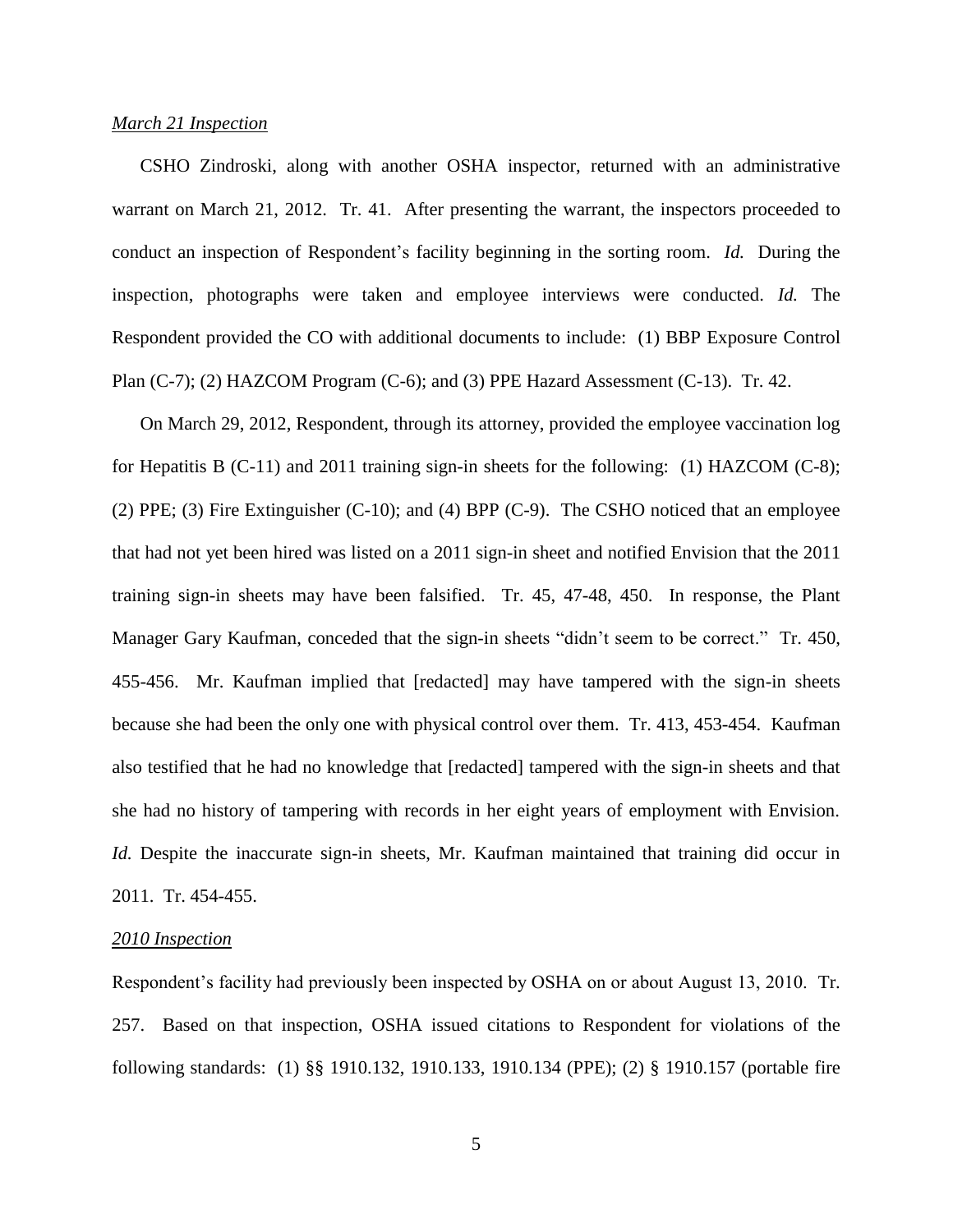*March 21 Inspection*

CSHO Zindroski, along with another OSHA inspector, returned with an administrative warrant on March 21, 2012. Tr. 41. After presenting the warrant, the inspectors proceeded to conduct an inspection of Respondent's facility beginning in the sorting room. *Id.* During the inspection, photographs were taken and employee interviews were conducted. *Id.* The Respondent provided the CO with additional documents to include: (1) BBP Exposure Control Plan (C-7); (2) HAZCOM Program (C-6); and (3) PPE Hazard Assessment (C-13). Tr. 42.

On March 29, 2012, Respondent, through its attorney, provided the employee vaccination log for Hepatitis B (C-11) and 2011 training sign-in sheets for the following: (1) HAZCOM (C-8); (2) PPE; (3) Fire Extinguisher (C-10); and (4) BPP (C-9). The CSHO noticed that an employee that had not yet been hired was listed on a 2011 sign-in sheet and notified Envision that the 2011 training sign-in sheets may have been falsified. Tr. 45, 47-48, 450. In response, the Plant Manager Gary Kaufman, conceded that the sign-in sheets "didn't seem to be correct." Tr. 450, 455-456. Mr. Kaufman implied that [redacted] may have tampered with the sign-in sheets because she had been the only one with physical control over them. Tr. 413, 453-454. Kaufman also testified that he had no knowledge that [redacted] tampered with the sign-in sheets and that she had no history of tampering with records in her eight years of employment with Envision. *Id.* Despite the inaccurate sign-in sheets, Mr. Kaufman maintained that training did occur in 2011. Tr. 454-455.

*2010 Inspection*

Respondent's facility had previously been inspected by OSHA on or about August 13, 2010. Tr. 257. Based on that inspection, OSHA issued citations to Respondent for violations of the following standards: (1) §§ 1910.132, 1910.133, 1910.134 (PPE); (2) § 1910.157 (portable fire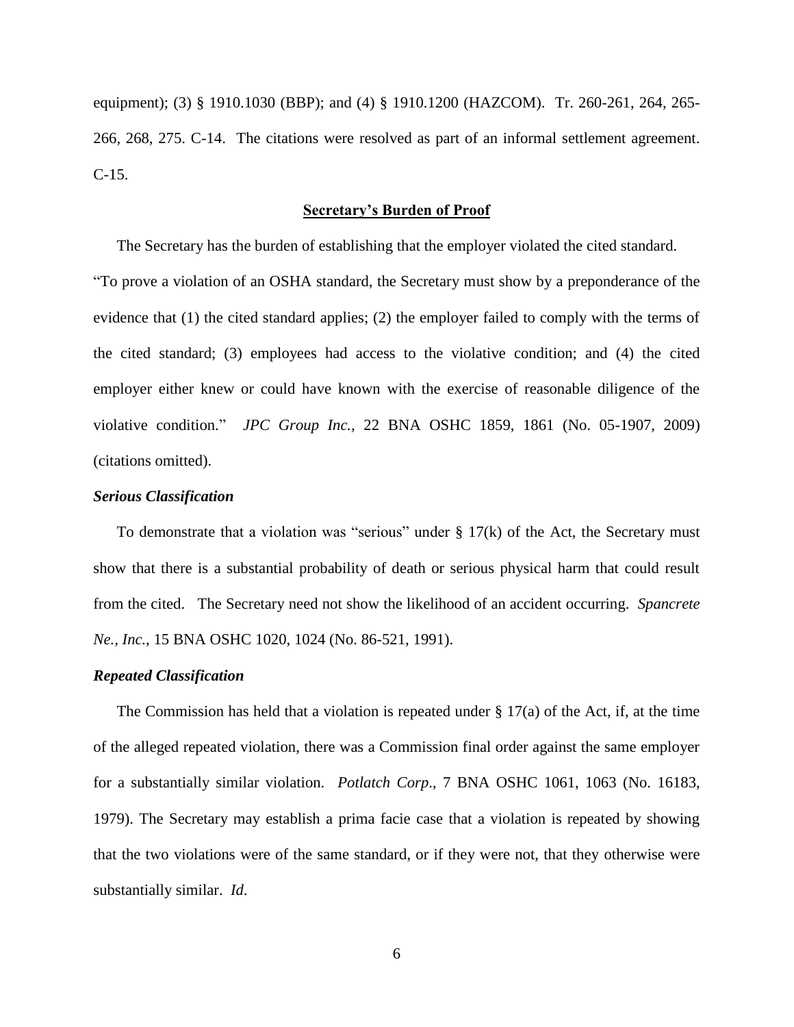equipment); (3) § 1910.1030 (BBP); and (4) § 1910.1200 (HAZCOM). Tr. 260-261, 264, 265-266, 268, 275. C-14. The citations were resolved as part of an informal settlement agreement. C-15.

## **Secretary's Burden of Proof**

The Secretary has the burden of establishing that the employer violated the cited standard. "To prove a violation of an OSHA standard, the Secretary must show by a preponderance of the evidence that (1) the cited standard applies; (2) the employer failed to comply with the terms of the cited standard; (3) employees had access to the violative condition; and (4) the cited employer either knew or could have known with the exercise of reasonable diligence of the violative condition." *JPC Group Inc.*, 22 BNA OSHC 1859, 1861 (No. 05-1907, 2009) (citations omitted).

### *Serious Classification*

To demonstrate that a violation was "serious" under § 17(k) of the Act, the Secretary must show that there is a substantial probability of death or serious physical harm that could result from the cited. The Secretary need not show the likelihood of an accident occurring. *Spancrete Ne., Inc.*, 15 BNA OSHC 1020, 1024 (No. 86-521, 1991).

### *Repeated Classification*

The Commission has held that a violation is repeated under § 17(a) of the Act, if, at the time of the alleged repeated violation, there was a Commission final order against the same employer for a substantially similar violation. *Potlatch Corp*., 7 BNA OSHC 1061, 1063 (No. 16183, 1979). The Secretary may establish a prima facie case that a violation is repeated by showing that the two violations were of the same standard, or if they were not, that they otherwise were substantially similar. *Id*.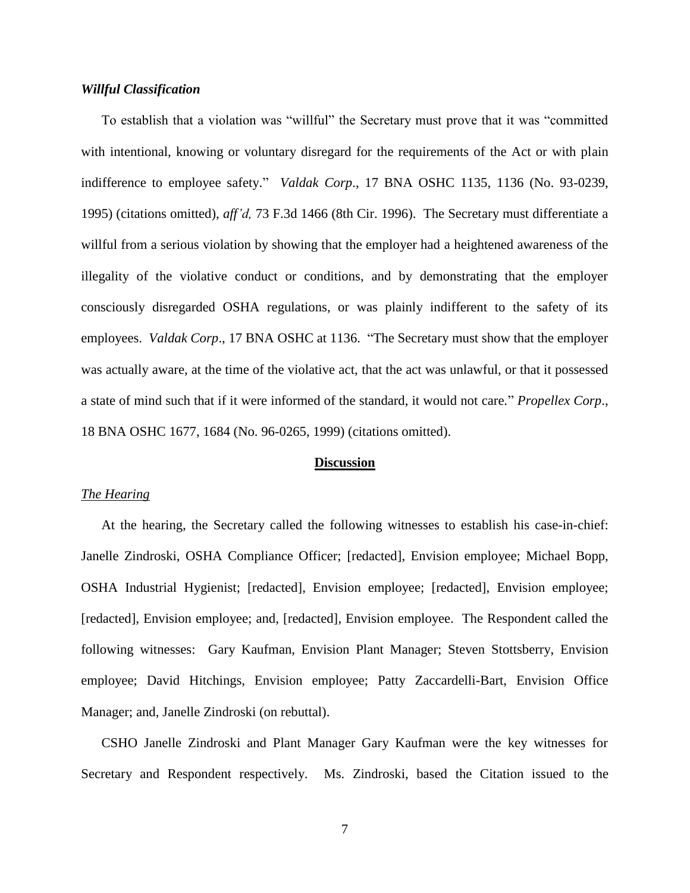***Willful Classification***

To establish that a violation was "willful" the Secretary must prove that it was "committed with intentional, knowing or voluntary disregard for the requirements of the Act or with plain indifference to employee safety." *Valdak Corp*., 17 BNA OSHC 1135, 1136 (No. 93-0239, 1995) (citations omitted), *aff'd,* 73 F.3d 1466 (8th Cir. 1996). The Secretary must differentiate a willful from a serious violation by showing that the employer had a heightened awareness of the illegality of the violative conduct or conditions, and by demonstrating that the employer consciously disregarded OSHA regulations, or was plainly indifferent to the safety of its employees. *Valdak Corp*., 17 BNA OSHC at 1136. "The Secretary must show that the employer was actually aware, at the time of the violative act, that the act was unlawful, or that it possessed a state of mind such that if it were informed of the standard, it would not care." *Propellex Corp*., 18 BNA OSHC 1677, 1684 (No. 96-0265, 1999) (citations omitted).

**Discussion**

*The Hearing*

At the hearing, the Secretary called the following witnesses to establish his case-in-chief: Janelle Zindroski, OSHA Compliance Officer; [redacted], Envision employee; Michael Bopp, OSHA Industrial Hygienist; [redacted], Envision employee; [redacted], Envision employee; [redacted], Envision employee; and, [redacted], Envision employee. The Respondent called the following witnesses: Gary Kaufman, Envision Plant Manager; Steven Stottsberry, Envision employee; David Hitchings, Envision employee; Patty Zaccardelli-Bart, Envision Office Manager; and, Janelle Zindroski (on rebuttal).

CSHO Janelle Zindroski and Plant Manager Gary Kaufman were the key witnesses for Secretary and Respondent respectively. Ms. Zindroski, based the Citation issued to the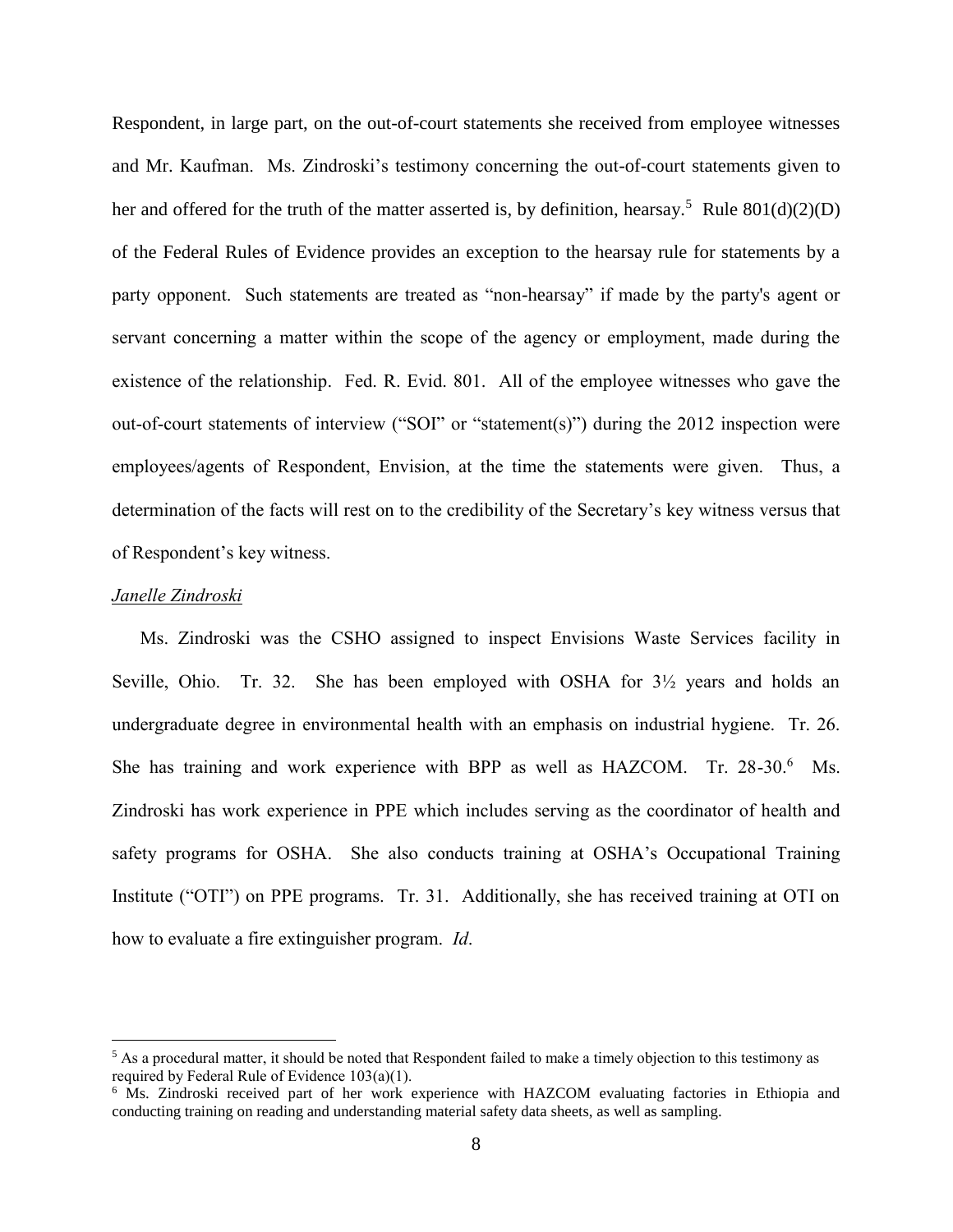Respondent, in large part, on the out-of-court statements she received from employee witnesses and Mr. Kaufman. Ms. Zindroski's testimony concerning the out-of-court statements given to her and offered for the truth of the matter asserted is, by definition, hearsay.[5] Rule 801(d)(2)(D) of the Federal Rules of Evidence provides an exception to the hearsay rule for statements by a party opponent. Such statements are treated as "non-hearsay" if made by the party's agent or servant concerning a matter within the scope of the agency or employment, made during the existence of the relationship. Fed. R. Evid. 801. All of the employee witnesses who gave the out-of-court statements of interview ("SOI" or "statement(s)") during the 2012 inspection were employees/agents of Respondent, Envision, at the time the statements were given. Thus, a determination of the facts will rest on to the credibility of the Secretary's key witness versus that of Respondent's key witness.

*Janelle Zindroski*

Ms. Zindroski was the CSHO assigned to inspect Envisions Waste Services facility in Seville, Ohio. Tr. 32. She has been employed with OSHA for 3½ years and holds an undergraduate degree in environmental health with an emphasis on industrial hygiene. Tr. 26. She has training and work experience with BPP as well as HAZCOM. Tr. 28-30.[6] Ms. Zindroski has work experience in PPE which includes serving as the coordinator of health and safety programs for OSHA. She also conducts training at OSHA's Occupational Training Institute ("OTI") on PPE programs. Tr. 31. Additionally, she has received training at OTI on how to evaluate a fire extinguisher program. *Id*.

---

[5] As a procedural matter, it should be noted that Respondent failed to make a timely objection to this testimony as required by Federal Rule of Evidence 103(a)(1).

[6] Ms. Zindroski received part of her work experience with HAZCOM evaluating factories in Ethiopia and conducting training on reading and understanding material safety data sheets, as well as sampling.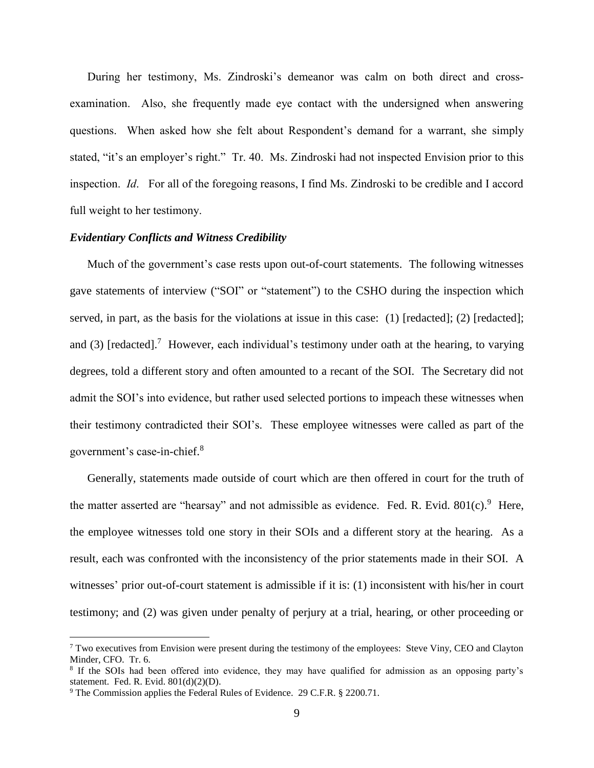During her testimony, Ms. Zindroski's demeanor was calm on both direct and cross-examination. Also, she frequently made eye contact with the undersigned when answering questions. When asked how she felt about Respondent's demand for a warrant, she simply stated, "it's an employer's right." Tr. 40. Ms. Zindroski had not inspected Envision prior to this inspection. *Id*. For all of the foregoing reasons, I find Ms. Zindroski to be credible and I accord full weight to her testimony.

***Evidentiary Conflicts and Witness Credibility***

Much of the government's case rests upon out-of-court statements. The following witnesses gave statements of interview ("SOI" or "statement") to the CSHO during the inspection which served, in part, as the basis for the violations at issue in this case: (1) [redacted]; (2) [redacted]; and (3) [redacted].[7] However, each individual's testimony under oath at the hearing, to varying degrees, told a different story and often amounted to a recant of the SOI. The Secretary did not admit the SOI's into evidence, but rather used selected portions to impeach these witnesses when their testimony contradicted their SOI's. These employee witnesses were called as part of the government's case-in-chief.[8]

Generally, statements made outside of court which are then offered in court for the truth of the matter asserted are "hearsay" and not admissible as evidence. Fed. R. Evid. 801(c).[9] Here, the employee witnesses told one story in their SOIs and a different story at the hearing. As a result, each was confronted with the inconsistency of the prior statements made in their SOI. A witnesses' prior out-of-court statement is admissible if it is: (1) inconsistent with his/her in court testimony; and (2) was given under penalty of perjury at a trial, hearing, or other proceeding or

[7] Two executives from Envision were present during the testimony of the employees: Steve Viny, CEO and Clayton Minder, CFO. Tr. 6.

[8] If the SOIs had been offered into evidence, they may have qualified for admission as an opposing party's statement. Fed. R. Evid. 801(d)(2)(D).

[9] The Commission applies the Federal Rules of Evidence. 29 C.F.R. § 2200.71.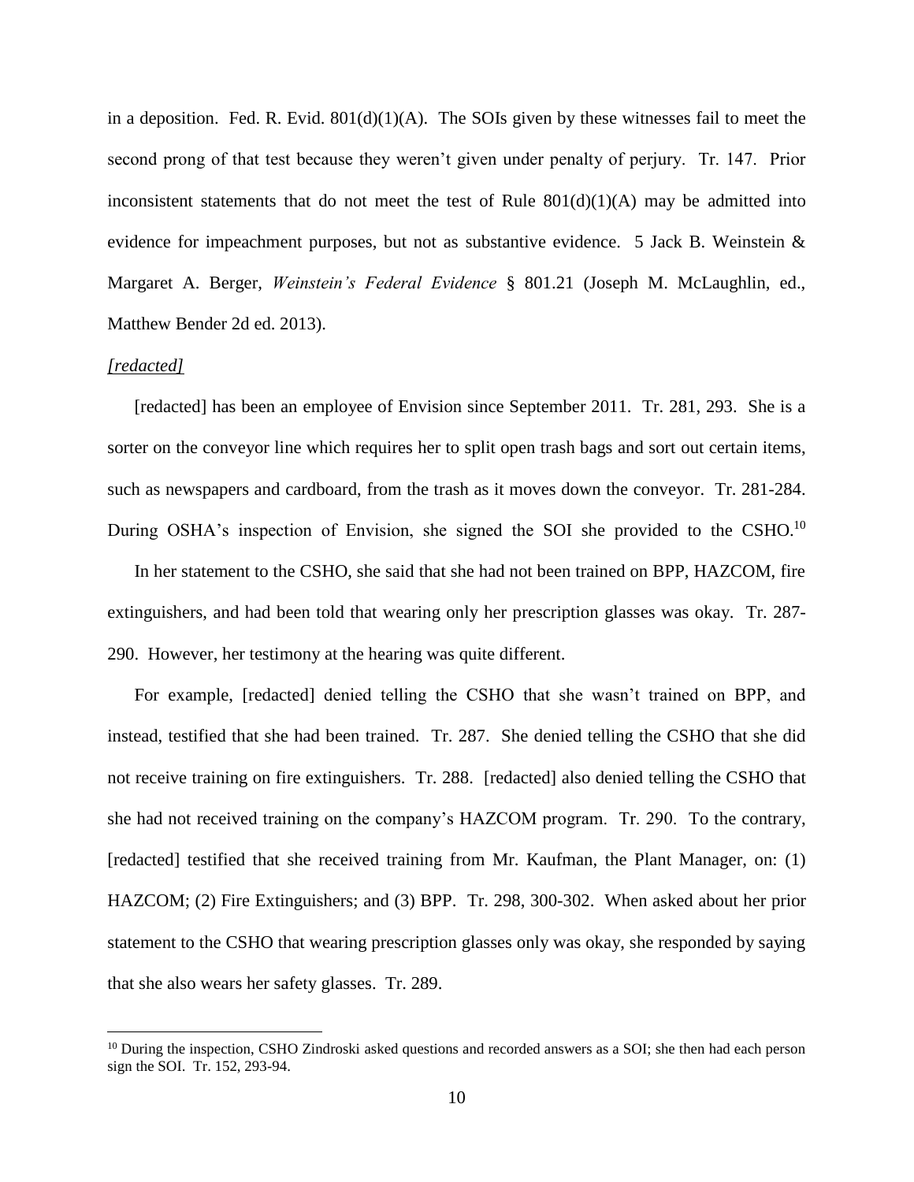in a deposition. Fed. R. Evid. 801(d)(1)(A). The SOIs given by these witnesses fail to meet the second prong of that test because they weren't given under penalty of perjury. Tr. 147. Prior inconsistent statements that do not meet the test of Rule 801(d)(1)(A) may be admitted into evidence for impeachment purposes, but not as substantive evidence. 5 Jack B. Weinstein & Margaret A. Berger, *Weinstein's Federal Evidence* § 801.21 (Joseph M. McLaughlin, ed., Matthew Bender 2d ed. 2013).

*[redacted]*

[redacted] has been an employee of Envision since September 2011. Tr. 281, 293. She is a sorter on the conveyor line which requires her to split open trash bags and sort out certain items, such as newspapers and cardboard, from the trash as it moves down the conveyor. Tr. 281-284. During OSHA's inspection of Envision, she signed the SOI she provided to the CSHO.[10]

In her statement to the CSHO, she said that she had not been trained on BPP, HAZCOM, fire extinguishers, and had been told that wearing only her prescription glasses was okay. Tr. 287-290. However, her testimony at the hearing was quite different.

For example, [redacted] denied telling the CSHO that she wasn't trained on BPP, and instead, testified that she had been trained. Tr. 287. She denied telling the CSHO that she did not receive training on fire extinguishers. Tr. 288. [redacted] also denied telling the CSHO that she had not received training on the company's HAZCOM program. Tr. 290. To the contrary, [redacted] testified that she received training from Mr. Kaufman, the Plant Manager, on: (1) HAZCOM; (2) Fire Extinguishers; and (3) BPP. Tr. 298, 300-302. When asked about her prior statement to the CSHO that wearing prescription glasses only was okay, she responded by saying that she also wears her safety glasses. Tr. 289.

[10] During the inspection, CSHO Zindroski asked questions and recorded answers as a SOI; she then had each person sign the SOI. Tr. 152, 293-94.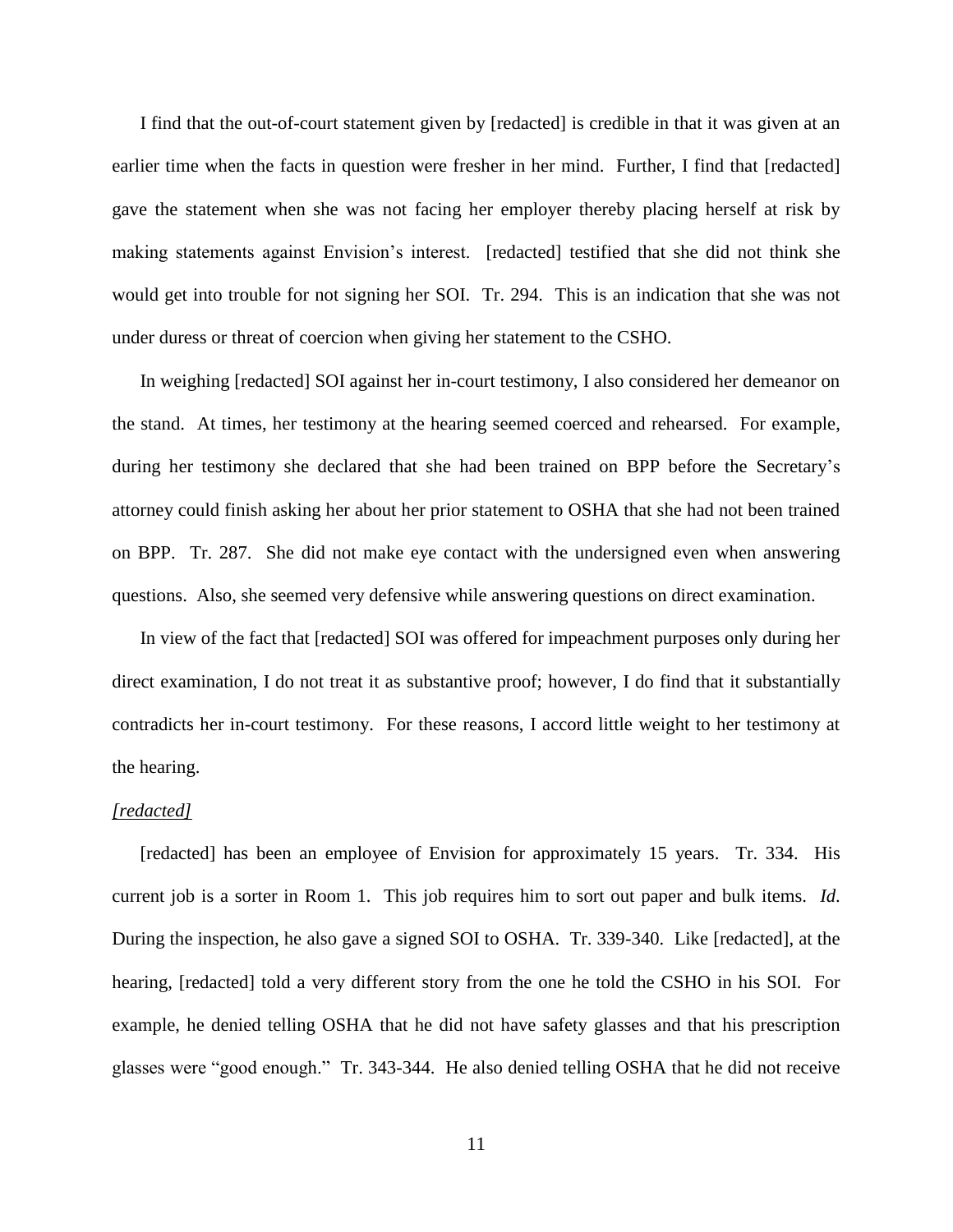I find that the out-of-court statement given by [redacted] is credible in that it was given at an earlier time when the facts in question were fresher in her mind. Further, I find that [redacted] gave the statement when she was not facing her employer thereby placing herself at risk by making statements against Envision's interest. [redacted] testified that she did not think she would get into trouble for not signing her SOI. Tr. 294. This is an indication that she was not under duress or threat of coercion when giving her statement to the CSHO.

In weighing [redacted] SOI against her in-court testimony, I also considered her demeanor on the stand. At times, her testimony at the hearing seemed coerced and rehearsed. For example, during her testimony she declared that she had been trained on BPP before the Secretary's attorney could finish asking her about her prior statement to OSHA that she had not been trained on BPP. Tr. 287. She did not make eye contact with the undersigned even when answering questions. Also, she seemed very defensive while answering questions on direct examination.

In view of the fact that [redacted] SOI was offered for impeachment purposes only during her direct examination, I do not treat it as substantive proof; however, I do find that it substantially contradicts her in-court testimony. For these reasons, I accord little weight to her testimony at the hearing.

*[redacted]*

[redacted] has been an employee of Envision for approximately 15 years. Tr. 334. His current job is a sorter in Room 1. This job requires him to sort out paper and bulk items. *Id*. During the inspection, he also gave a signed SOI to OSHA. Tr. 339-340. Like [redacted], at the hearing, [redacted] told a very different story from the one he told the CSHO in his SOI. For example, he denied telling OSHA that he did not have safety glasses and that his prescription glasses were "good enough." Tr. 343-344. He also denied telling OSHA that he did not receive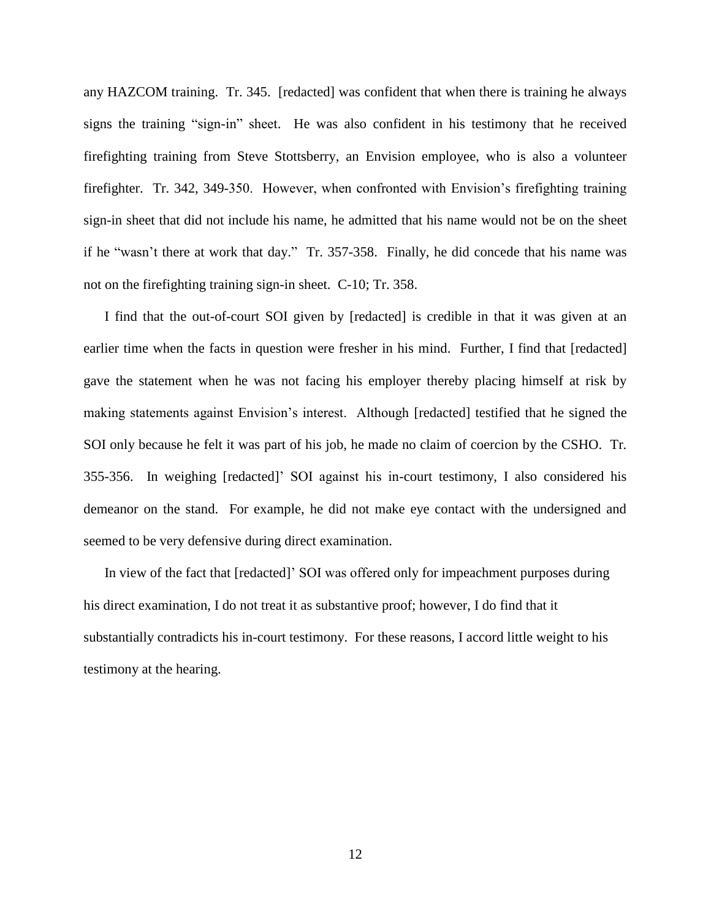any HAZCOM training. Tr. 345. [redacted] was confident that when there is training he always signs the training "sign-in" sheet. He was also confident in his testimony that he received firefighting training from Steve Stottsberry, an Envision employee, who is also a volunteer firefighter. Tr. 342, 349-350. However, when confronted with Envision's firefighting training sign-in sheet that did not include his name, he admitted that his name would not be on the sheet if he "wasn't there at work that day." Tr. 357-358. Finally, he did concede that his name was not on the firefighting training sign-in sheet. C-10; Tr. 358.

I find that the out-of-court SOI given by [redacted] is credible in that it was given at an earlier time when the facts in question were fresher in his mind. Further, I find that [redacted] gave the statement when he was not facing his employer thereby placing himself at risk by making statements against Envision's interest. Although [redacted] testified that he signed the SOI only because he felt it was part of his job, he made no claim of coercion by the CSHO. Tr. 355-356. In weighing [redacted]' SOI against his in-court testimony, I also considered his demeanor on the stand. For example, he did not make eye contact with the undersigned and seemed to be very defensive during direct examination.

In view of the fact that [redacted]' SOI was offered only for impeachment purposes during his direct examination, I do not treat it as substantive proof; however, I do find that it substantially contradicts his in-court testimony. For these reasons, I accord little weight to his testimony at the hearing.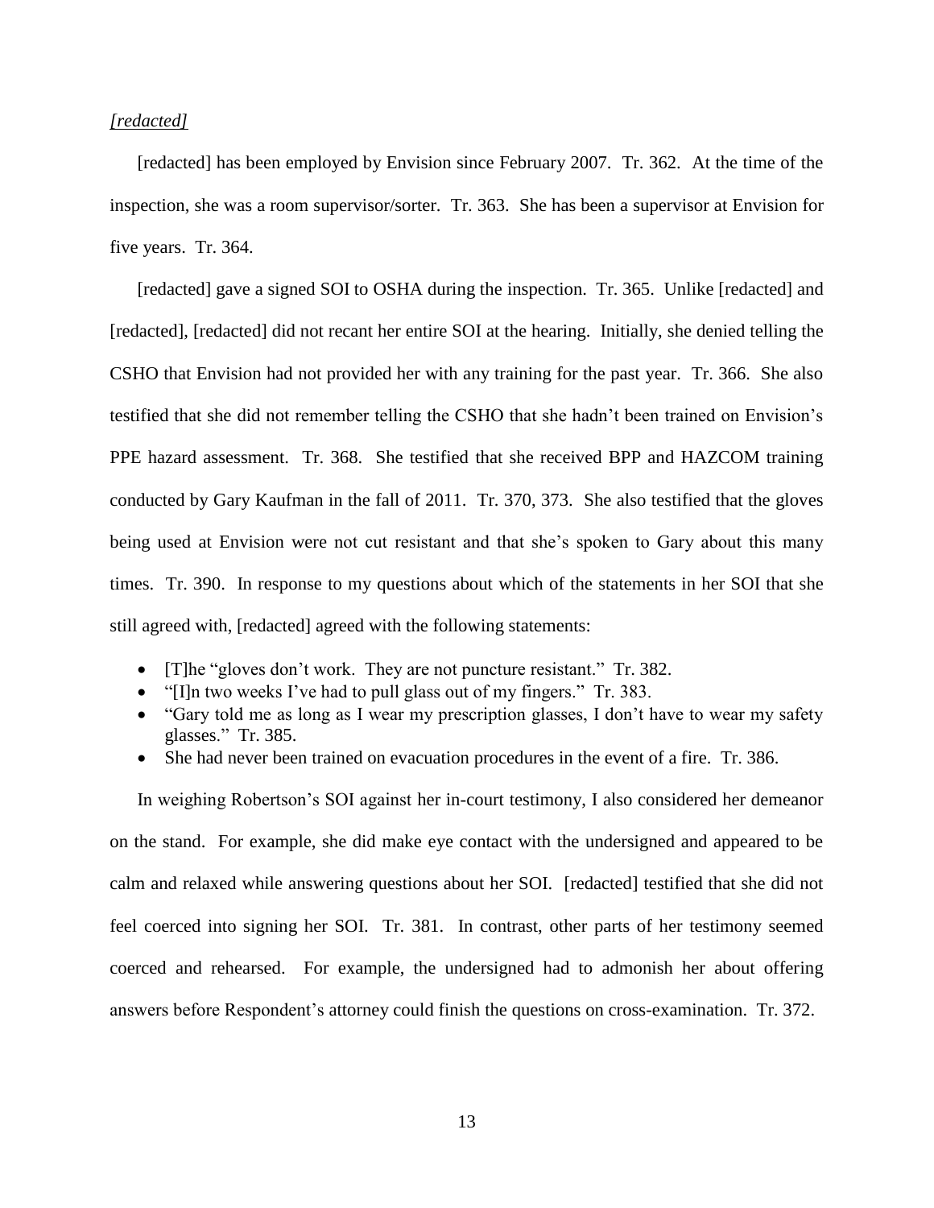*[redacted]*

[redacted] has been employed by Envision since February 2007. Tr. 362. At the time of the inspection, she was a room supervisor/sorter. Tr. 363. She has been a supervisor at Envision for five years. Tr. 364.

[redacted] gave a signed SOI to OSHA during the inspection. Tr. 365. Unlike [redacted] and [redacted], [redacted] did not recant her entire SOI at the hearing. Initially, she denied telling the CSHO that Envision had not provided her with any training for the past year. Tr. 366. She also testified that she did not remember telling the CSHO that she hadn't been trained on Envision's PPE hazard assessment. Tr. 368. She testified that she received BPP and HAZCOM training conducted by Gary Kaufman in the fall of 2011. Tr. 370, 373. She also testified that the gloves being used at Envision were not cut resistant and that she's spoken to Gary about this many times. Tr. 390. In response to my questions about which of the statements in her SOI that she still agreed with, [redacted] agreed with the following statements:

- [T]he "gloves don't work. They are not puncture resistant." Tr. 382.
- "[I]n two weeks I've had to pull glass out of my fingers." Tr. 383.
- "Gary told me as long as I wear my prescription glasses, I don't have to wear my safety glasses." Tr. 385.
- She had never been trained on evacuation procedures in the event of a fire. Tr. 386.

In weighing Robertson's SOI against her in-court testimony, I also considered her demeanor on the stand. For example, she did make eye contact with the undersigned and appeared to be calm and relaxed while answering questions about her SOI. [redacted] testified that she did not feel coerced into signing her SOI. Tr. 381. In contrast, other parts of her testimony seemed coerced and rehearsed. For example, the undersigned had to admonish her about offering answers before Respondent's attorney could finish the questions on cross-examination. Tr. 372.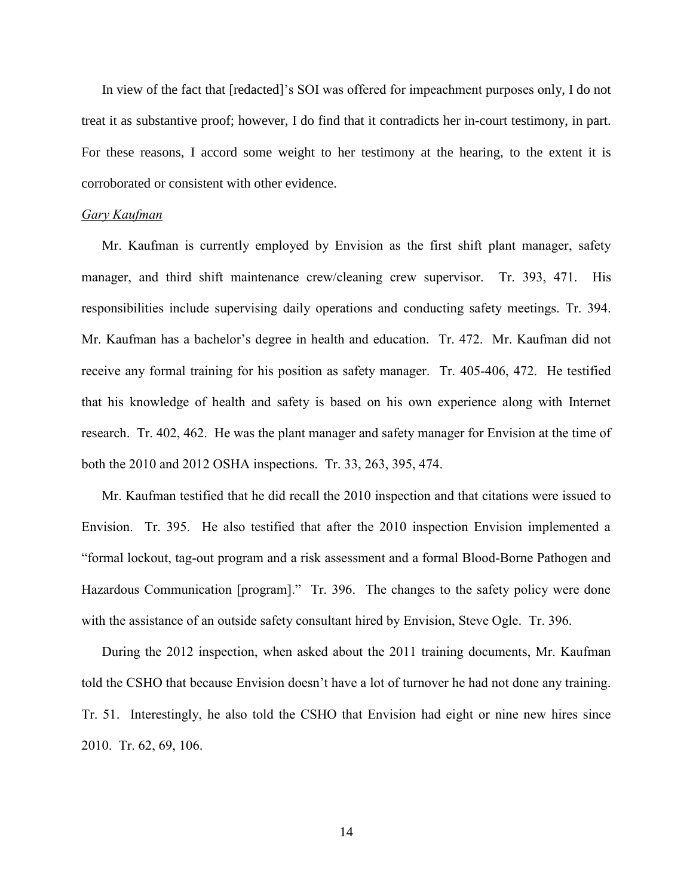In view of the fact that [redacted]'s SOI was offered for impeachment purposes only, I do not treat it as substantive proof; however, I do find that it contradicts her in-court testimony, in part. For these reasons, I accord some weight to her testimony at the hearing, to the extent it is corroborated or consistent with other evidence.

*Gary Kaufman*

Mr. Kaufman is currently employed by Envision as the first shift plant manager, safety manager, and third shift maintenance crew/cleaning crew supervisor. Tr. 393, 471. His responsibilities include supervising daily operations and conducting safety meetings. Tr. 394. Mr. Kaufman has a bachelor's degree in health and education. Tr. 472. Mr. Kaufman did not receive any formal training for his position as safety manager. Tr. 405-406, 472. He testified that his knowledge of health and safety is based on his own experience along with Internet research. Tr. 402, 462. He was the plant manager and safety manager for Envision at the time of both the 2010 and 2012 OSHA inspections. Tr. 33, 263, 395, 474.

Mr. Kaufman testified that he did recall the 2010 inspection and that citations were issued to Envision. Tr. 395. He also testified that after the 2010 inspection Envision implemented a "formal lockout, tag-out program and a risk assessment and a formal Blood-Borne Pathogen and Hazardous Communication [program]." Tr. 396. The changes to the safety policy were done with the assistance of an outside safety consultant hired by Envision, Steve Ogle. Tr. 396.

During the 2012 inspection, when asked about the 2011 training documents, Mr. Kaufman told the CSHO that because Envision doesn't have a lot of turnover he had not done any training. Tr. 51. Interestingly, he also told the CSHO that Envision had eight or nine new hires since 2010. Tr. 62, 69, 106.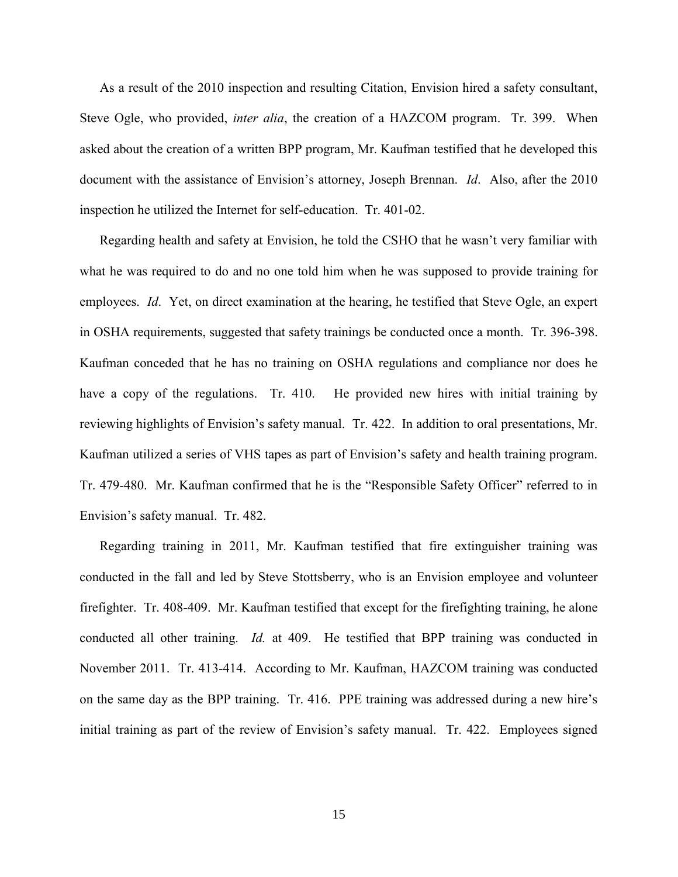As a result of the 2010 inspection and resulting Citation, Envision hired a safety consultant, Steve Ogle, who provided, *inter alia*, the creation of a HAZCOM program. Tr. 399. When asked about the creation of a written BPP program, Mr. Kaufman testified that he developed this document with the assistance of Envision's attorney, Joseph Brennan. *Id*. Also, after the 2010 inspection he utilized the Internet for self-education. Tr. 401-02.

Regarding health and safety at Envision, he told the CSHO that he wasn't very familiar with what he was required to do and no one told him when he was supposed to provide training for employees. *Id*. Yet, on direct examination at the hearing, he testified that Steve Ogle, an expert in OSHA requirements, suggested that safety trainings be conducted once a month. Tr. 396-398. Kaufman conceded that he has no training on OSHA regulations and compliance nor does he have a copy of the regulations. Tr. 410. He provided new hires with initial training by reviewing highlights of Envision's safety manual. Tr. 422. In addition to oral presentations, Mr. Kaufman utilized a series of VHS tapes as part of Envision's safety and health training program. Tr. 479-480. Mr. Kaufman confirmed that he is the "Responsible Safety Officer" referred to in Envision's safety manual. Tr. 482.

Regarding training in 2011, Mr. Kaufman testified that fire extinguisher training was conducted in the fall and led by Steve Stottsberry, who is an Envision employee and volunteer firefighter. Tr. 408-409. Mr. Kaufman testified that except for the firefighting training, he alone conducted all other training. *Id.* at 409. He testified that BPP training was conducted in November 2011. Tr. 413-414. According to Mr. Kaufman, HAZCOM training was conducted on the same day as the BPP training. Tr. 416. PPE training was addressed during a new hire's initial training as part of the review of Envision's safety manual. Tr. 422. Employees signed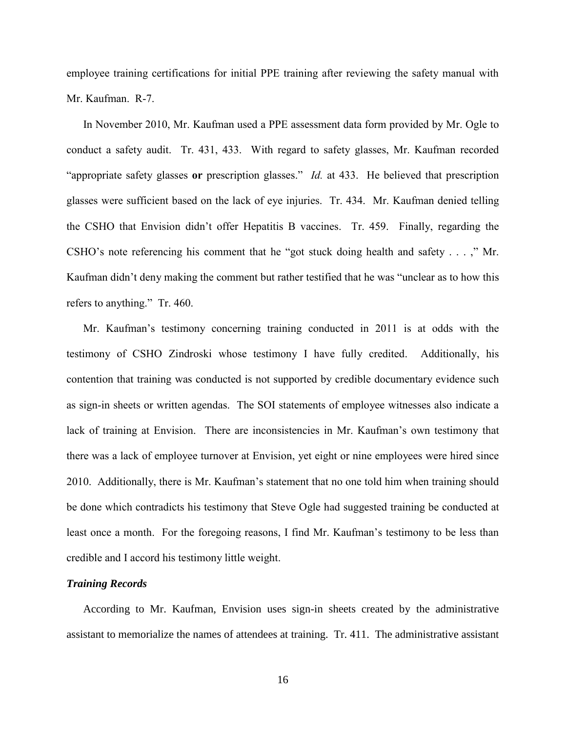employee training certifications for initial PPE training after reviewing the safety manual with Mr. Kaufman. R-7.

In November 2010, Mr. Kaufman used a PPE assessment data form provided by Mr. Ogle to conduct a safety audit. Tr. 431, 433. With regard to safety glasses, Mr. Kaufman recorded "appropriate safety glasses **or** prescription glasses." *Id.* at 433. He believed that prescription glasses were sufficient based on the lack of eye injuries. Tr. 434. Mr. Kaufman denied telling the CSHO that Envision didn't offer Hepatitis B vaccines. Tr. 459. Finally, regarding the CSHO's note referencing his comment that he "got stuck doing health and safety . . . ," Mr. Kaufman didn't deny making the comment but rather testified that he was "unclear as to how this refers to anything." Tr. 460.

Mr. Kaufman's testimony concerning training conducted in 2011 is at odds with the testimony of CSHO Zindroski whose testimony I have fully credited. Additionally, his contention that training was conducted is not supported by credible documentary evidence such as sign-in sheets or written agendas. The SOI statements of employee witnesses also indicate a lack of training at Envision. There are inconsistencies in Mr. Kaufman's own testimony that there was a lack of employee turnover at Envision, yet eight or nine employees were hired since 2010. Additionally, there is Mr. Kaufman's statement that no one told him when training should be done which contradicts his testimony that Steve Ogle had suggested training be conducted at least once a month. For the foregoing reasons, I find Mr. Kaufman's testimony to be less than credible and I accord his testimony little weight.

***Training Records***

According to Mr. Kaufman, Envision uses sign-in sheets created by the administrative assistant to memorialize the names of attendees at training. Tr. 411. The administrative assistant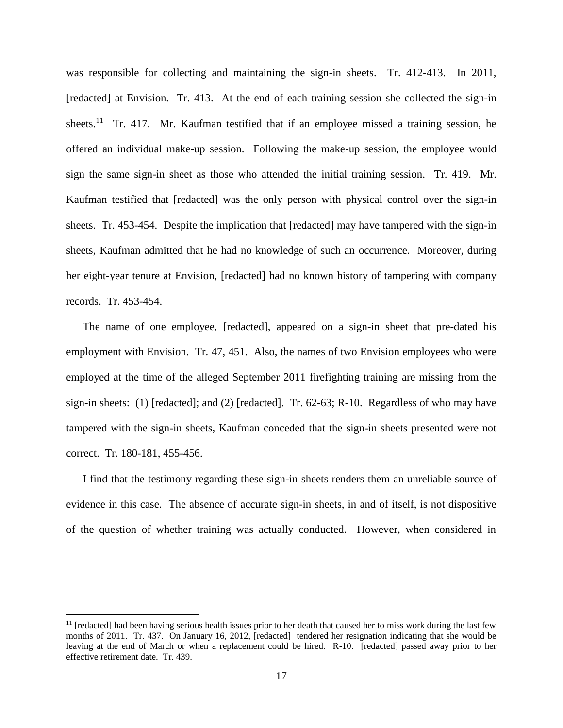was responsible for collecting and maintaining the sign-in sheets. Tr. 412-413. In 2011, [redacted] at Envision. Tr. 413. At the end of each training session she collected the sign-in sheets.[11] Tr. 417. Mr. Kaufman testified that if an employee missed a training session, he offered an individual make-up session. Following the make-up session, the employee would sign the same sign-in sheet as those who attended the initial training session. Tr. 419. Mr. Kaufman testified that [redacted] was the only person with physical control over the sign-in sheets. Tr. 453-454. Despite the implication that [redacted] may have tampered with the sign-in sheets, Kaufman admitted that he had no knowledge of such an occurrence. Moreover, during her eight-year tenure at Envision, [redacted] had no known history of tampering with company records. Tr. 453-454.

The name of one employee, [redacted], appeared on a sign-in sheet that pre-dated his employment with Envision. Tr. 47, 451. Also, the names of two Envision employees who were employed at the time of the alleged September 2011 firefighting training are missing from the sign-in sheets: (1) [redacted]; and (2) [redacted]. Tr. 62-63; R-10. Regardless of who may have tampered with the sign-in sheets, Kaufman conceded that the sign-in sheets presented were not correct. Tr. 180-181, 455-456.

I find that the testimony regarding these sign-in sheets renders them an unreliable source of evidence in this case. The absence of accurate sign-in sheets, in and of itself, is not dispositive of the question of whether training was actually conducted. However, when considered in

[11] [redacted] had been having serious health issues prior to her death that caused her to miss work during the last few months of 2011. Tr. 437. On January 16, 2012, [redacted] tendered her resignation indicating that she would be leaving at the end of March or when a replacement could be hired. R-10. [redacted] passed away prior to her effective retirement date. Tr. 439.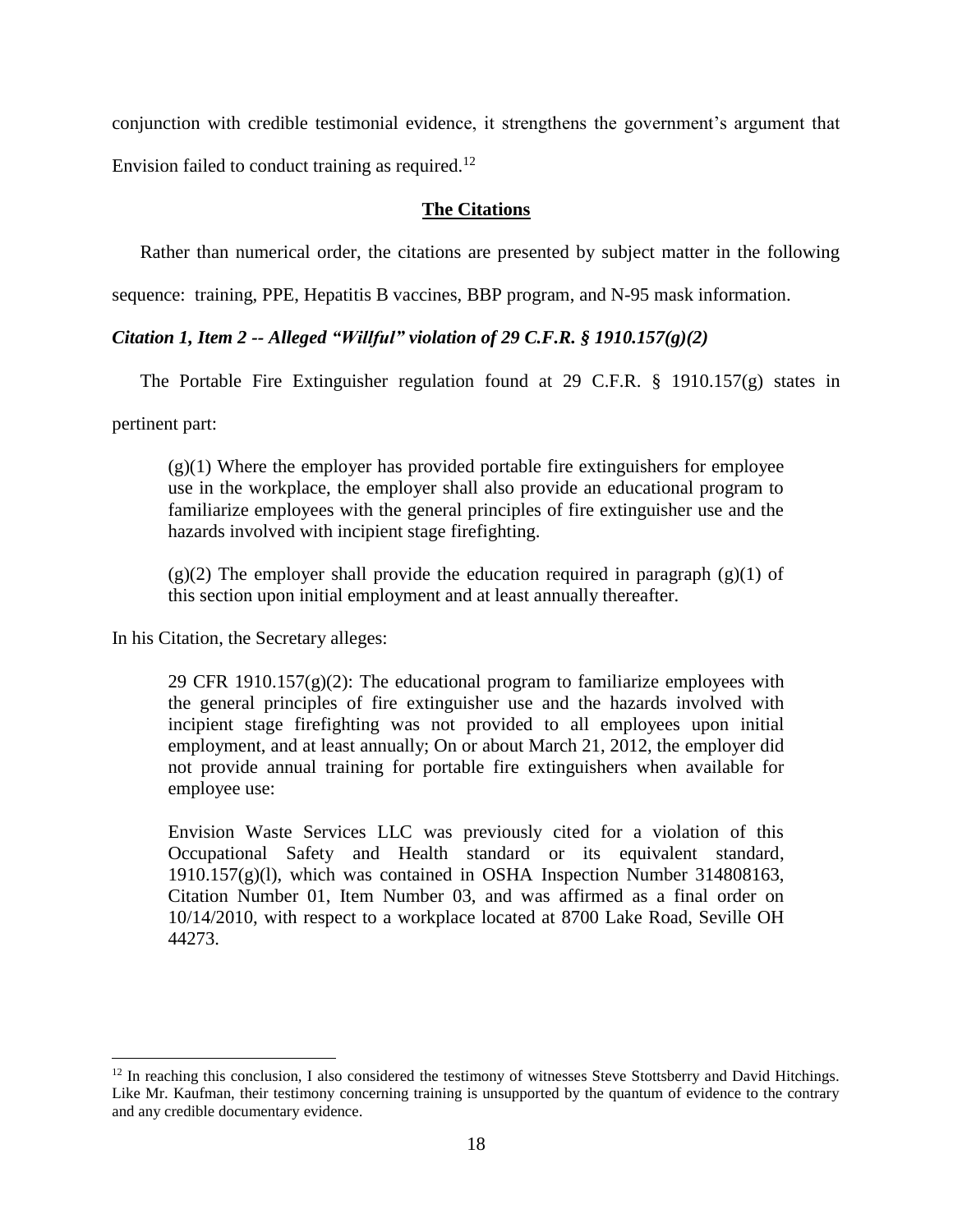conjunction with credible testimonial evidence, it strengthens the government's argument that Envision failed to conduct training as required.[12]

**The Citations**

Rather than numerical order, the citations are presented by subject matter in the following sequence: training, PPE, Hepatitis B vaccines, BBP program, and N-95 mask information.

***Citation 1, Item 2 -- Alleged "Willful" violation of 29 C.F.R. § 1910.157(g)(2)***

The Portable Fire Extinguisher regulation found at 29 C.F.R. § 1910.157(g) states in pertinent part:

> (g)(1) Where the employer has provided portable fire extinguishers for employee use in the workplace, the employer shall also provide an educational program to familiarize employees with the general principles of fire extinguisher use and the hazards involved with incipient stage firefighting.
>
> (g)(2) The employer shall provide the education required in paragraph (g)(1) of this section upon initial employment and at least annually thereafter.

In his Citation, the Secretary alleges:

> 29 CFR 1910.157(g)(2): The educational program to familiarize employees with the general principles of fire extinguisher use and the hazards involved with incipient stage firefighting was not provided to all employees upon initial employment, and at least annually; On or about March 21, 2012, the employer did not provide annual training for portable fire extinguishers when available for employee use:
>
> Envision Waste Services LLC was previously cited for a violation of this Occupational Safety and Health standard or its equivalent standard, 1910.157(g)(l), which was contained in OSHA Inspection Number 314808163, Citation Number 01, Item Number 03, and was affirmed as a final order on 10/14/2010, with respect to a workplace located at 8700 Lake Road, Seville OH 44273.

[12] In reaching this conclusion, I also considered the testimony of witnesses Steve Stottsberry and David Hitchings. Like Mr. Kaufman, their testimony concerning training is unsupported by the quantum of evidence to the contrary and any credible documentary evidence.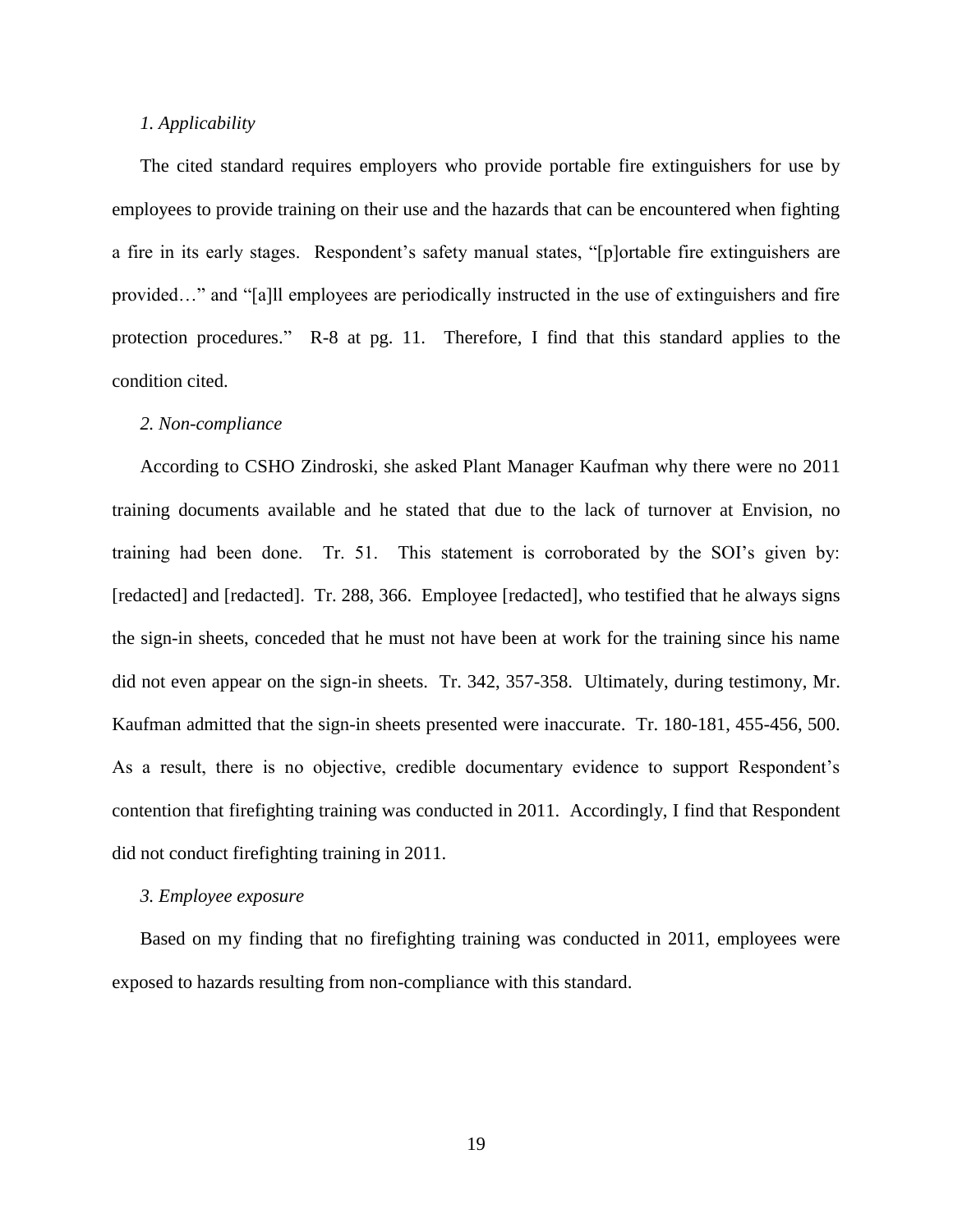*1. Applicability*

The cited standard requires employers who provide portable fire extinguishers for use by employees to provide training on their use and the hazards that can be encountered when fighting a fire in its early stages. Respondent's safety manual states, "[p]ortable fire extinguishers are provided…" and "[a]ll employees are periodically instructed in the use of extinguishers and fire protection procedures." R-8 at pg. 11. Therefore, I find that this standard applies to the condition cited.

*2. Non-compliance*

According to CSHO Zindroski, she asked Plant Manager Kaufman why there were no 2011 training documents available and he stated that due to the lack of turnover at Envision, no training had been done. Tr. 51. This statement is corroborated by the SOI's given by: [redacted] and [redacted]. Tr. 288, 366. Employee [redacted], who testified that he always signs the sign-in sheets, conceded that he must not have been at work for the training since his name did not even appear on the sign-in sheets. Tr. 342, 357-358. Ultimately, during testimony, Mr. Kaufman admitted that the sign-in sheets presented were inaccurate. Tr. 180-181, 455-456, 500. As a result, there is no objective, credible documentary evidence to support Respondent's contention that firefighting training was conducted in 2011. Accordingly, I find that Respondent did not conduct firefighting training in 2011.

*3. Employee exposure*

Based on my finding that no firefighting training was conducted in 2011, employees were exposed to hazards resulting from non-compliance with this standard.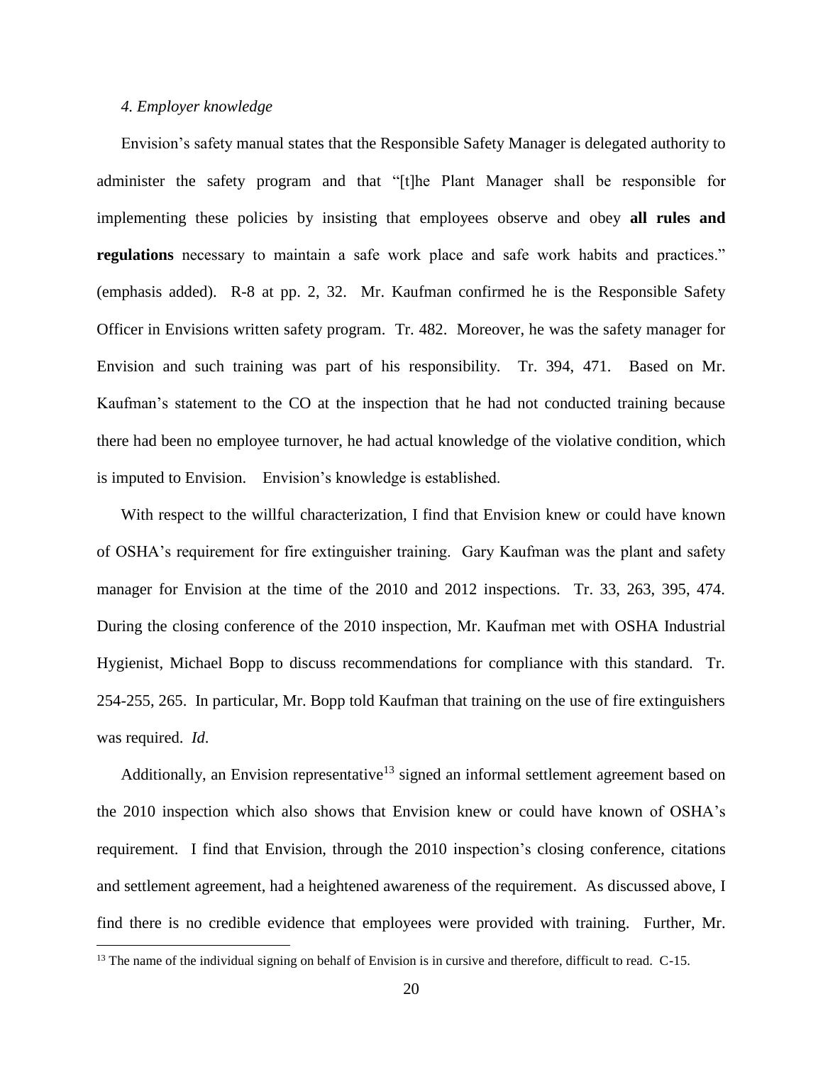*4. Employer knowledge*

Envision's safety manual states that the Responsible Safety Manager is delegated authority to administer the safety program and that "[t]he Plant Manager shall be responsible for implementing these policies by insisting that employees observe and obey **all rules and regulations** necessary to maintain a safe work place and safe work habits and practices." (emphasis added). R-8 at pp. 2, 32. Mr. Kaufman confirmed he is the Responsible Safety Officer in Envisions written safety program. Tr. 482. Moreover, he was the safety manager for Envision and such training was part of his responsibility. Tr. 394, 471. Based on Mr. Kaufman's statement to the CO at the inspection that he had not conducted training because there had been no employee turnover, he had actual knowledge of the violative condition, which is imputed to Envision. Envision's knowledge is established.

With respect to the willful characterization, I find that Envision knew or could have known of OSHA's requirement for fire extinguisher training. Gary Kaufman was the plant and safety manager for Envision at the time of the 2010 and 2012 inspections. Tr. 33, 263, 395, 474. During the closing conference of the 2010 inspection, Mr. Kaufman met with OSHA Industrial Hygienist, Michael Bopp to discuss recommendations for compliance with this standard. Tr. 254-255, 265. In particular, Mr. Bopp told Kaufman that training on the use of fire extinguishers was required. *Id.*

Additionally, an Envision representative[13] signed an informal settlement agreement based on the 2010 inspection which also shows that Envision knew or could have known of OSHA's requirement. I find that Envision, through the 2010 inspection's closing conference, citations and settlement agreement, had a heightened awareness of the requirement. As discussed above, I find there is no credible evidence that employees were provided with training. Further, Mr.

[13] The name of the individual signing on behalf of Envision is in cursive and therefore, difficult to read. C-15.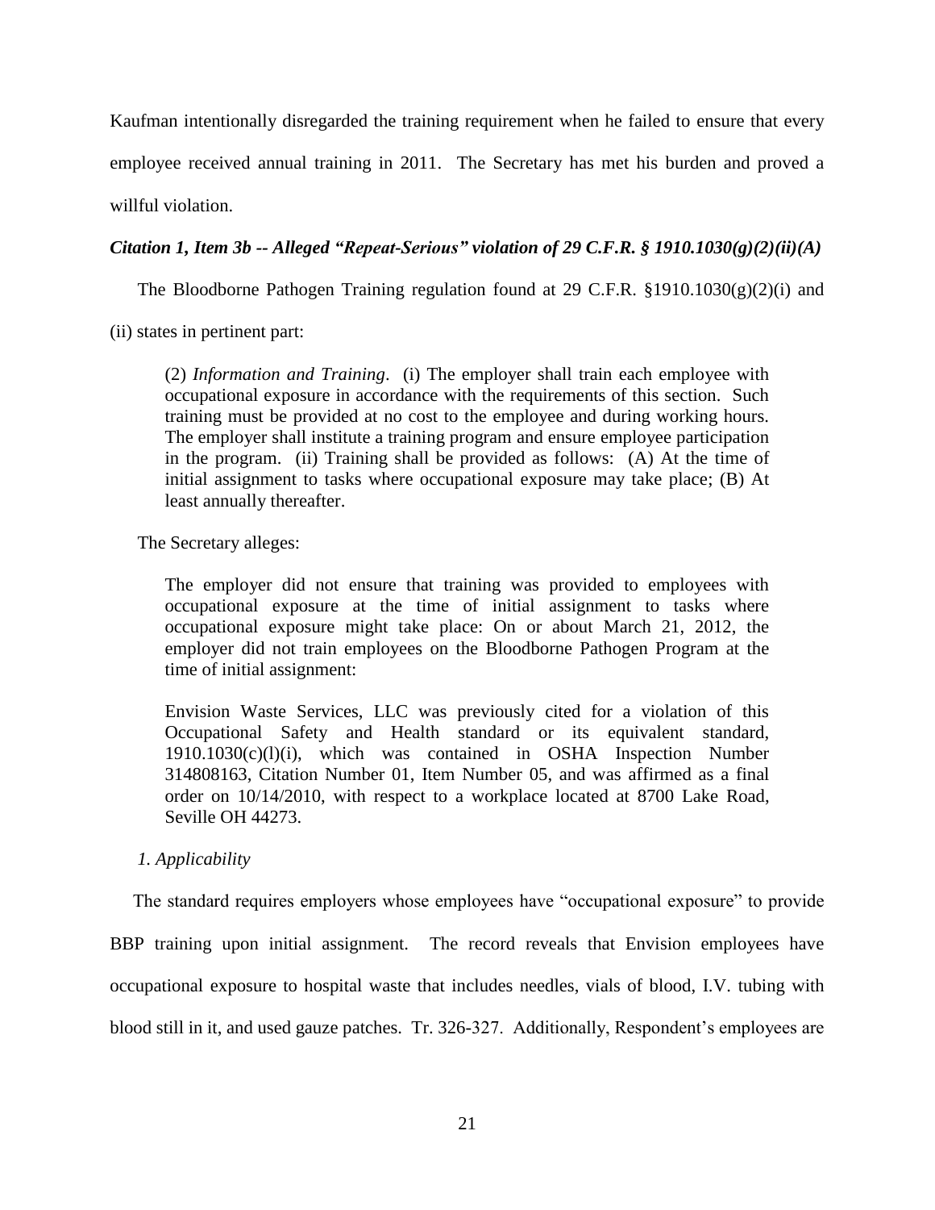Kaufman intentionally disregarded the training requirement when he failed to ensure that every employee received annual training in 2011. The Secretary has met his burden and proved a willful violation.

***Citation 1, Item 3b -- Alleged "Repeat-Serious" violation of 29 C.F.R. § 1910.1030(g)(2)(ii)(A)***

The Bloodborne Pathogen Training regulation found at 29 C.F.R. §1910.1030(g)(2)(i) and (ii) states in pertinent part:

> (2) *Information and Training*. (i) The employer shall train each employee with occupational exposure in accordance with the requirements of this section. Such training must be provided at no cost to the employee and during working hours. The employer shall institute a training program and ensure employee participation in the program. (ii) Training shall be provided as follows: (A) At the time of initial assignment to tasks where occupational exposure may take place; (B) At least annually thereafter.

The Secretary alleges:

> The employer did not ensure that training was provided to employees with occupational exposure at the time of initial assignment to tasks where occupational exposure might take place: On or about March 21, 2012, the employer did not train employees on the Bloodborne Pathogen Program at the time of initial assignment:
>
> Envision Waste Services, LLC was previously cited for a violation of this Occupational Safety and Health standard or its equivalent standard, 1910.1030(c)(l)(i), which was contained in OSHA Inspection Number 314808163, Citation Number 01, Item Number 05, and was affirmed as a final order on 10/14/2010, with respect to a workplace located at 8700 Lake Road, Seville OH 44273.

*1. Applicability*

The standard requires employers whose employees have "occupational exposure" to provide BBP training upon initial assignment. The record reveals that Envision employees have occupational exposure to hospital waste that includes needles, vials of blood, I.V. tubing with blood still in it, and used gauze patches. Tr. 326-327. Additionally, Respondent's employees are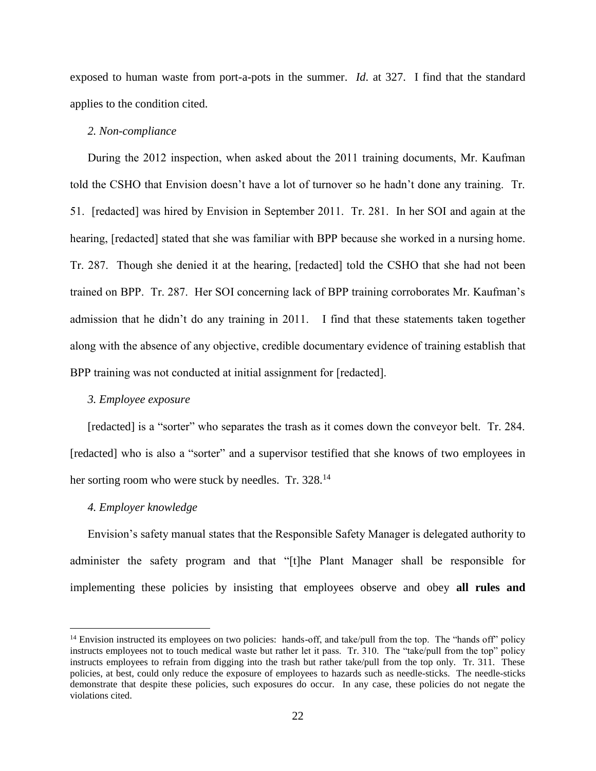exposed to human waste from port-a-pots in the summer. *Id*. at 327. I find that the standard applies to the condition cited.

*2. Non-compliance*

During the 2012 inspection, when asked about the 2011 training documents, Mr. Kaufman told the CSHO that Envision doesn't have a lot of turnover so he hadn't done any training. Tr. 51. [redacted] was hired by Envision in September 2011. Tr. 281. In her SOI and again at the hearing, [redacted] stated that she was familiar with BPP because she worked in a nursing home. Tr. 287. Though she denied it at the hearing, [redacted] told the CSHO that she had not been trained on BPP. Tr. 287. Her SOI concerning lack of BPP training corroborates Mr. Kaufman's admission that he didn't do any training in 2011. I find that these statements taken together along with the absence of any objective, credible documentary evidence of training establish that BPP training was not conducted at initial assignment for [redacted].

*3. Employee exposure*

[redacted] is a "sorter" who separates the trash as it comes down the conveyor belt. Tr. 284. [redacted] who is also a "sorter" and a supervisor testified that she knows of two employees in her sorting room who were stuck by needles. Tr. 328.[14]

*4. Employer knowledge*

Envision's safety manual states that the Responsible Safety Manager is delegated authority to administer the safety program and that "[t]he Plant Manager shall be responsible for implementing these policies by insisting that employees observe and obey **all rules and**

---

[14] Envision instructed its employees on two policies: hands-off, and take/pull from the top. The "hands off" policy instructs employees not to touch medical waste but rather let it pass. Tr. 310. The "take/pull from the top" policy instructs employees to refrain from digging into the trash but rather take/pull from the top only. Tr. 311. These policies, at best, could only reduce the exposure of employees to hazards such as needle-sticks. The needle-sticks demonstrate that despite these policies, such exposures do occur. In any case, these policies do not negate the violations cited.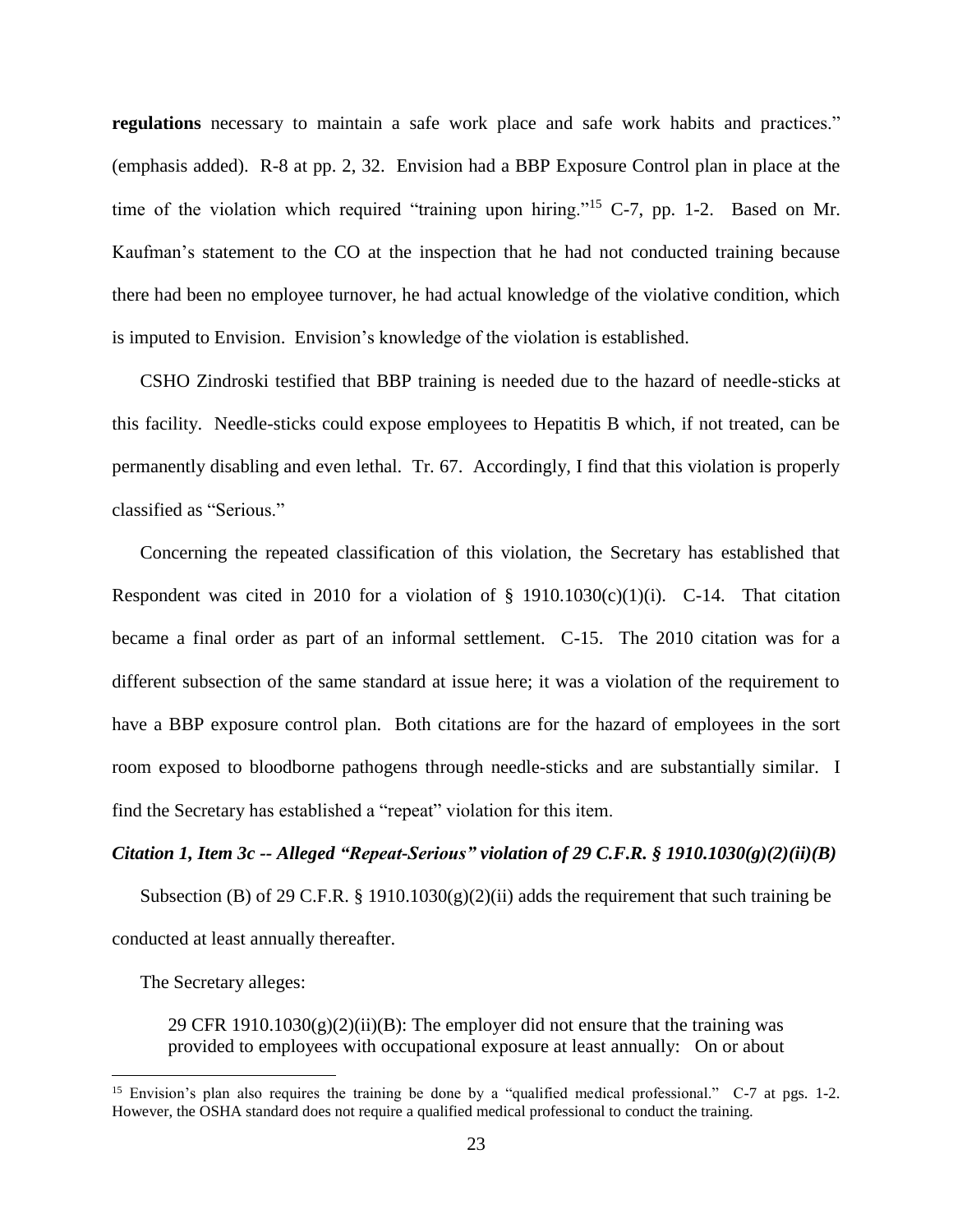**regulations** necessary to maintain a safe work place and safe work habits and practices." (emphasis added). R-8 at pp. 2, 32. Envision had a BBP Exposure Control plan in place at the time of the violation which required "training upon hiring."[15] C-7, pp. 1-2. Based on Mr. Kaufman's statement to the CO at the inspection that he had not conducted training because there had been no employee turnover, he had actual knowledge of the violative condition, which is imputed to Envision. Envision's knowledge of the violation is established.

CSHO Zindroski testified that BBP training is needed due to the hazard of needle-sticks at this facility. Needle-sticks could expose employees to Hepatitis B which, if not treated, can be permanently disabling and even lethal. Tr. 67. Accordingly, I find that this violation is properly classified as "Serious."

Concerning the repeated classification of this violation, the Secretary has established that Respondent was cited in 2010 for a violation of § 1910.1030(c)(1)(i). C-14. That citation became a final order as part of an informal settlement. C-15. The 2010 citation was for a different subsection of the same standard at issue here; it was a violation of the requirement to have a BBP exposure control plan. Both citations are for the hazard of employees in the sort room exposed to bloodborne pathogens through needle-sticks and are substantially similar. I find the Secretary has established a "repeat" violation for this item.

***Citation 1, Item 3c -- Alleged "Repeat-Serious" violation of 29 C.F.R. § 1910.1030(g)(2)(ii)(B)***

Subsection (B) of 29 C.F.R. § 1910.1030(g)(2)(ii) adds the requirement that such training be conducted at least annually thereafter.

The Secretary alleges:

> 29 CFR 1910.1030(g)(2)(ii)(B): The employer did not ensure that the training was provided to employees with occupational exposure at least annually: On or about

[15] Envision's plan also requires the training be done by a "qualified medical professional." C-7 at pgs. 1-2. However, the OSHA standard does not require a qualified medical professional to conduct the training.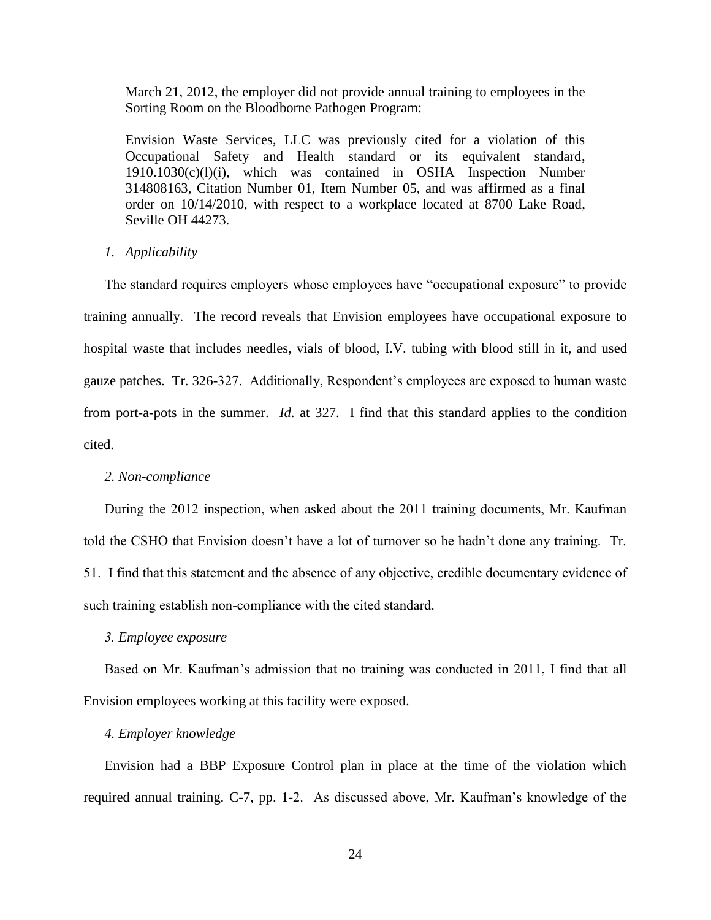March 21, 2012, the employer did not provide annual training to employees in the Sorting Room on the Bloodborne Pathogen Program:

Envision Waste Services, LLC was previously cited for a violation of this Occupational Safety and Health standard or its equivalent standard, 1910.1030(c)(l)(i), which was contained in OSHA Inspection Number 314808163, Citation Number 01, Item Number 05, and was affirmed as a final order on 10/14/2010, with respect to a workplace located at 8700 Lake Road, Seville OH 44273.

*1. Applicability*

The standard requires employers whose employees have "occupational exposure" to provide training annually. The record reveals that Envision employees have occupational exposure to hospital waste that includes needles, vials of blood, I.V. tubing with blood still in it, and used gauze patches. Tr. 326-327. Additionally, Respondent's employees are exposed to human waste from port-a-pots in the summer. *Id*. at 327. I find that this standard applies to the condition cited.

*2. Non-compliance*

During the 2012 inspection, when asked about the 2011 training documents, Mr. Kaufman told the CSHO that Envision doesn't have a lot of turnover so he hadn't done any training. Tr. 51. I find that this statement and the absence of any objective, credible documentary evidence of such training establish non-compliance with the cited standard.

*3. Employee exposure*

Based on Mr. Kaufman's admission that no training was conducted in 2011, I find that all Envision employees working at this facility were exposed.

*4. Employer knowledge*

Envision had a BBP Exposure Control plan in place at the time of the violation which required annual training. C-7, pp. 1-2. As discussed above, Mr. Kaufman's knowledge of the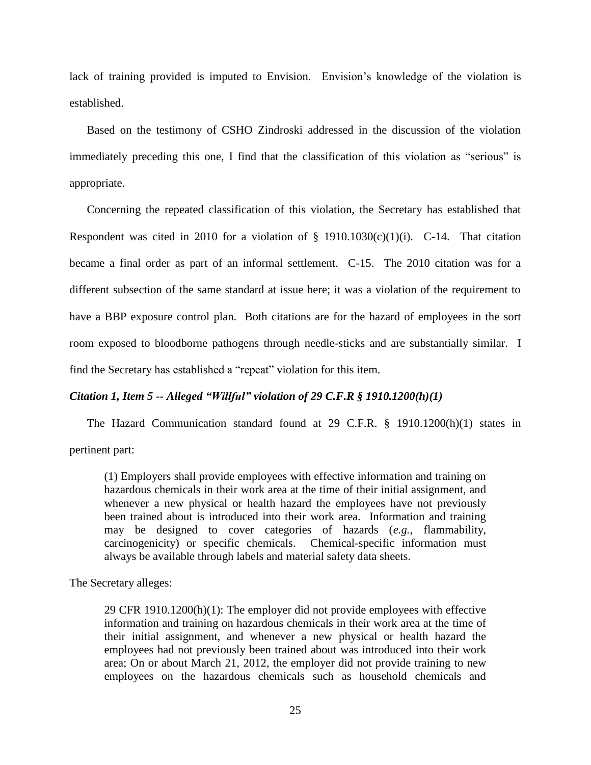lack of training provided is imputed to Envision. Envision's knowledge of the violation is established.

Based on the testimony of CSHO Zindroski addressed in the discussion of the violation immediately preceding this one, I find that the classification of this violation as "serious" is appropriate.

Concerning the repeated classification of this violation, the Secretary has established that Respondent was cited in 2010 for a violation of § 1910.1030(c)(1)(i). C-14. That citation became a final order as part of an informal settlement. C-15. The 2010 citation was for a different subsection of the same standard at issue here; it was a violation of the requirement to have a BBP exposure control plan. Both citations are for the hazard of employees in the sort room exposed to bloodborne pathogens through needle-sticks and are substantially similar. I find the Secretary has established a "repeat" violation for this item.

***Citation 1, Item 5 -- Alleged "Willful" violation of 29 C.F.R § 1910.1200(h)(1)***

The Hazard Communication standard found at 29 C.F.R. § 1910.1200(h)(1) states in pertinent part:

> (1) Employers shall provide employees with effective information and training on hazardous chemicals in their work area at the time of their initial assignment, and whenever a new physical or health hazard the employees have not previously been trained about is introduced into their work area. Information and training may be designed to cover categories of hazards (*e.g.*, flammability, carcinogenicity) or specific chemicals. Chemical-specific information must always be available through labels and material safety data sheets.

The Secretary alleges:

> 29 CFR 1910.1200(h)(1): The employer did not provide employees with effective information and training on hazardous chemicals in their work area at the time of their initial assignment, and whenever a new physical or health hazard the employees had not previously been trained about was introduced into their work area; On or about March 21, 2012, the employer did not provide training to new employees on the hazardous chemicals such as household chemicals and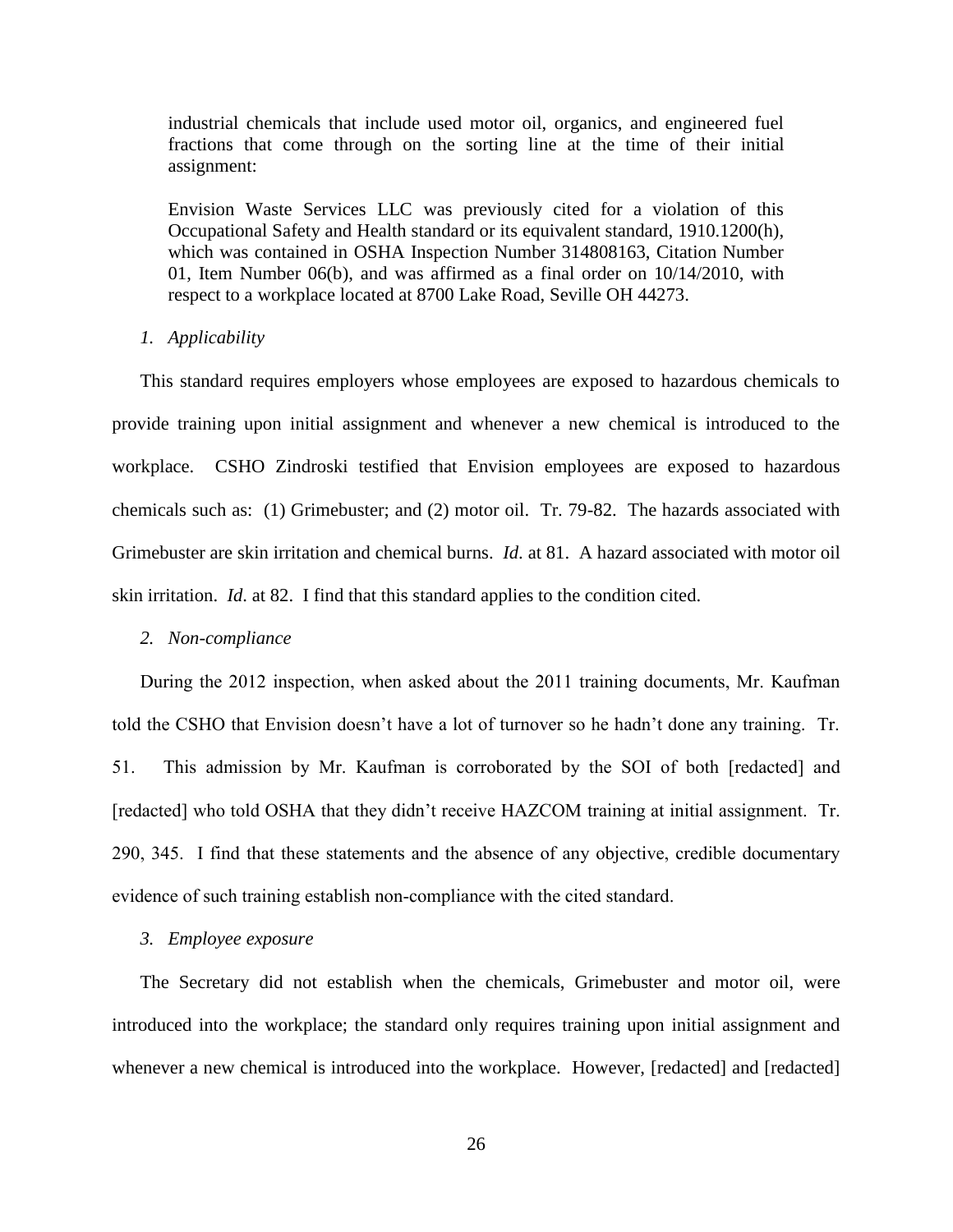> industrial chemicals that include used motor oil, organics, and engineered fuel fractions that come through on the sorting line at the time of their initial assignment:
>
> Envision Waste Services LLC was previously cited for a violation of this Occupational Safety and Health standard or its equivalent standard, 1910.1200(h), which was contained in OSHA Inspection Number 314808163, Citation Number 01, Item Number 06(b), and was affirmed as a final order on 10/14/2010, with respect to a workplace located at 8700 Lake Road, Seville OH 44273.

*1. Applicability*

This standard requires employers whose employees are exposed to hazardous chemicals to provide training upon initial assignment and whenever a new chemical is introduced to the workplace. CSHO Zindroski testified that Envision employees are exposed to hazardous chemicals such as: (1) Grimebuster; and (2) motor oil. Tr. 79-82. The hazards associated with Grimebuster are skin irritation and chemical burns. *Id.* at 81. A hazard associated with motor oil skin irritation. *Id.* at 82. I find that this standard applies to the condition cited.

*2. Non-compliance*

During the 2012 inspection, when asked about the 2011 training documents, Mr. Kaufman told the CSHO that Envision doesn't have a lot of turnover so he hadn't done any training. Tr. 51. This admission by Mr. Kaufman is corroborated by the SOI of both [redacted] and [redacted] who told OSHA that they didn't receive HAZCOM training at initial assignment. Tr. 290, 345. I find that these statements and the absence of any objective, credible documentary evidence of such training establish non-compliance with the cited standard.

*3. Employee exposure*

The Secretary did not establish when the chemicals, Grimebuster and motor oil, were introduced into the workplace; the standard only requires training upon initial assignment and whenever a new chemical is introduced into the workplace. However, [redacted] and [redacted]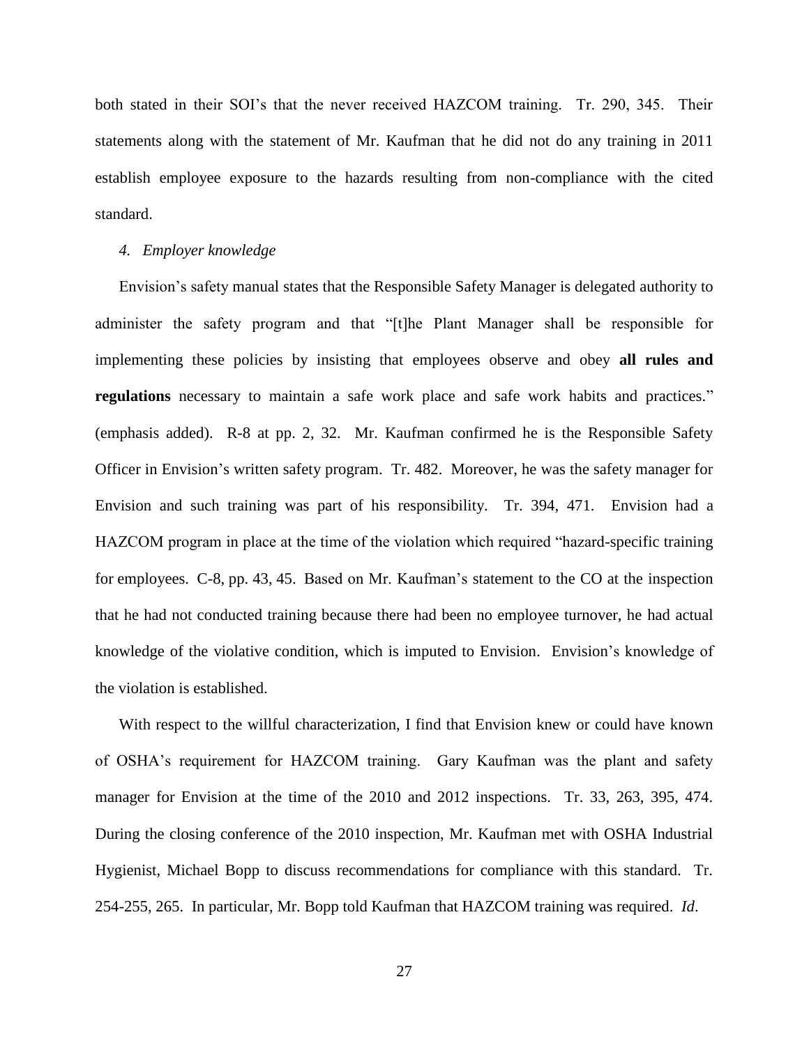both stated in their SOI's that the never received HAZCOM training. Tr. 290, 345. Their statements along with the statement of Mr. Kaufman that he did not do any training in 2011 establish employee exposure to the hazards resulting from non-compliance with the cited standard.

*4. Employer knowledge*

Envision's safety manual states that the Responsible Safety Manager is delegated authority to administer the safety program and that "[t]he Plant Manager shall be responsible for implementing these policies by insisting that employees observe and obey **all rules and regulations** necessary to maintain a safe work place and safe work habits and practices." (emphasis added). R-8 at pp. 2, 32. Mr. Kaufman confirmed he is the Responsible Safety Officer in Envision's written safety program. Tr. 482. Moreover, he was the safety manager for Envision and such training was part of his responsibility. Tr. 394, 471. Envision had a HAZCOM program in place at the time of the violation which required "hazard-specific training for employees. C-8, pp. 43, 45. Based on Mr. Kaufman's statement to the CO at the inspection that he had not conducted training because there had been no employee turnover, he had actual knowledge of the violative condition, which is imputed to Envision. Envision's knowledge of the violation is established.

With respect to the willful characterization, I find that Envision knew or could have known of OSHA's requirement for HAZCOM training. Gary Kaufman was the plant and safety manager for Envision at the time of the 2010 and 2012 inspections. Tr. 33, 263, 395, 474. During the closing conference of the 2010 inspection, Mr. Kaufman met with OSHA Industrial Hygienist, Michael Bopp to discuss recommendations for compliance with this standard. Tr. 254-255, 265. In particular, Mr. Bopp told Kaufman that HAZCOM training was required. *Id*.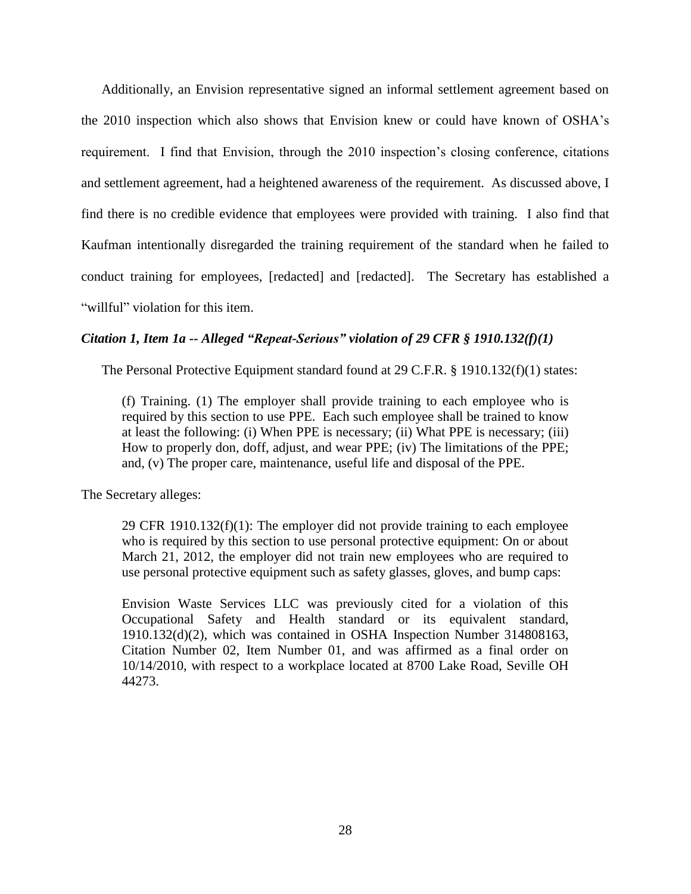Additionally, an Envision representative signed an informal settlement agreement based on the 2010 inspection which also shows that Envision knew or could have known of OSHA's requirement. I find that Envision, through the 2010 inspection's closing conference, citations and settlement agreement, had a heightened awareness of the requirement. As discussed above, I find there is no credible evidence that employees were provided with training. I also find that Kaufman intentionally disregarded the training requirement of the standard when he failed to conduct training for employees, [redacted] and [redacted]. The Secretary has established a "willful" violation for this item.

### *Citation 1, Item 1a -- Alleged "Repeat-Serious" violation of 29 CFR § 1910.132(f)(1)*

The Personal Protective Equipment standard found at 29 C.F.R. § 1910.132(f)(1) states:

> (f) Training. (1) The employer shall provide training to each employee who is required by this section to use PPE. Each such employee shall be trained to know at least the following: (i) When PPE is necessary; (ii) What PPE is necessary; (iii) How to properly don, doff, adjust, and wear PPE; (iv) The limitations of the PPE; and, (v) The proper care, maintenance, useful life and disposal of the PPE.

The Secretary alleges:

> 29 CFR 1910.132(f)(1): The employer did not provide training to each employee who is required by this section to use personal protective equipment: On or about March 21, 2012, the employer did not train new employees who are required to use personal protective equipment such as safety glasses, gloves, and bump caps:
>
> Envision Waste Services LLC was previously cited for a violation of this Occupational Safety and Health standard or its equivalent standard, 1910.132(d)(2), which was contained in OSHA Inspection Number 314808163, Citation Number 02, Item Number 01, and was affirmed as a final order on 10/14/2010, with respect to a workplace located at 8700 Lake Road, Seville OH 44273.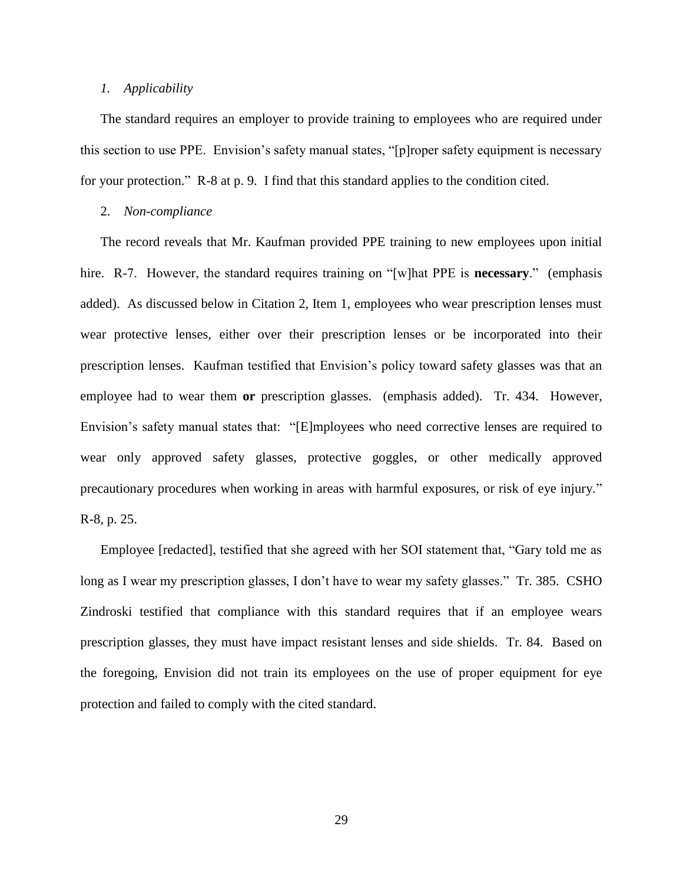*1. Applicability*

The standard requires an employer to provide training to employees who are required under this section to use PPE. Envision's safety manual states, "[p]roper safety equipment is necessary for your protection." R-8 at p. 9. I find that this standard applies to the condition cited.

2. *Non-compliance*

The record reveals that Mr. Kaufman provided PPE training to new employees upon initial hire. R-7. However, the standard requires training on "[w]hat PPE is **necessary**." (emphasis added). As discussed below in Citation 2, Item 1, employees who wear prescription lenses must wear protective lenses, either over their prescription lenses or be incorporated into their prescription lenses. Kaufman testified that Envision's policy toward safety glasses was that an employee had to wear them **or** prescription glasses. (emphasis added). Tr. 434. However, Envision's safety manual states that: "[E]mployees who need corrective lenses are required to wear only approved safety glasses, protective goggles, or other medically approved precautionary procedures when working in areas with harmful exposures, or risk of eye injury." R-8, p. 25.

Employee [redacted], testified that she agreed with her SOI statement that, "Gary told me as long as I wear my prescription glasses, I don't have to wear my safety glasses." Tr. 385. CSHO Zindroski testified that compliance with this standard requires that if an employee wears prescription glasses, they must have impact resistant lenses and side shields. Tr. 84. Based on the foregoing, Envision did not train its employees on the use of proper equipment for eye protection and failed to comply with the cited standard.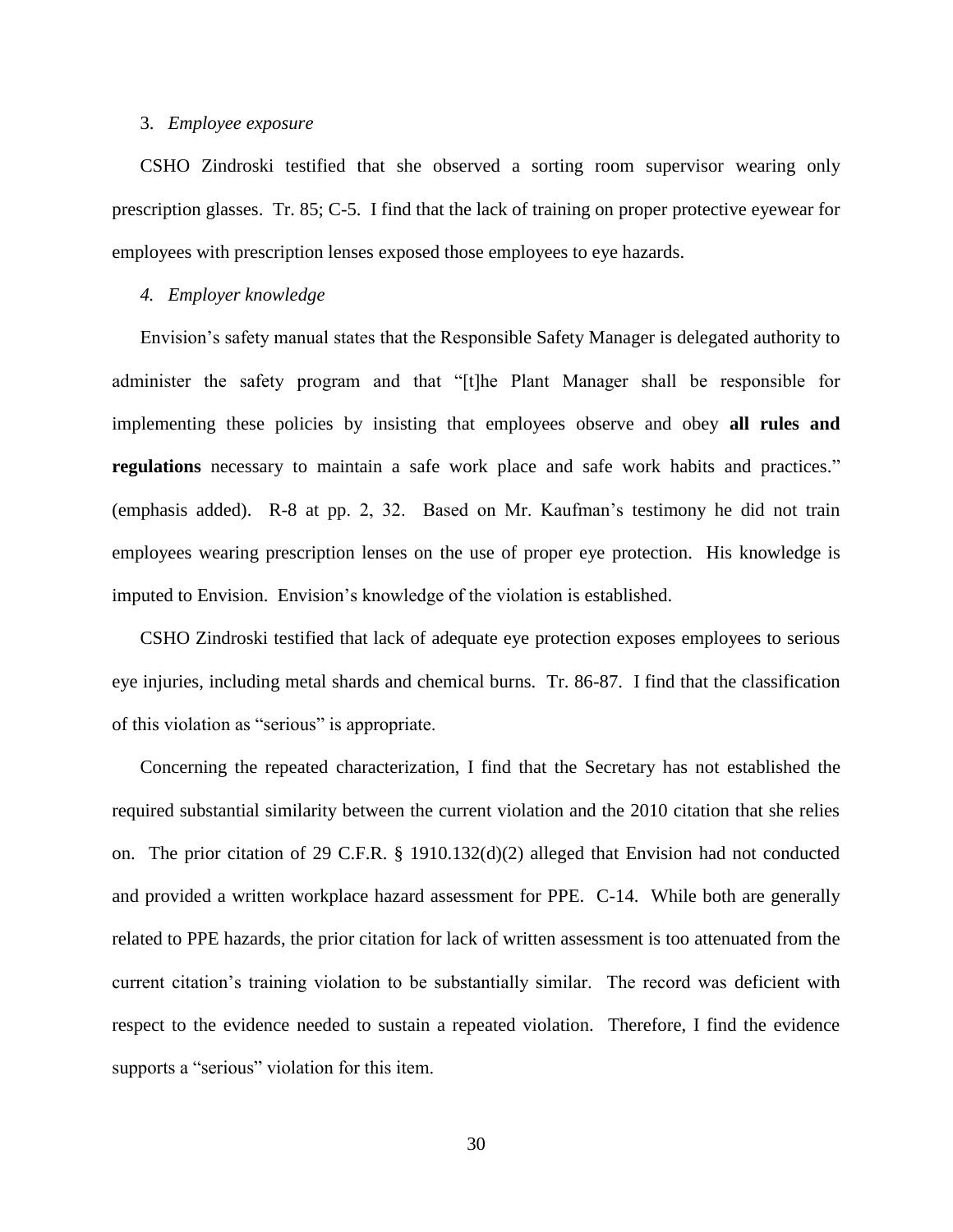3. *Employee exposure*

CSHO Zindroski testified that she observed a sorting room supervisor wearing only prescription glasses. Tr. 85; C-5. I find that the lack of training on proper protective eyewear for employees with prescription lenses exposed those employees to eye hazards.

4. *Employer knowledge*

Envision's safety manual states that the Responsible Safety Manager is delegated authority to administer the safety program and that "[t]he Plant Manager shall be responsible for implementing these policies by insisting that employees observe and obey **all rules and regulations** necessary to maintain a safe work place and safe work habits and practices." (emphasis added). R-8 at pp. 2, 32. Based on Mr. Kaufman's testimony he did not train employees wearing prescription lenses on the use of proper eye protection. His knowledge is imputed to Envision. Envision's knowledge of the violation is established.

CSHO Zindroski testified that lack of adequate eye protection exposes employees to serious eye injuries, including metal shards and chemical burns. Tr. 86-87. I find that the classification of this violation as "serious" is appropriate.

Concerning the repeated characterization, I find that the Secretary has not established the required substantial similarity between the current violation and the 2010 citation that she relies on. The prior citation of 29 C.F.R. § 1910.132(d)(2) alleged that Envision had not conducted and provided a written workplace hazard assessment for PPE. C-14. While both are generally related to PPE hazards, the prior citation for lack of written assessment is too attenuated from the current citation's training violation to be substantially similar. The record was deficient with respect to the evidence needed to sustain a repeated violation. Therefore, I find the evidence supports a "serious" violation for this item.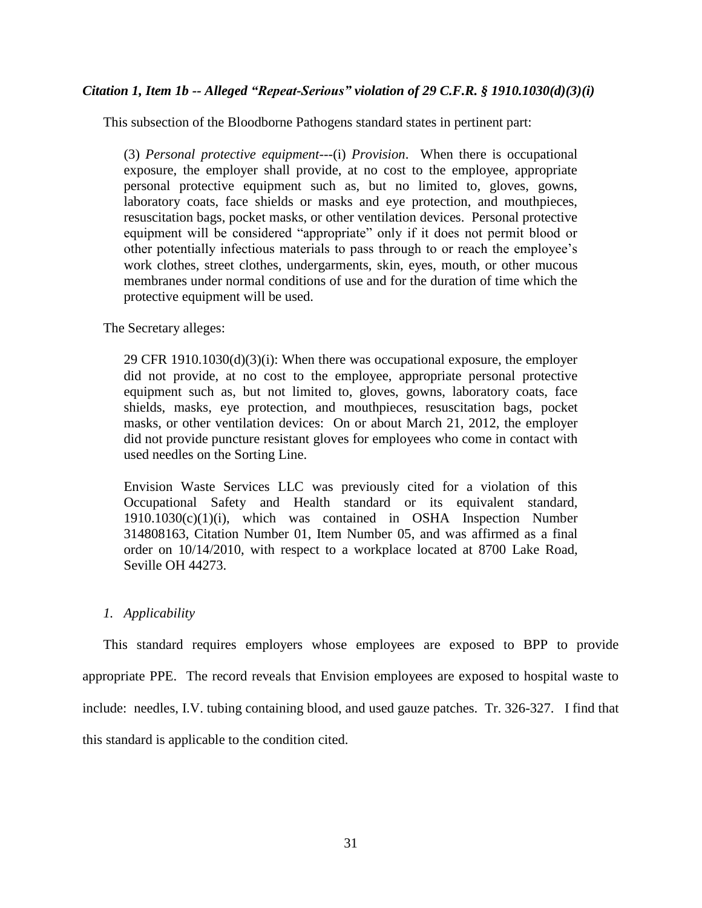***Citation 1, Item 1b -- Alleged "Repeat-Serious" violation of 29 C.F.R. § 1910.1030(d)(3)(i)***

This subsection of the Bloodborne Pathogens standard states in pertinent part:

> (3) *Personal protective equipment*---(i) *Provision*. When there is occupational exposure, the employer shall provide, at no cost to the employee, appropriate personal protective equipment such as, but no limited to, gloves, gowns, laboratory coats, face shields or masks and eye protection, and mouthpieces, resuscitation bags, pocket masks, or other ventilation devices. Personal protective equipment will be considered "appropriate" only if it does not permit blood or other potentially infectious materials to pass through to or reach the employee's work clothes, street clothes, undergarments, skin, eyes, mouth, or other mucous membranes under normal conditions of use and for the duration of time which the protective equipment will be used.

The Secretary alleges:

> 29 CFR 1910.1030(d)(3)(i): When there was occupational exposure, the employer did not provide, at no cost to the employee, appropriate personal protective equipment such as, but not limited to, gloves, gowns, laboratory coats, face shields, masks, eye protection, and mouthpieces, resuscitation bags, pocket masks, or other ventilation devices: On or about March 21, 2012, the employer did not provide puncture resistant gloves for employees who come in contact with used needles on the Sorting Line.
>
> Envision Waste Services LLC was previously cited for a violation of this Occupational Safety and Health standard or its equivalent standard, 1910.1030(c)(1)(i), which was contained in OSHA Inspection Number 314808163, Citation Number 01, Item Number 05, and was affirmed as a final order on 10/14/2010, with respect to a workplace located at 8700 Lake Road, Seville OH 44273.

*1. Applicability*

This standard requires employers whose employees are exposed to BPP to provide appropriate PPE. The record reveals that Envision employees are exposed to hospital waste to include: needles, I.V. tubing containing blood, and used gauze patches. Tr. 326-327. I find that this standard is applicable to the condition cited.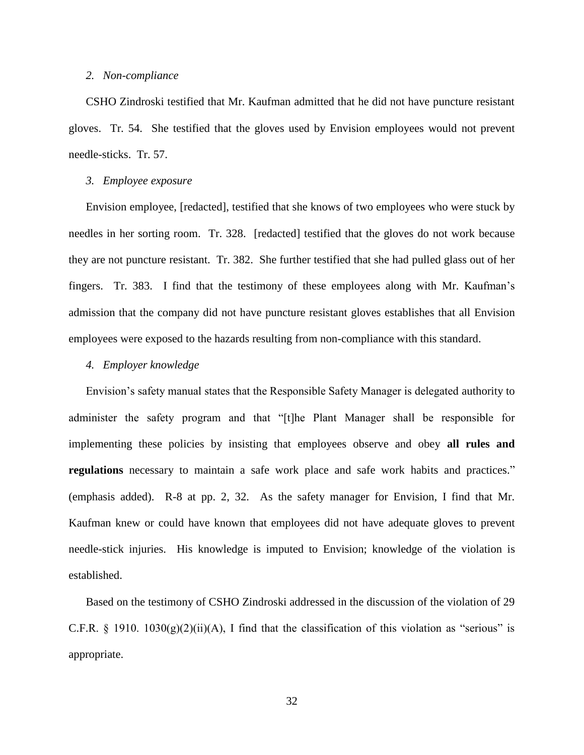*2. Non-compliance*

CSHO Zindroski testified that Mr. Kaufman admitted that he did not have puncture resistant gloves. Tr. 54. She testified that the gloves used by Envision employees would not prevent needle-sticks. Tr. 57.

*3. Employee exposure*

Envision employee, [redacted], testified that she knows of two employees who were stuck by needles in her sorting room. Tr. 328. [redacted] testified that the gloves do not work because they are not puncture resistant. Tr. 382. She further testified that she had pulled glass out of her fingers. Tr. 383. I find that the testimony of these employees along with Mr. Kaufman's admission that the company did not have puncture resistant gloves establishes that all Envision employees were exposed to the hazards resulting from non-compliance with this standard.

*4. Employer knowledge*

Envision's safety manual states that the Responsible Safety Manager is delegated authority to administer the safety program and that "[t]he Plant Manager shall be responsible for implementing these policies by insisting that employees observe and obey **all rules and regulations** necessary to maintain a safe work place and safe work habits and practices." (emphasis added). R-8 at pp. 2, 32. As the safety manager for Envision, I find that Mr. Kaufman knew or could have known that employees did not have adequate gloves to prevent needle-stick injuries. His knowledge is imputed to Envision; knowledge of the violation is established.

Based on the testimony of CSHO Zindroski addressed in the discussion of the violation of 29 C.F.R. § 1910. 1030(g)(2)(ii)(A), I find that the classification of this violation as "serious" is appropriate.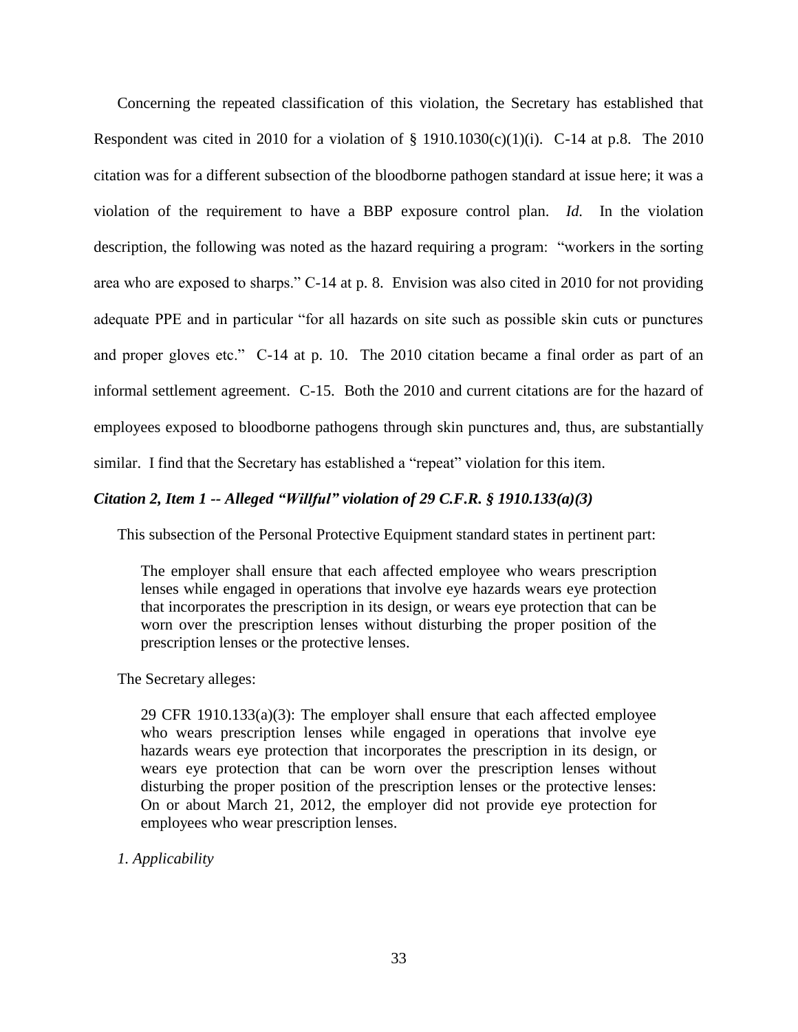Concerning the repeated classification of this violation, the Secretary has established that Respondent was cited in 2010 for a violation of § 1910.1030(c)(1)(i). C-14 at p.8. The 2010 citation was for a different subsection of the bloodborne pathogen standard at issue here; it was a violation of the requirement to have a BBP exposure control plan. *Id.* In the violation description, the following was noted as the hazard requiring a program: "workers in the sorting area who are exposed to sharps." C-14 at p. 8. Envision was also cited in 2010 for not providing adequate PPE and in particular "for all hazards on site such as possible skin cuts or punctures and proper gloves etc." C-14 at p. 10. The 2010 citation became a final order as part of an informal settlement agreement. C-15. Both the 2010 and current citations are for the hazard of employees exposed to bloodborne pathogens through skin punctures and, thus, are substantially similar. I find that the Secretary has established a "repeat" violation for this item.

### *Citation 2, Item 1 -- Alleged "Willful" violation of 29 C.F.R. § 1910.133(a)(3)*

This subsection of the Personal Protective Equipment standard states in pertinent part:

> The employer shall ensure that each affected employee who wears prescription lenses while engaged in operations that involve eye hazards wears eye protection that incorporates the prescription in its design, or wears eye protection that can be worn over the prescription lenses without disturbing the proper position of the prescription lenses or the protective lenses.

The Secretary alleges:

> 29 CFR 1910.133(a)(3): The employer shall ensure that each affected employee who wears prescription lenses while engaged in operations that involve eye hazards wears eye protection that incorporates the prescription in its design, or wears eye protection that can be worn over the prescription lenses without disturbing the proper position of the prescription lenses or the protective lenses: On or about March 21, 2012, the employer did not provide eye protection for employees who wear prescription lenses.

*1. Applicability*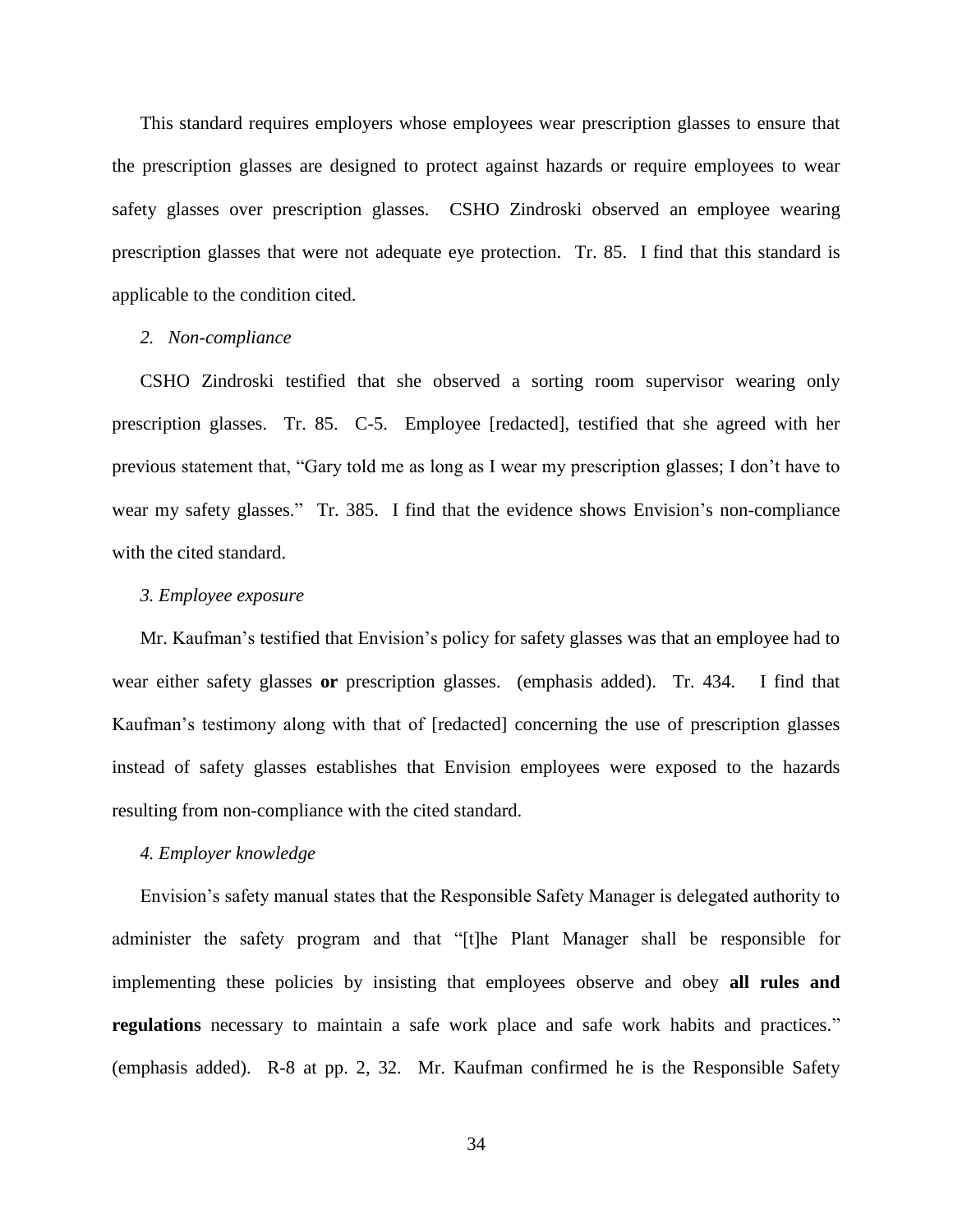This standard requires employers whose employees wear prescription glasses to ensure that the prescription glasses are designed to protect against hazards or require employees to wear safety glasses over prescription glasses. CSHO Zindroski observed an employee wearing prescription glasses that were not adequate eye protection. Tr. 85. I find that this standard is applicable to the condition cited.

*2. Non-compliance*

CSHO Zindroski testified that she observed a sorting room supervisor wearing only prescription glasses. Tr. 85. C-5. Employee [redacted], testified that she agreed with her previous statement that, "Gary told me as long as I wear my prescription glasses; I don't have to wear my safety glasses." Tr. 385. I find that the evidence shows Envision's non-compliance with the cited standard.

*3. Employee exposure*

Mr. Kaufman's testified that Envision's policy for safety glasses was that an employee had to wear either safety glasses **or** prescription glasses. (emphasis added). Tr. 434. I find that Kaufman's testimony along with that of [redacted] concerning the use of prescription glasses instead of safety glasses establishes that Envision employees were exposed to the hazards resulting from non-compliance with the cited standard.

*4. Employer knowledge*

Envision's safety manual states that the Responsible Safety Manager is delegated authority to administer the safety program and that "[t]he Plant Manager shall be responsible for implementing these policies by insisting that employees observe and obey **all rules and regulations** necessary to maintain a safe work place and safe work habits and practices." (emphasis added). R-8 at pp. 2, 32. Mr. Kaufman confirmed he is the Responsible Safety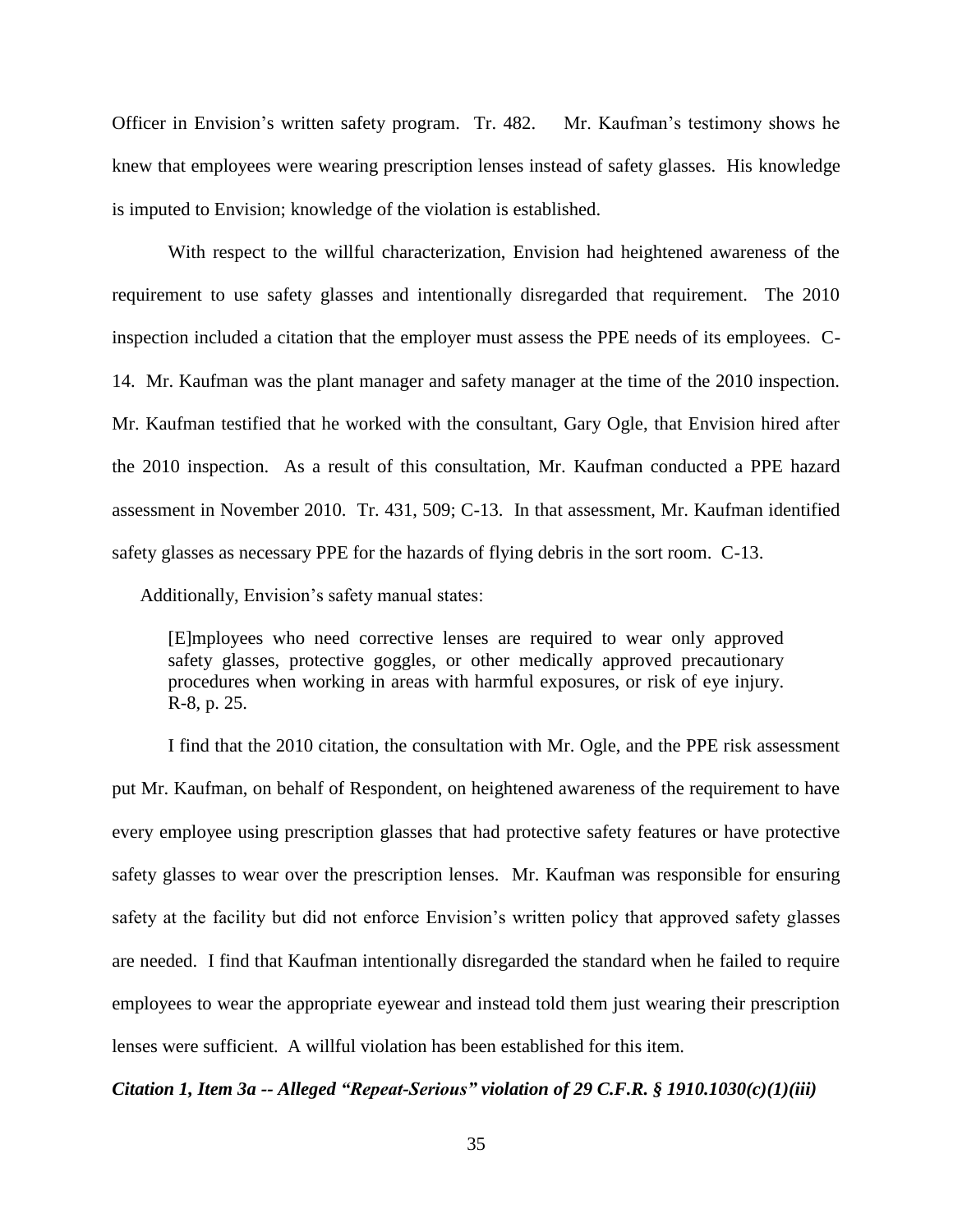Officer in Envision's written safety program. Tr. 482. Mr. Kaufman's testimony shows he knew that employees were wearing prescription lenses instead of safety glasses. His knowledge is imputed to Envision; knowledge of the violation is established.

With respect to the willful characterization, Envision had heightened awareness of the requirement to use safety glasses and intentionally disregarded that requirement. The 2010 inspection included a citation that the employer must assess the PPE needs of its employees. C-14. Mr. Kaufman was the plant manager and safety manager at the time of the 2010 inspection. Mr. Kaufman testified that he worked with the consultant, Gary Ogle, that Envision hired after the 2010 inspection. As a result of this consultation, Mr. Kaufman conducted a PPE hazard assessment in November 2010. Tr. 431, 509; C-13. In that assessment, Mr. Kaufman identified safety glasses as necessary PPE for the hazards of flying debris in the sort room. C-13.

Additionally, Envision's safety manual states:

> [E]mployees who need corrective lenses are required to wear only approved safety glasses, protective goggles, or other medically approved precautionary procedures when working in areas with harmful exposures, or risk of eye injury. R-8, p. 25.

I find that the 2010 citation, the consultation with Mr. Ogle, and the PPE risk assessment put Mr. Kaufman, on behalf of Respondent, on heightened awareness of the requirement to have every employee using prescription glasses that had protective safety features or have protective safety glasses to wear over the prescription lenses. Mr. Kaufman was responsible for ensuring safety at the facility but did not enforce Envision's written policy that approved safety glasses are needed. I find that Kaufman intentionally disregarded the standard when he failed to require employees to wear the appropriate eyewear and instead told them just wearing their prescription lenses were sufficient. A willful violation has been established for this item.

***Citation 1, Item 3a -- Alleged "Repeat-Serious" violation of 29 C.F.R. § 1910.1030(c)(1)(iii)***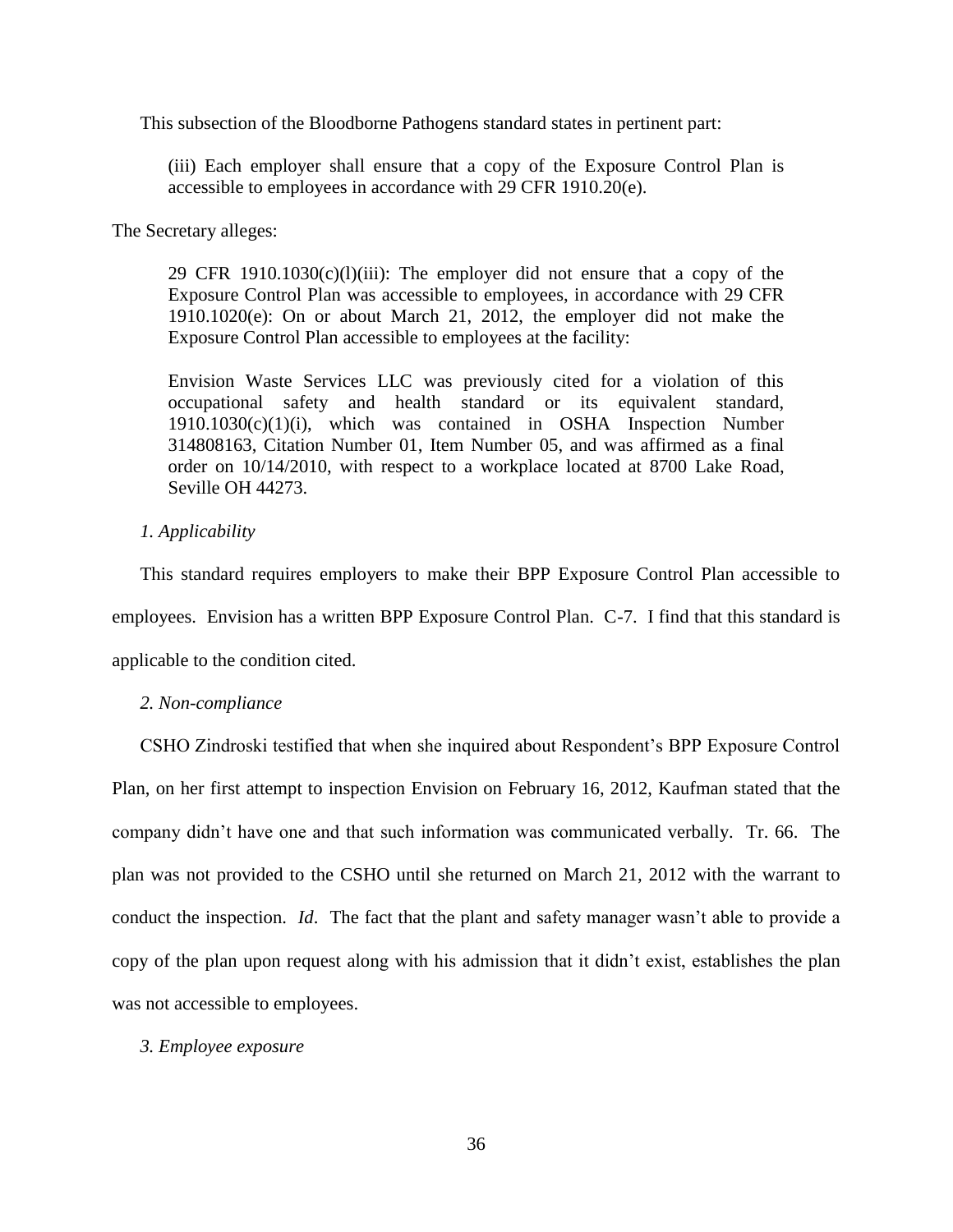This subsection of the Bloodborne Pathogens standard states in pertinent part:

> (iii) Each employer shall ensure that a copy of the Exposure Control Plan is accessible to employees in accordance with 29 CFR 1910.20(e).

The Secretary alleges:

> 29 CFR 1910.1030(c)(l)(iii): The employer did not ensure that a copy of the Exposure Control Plan was accessible to employees, in accordance with 29 CFR 1910.1020(e): On or about March 21, 2012, the employer did not make the Exposure Control Plan accessible to employees at the facility:
>
> Envision Waste Services LLC was previously cited for a violation of this occupational safety and health standard or its equivalent standard, 1910.1030(c)(1)(i), which was contained in OSHA Inspection Number 314808163, Citation Number 01, Item Number 05, and was affirmed as a final order on 10/14/2010, with respect to a workplace located at 8700 Lake Road, Seville OH 44273.

*1. Applicability*

This standard requires employers to make their BPP Exposure Control Plan accessible to employees. Envision has a written BPP Exposure Control Plan. C-7. I find that this standard is applicable to the condition cited.

*2. Non-compliance*

CSHO Zindroski testified that when she inquired about Respondent's BPP Exposure Control Plan, on her first attempt to inspection Envision on February 16, 2012, Kaufman stated that the company didn't have one and that such information was communicated verbally. Tr. 66. The plan was not provided to the CSHO until she returned on March 21, 2012 with the warrant to conduct the inspection. *Id*. The fact that the plant and safety manager wasn't able to provide a copy of the plan upon request along with his admission that it didn't exist, establishes the plan was not accessible to employees.

*3. Employee exposure*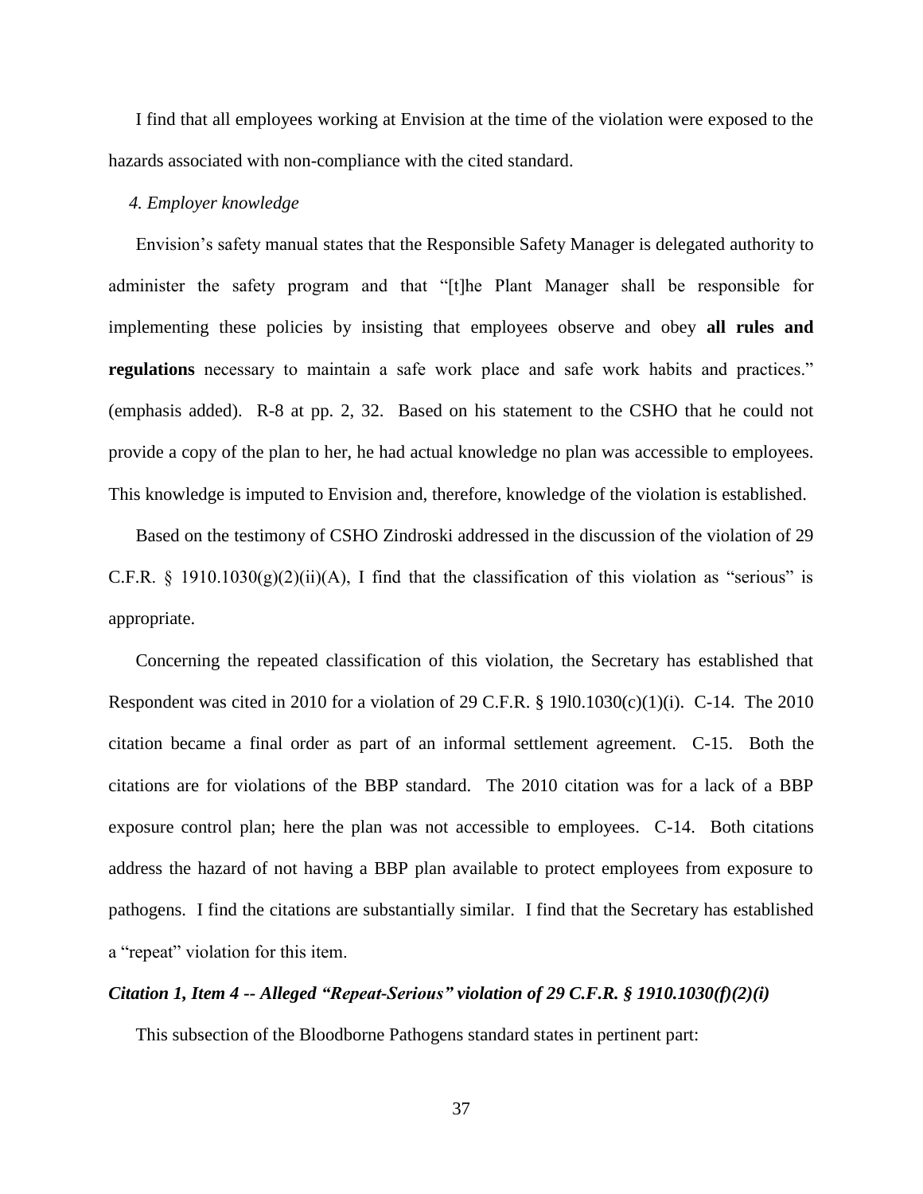I find that all employees working at Envision at the time of the violation were exposed to the hazards associated with non-compliance with the cited standard.

*4. Employer knowledge*

Envision's safety manual states that the Responsible Safety Manager is delegated authority to administer the safety program and that "[t]he Plant Manager shall be responsible for implementing these policies by insisting that employees observe and obey **all rules and regulations** necessary to maintain a safe work place and safe work habits and practices." (emphasis added). R-8 at pp. 2, 32. Based on his statement to the CSHO that he could not provide a copy of the plan to her, he had actual knowledge no plan was accessible to employees. This knowledge is imputed to Envision and, therefore, knowledge of the violation is established.

Based on the testimony of CSHO Zindroski addressed in the discussion of the violation of 29 C.F.R. § 1910.1030(g)(2)(ii)(A), I find that the classification of this violation as "serious" is appropriate.

Concerning the repeated classification of this violation, the Secretary has established that Respondent was cited in 2010 for a violation of 29 C.F.R. § 19l0.1030(c)(1)(i). C-14. The 2010 citation became a final order as part of an informal settlement agreement. C-15. Both the citations are for violations of the BBP standard. The 2010 citation was for a lack of a BBP exposure control plan; here the plan was not accessible to employees. C-14. Both citations address the hazard of not having a BBP plan available to protect employees from exposure to pathogens. I find the citations are substantially similar. I find that the Secretary has established a "repeat" violation for this item.

***Citation 1, Item 4 -- Alleged "Repeat-Serious" violation of 29 C.F.R. § 1910.1030(f)(2)(i)***

This subsection of the Bloodborne Pathogens standard states in pertinent part: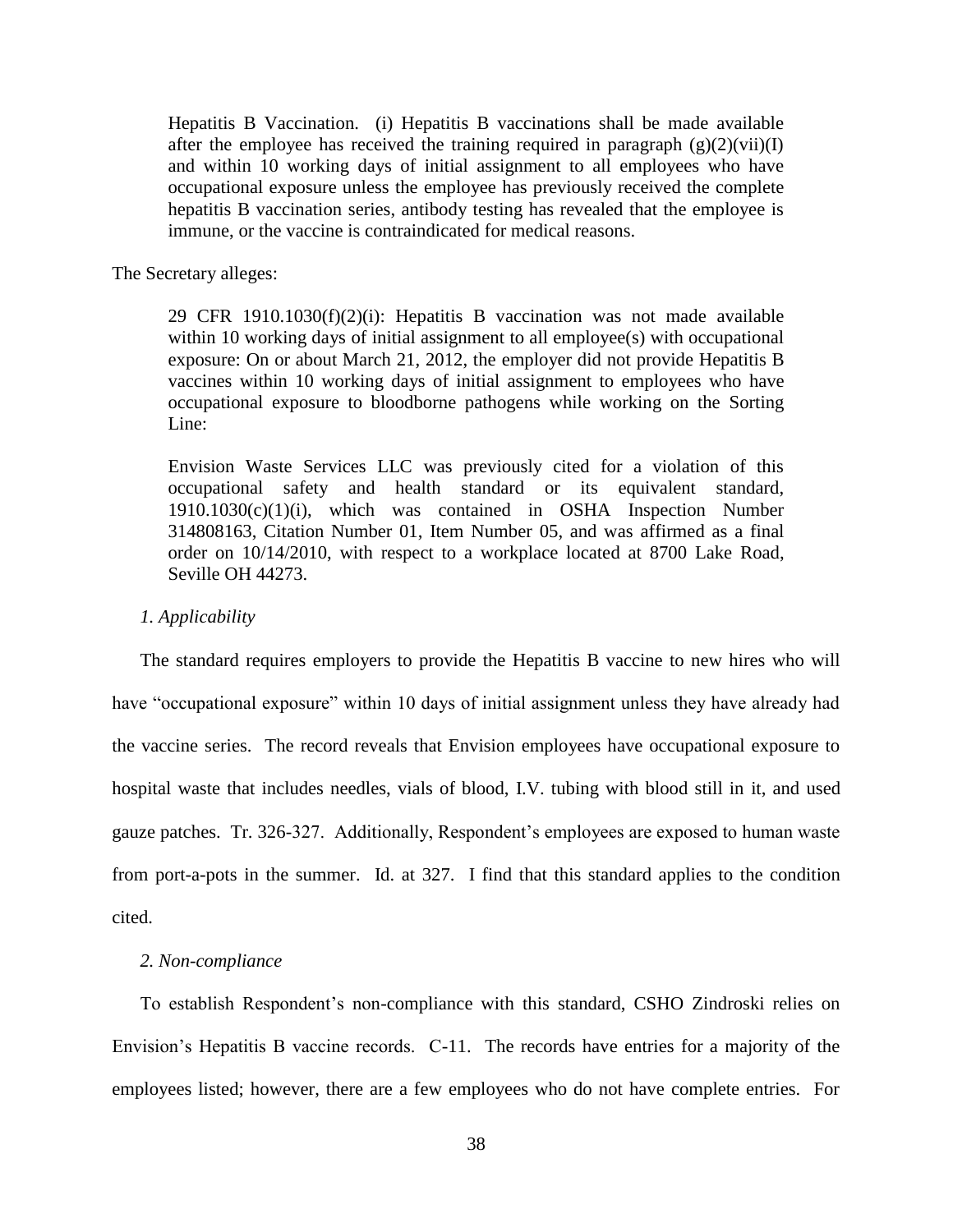> Hepatitis B Vaccination. (i) Hepatitis B vaccinations shall be made available after the employee has received the training required in paragraph (g)(2)(vii)(I) and within 10 working days of initial assignment to all employees who have occupational exposure unless the employee has previously received the complete hepatitis B vaccination series, antibody testing has revealed that the employee is immune, or the vaccine is contraindicated for medical reasons.

The Secretary alleges:

> 29 CFR 1910.1030(f)(2)(i): Hepatitis B vaccination was not made available within 10 working days of initial assignment to all employee(s) with occupational exposure: On or about March 21, 2012, the employer did not provide Hepatitis B vaccines within 10 working days of initial assignment to employees who have occupational exposure to bloodborne pathogens while working on the Sorting Line:
>
> Envision Waste Services LLC was previously cited for a violation of this occupational safety and health standard or its equivalent standard, 1910.1030(c)(1)(i), which was contained in OSHA Inspection Number 314808163, Citation Number 01, Item Number 05, and was affirmed as a final order on 10/14/2010, with respect to a workplace located at 8700 Lake Road, Seville OH 44273.

*1. Applicability*

The standard requires employers to provide the Hepatitis B vaccine to new hires who will have "occupational exposure" within 10 days of initial assignment unless they have already had the vaccine series. The record reveals that Envision employees have occupational exposure to hospital waste that includes needles, vials of blood, I.V. tubing with blood still in it, and used gauze patches. Tr. 326-327. Additionally, Respondent's employees are exposed to human waste from port-a-pots in the summer. Id. at 327. I find that this standard applies to the condition cited.

*2. Non-compliance*

To establish Respondent's non-compliance with this standard, CSHO Zindroski relies on Envision's Hepatitis B vaccine records. C-11. The records have entries for a majority of the employees listed; however, there are a few employees who do not have complete entries. For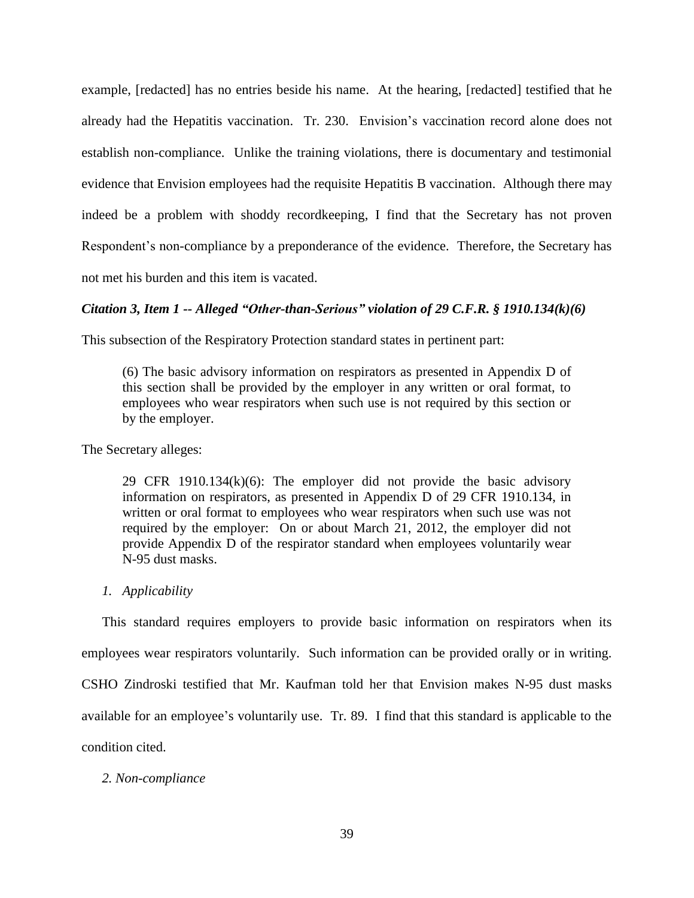example, [redacted] has no entries beside his name. At the hearing, [redacted] testified that he already had the Hepatitis vaccination. Tr. 230. Envision's vaccination record alone does not establish non-compliance. Unlike the training violations, there is documentary and testimonial evidence that Envision employees had the requisite Hepatitis B vaccination. Although there may indeed be a problem with shoddy recordkeeping, I find that the Secretary has not proven Respondent's non-compliance by a preponderance of the evidence. Therefore, the Secretary has not met his burden and this item is vacated.

### *Citation 3, Item 1 -- Alleged "Other-than-Serious" violation of 29 C.F.R. § 1910.134(k)(6)*

This subsection of the Respiratory Protection standard states in pertinent part:

> (6) The basic advisory information on respirators as presented in Appendix D of this section shall be provided by the employer in any written or oral format, to employees who wear respirators when such use is not required by this section or by the employer.

The Secretary alleges:

> 29 CFR 1910.134(k)(6): The employer did not provide the basic advisory information on respirators, as presented in Appendix D of 29 CFR 1910.134, in written or oral format to employees who wear respirators when such use was not required by the employer: On or about March 21, 2012, the employer did not provide Appendix D of the respirator standard when employees voluntarily wear N-95 dust masks.

*1. Applicability*

This standard requires employers to provide basic information on respirators when its employees wear respirators voluntarily. Such information can be provided orally or in writing. CSHO Zindroski testified that Mr. Kaufman told her that Envision makes N-95 dust masks available for an employee's voluntarily use. Tr. 89. I find that this standard is applicable to the condition cited.

*2. Non-compliance*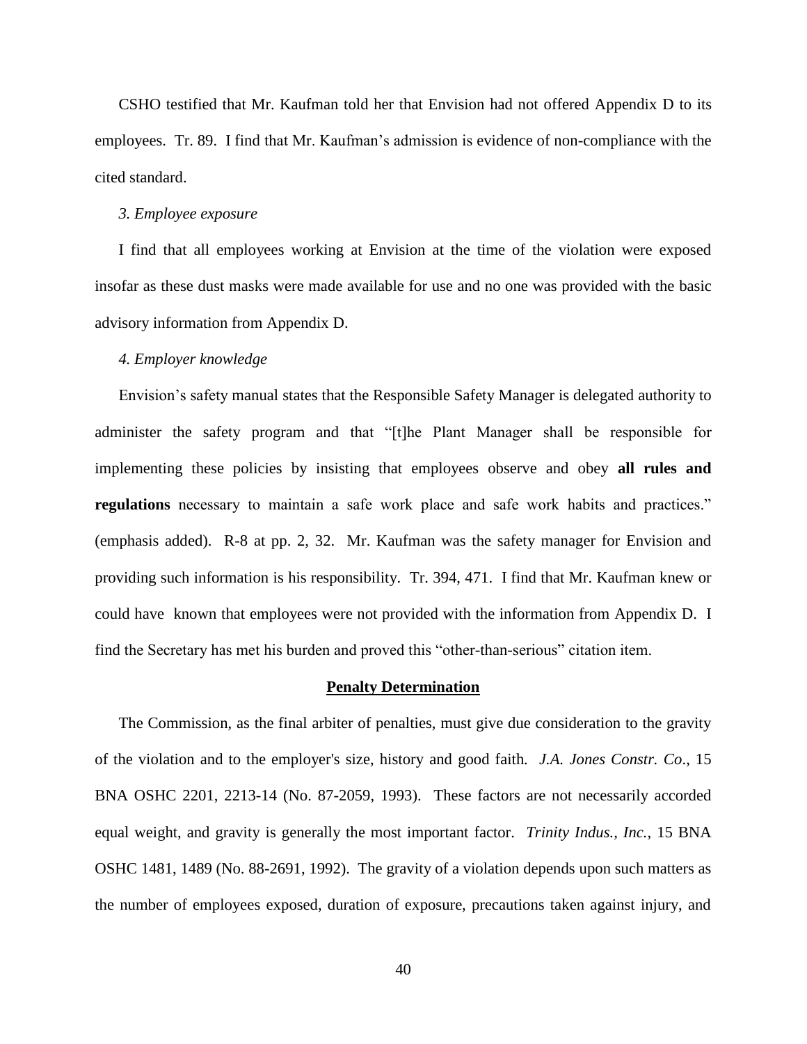CSHO testified that Mr. Kaufman told her that Envision had not offered Appendix D to its employees. Tr. 89. I find that Mr. Kaufman's admission is evidence of non-compliance with the cited standard.

*3. Employee exposure*

I find that all employees working at Envision at the time of the violation were exposed insofar as these dust masks were made available for use and no one was provided with the basic advisory information from Appendix D.

*4. Employer knowledge*

Envision's safety manual states that the Responsible Safety Manager is delegated authority to administer the safety program and that "[t]he Plant Manager shall be responsible for implementing these policies by insisting that employees observe and obey **all rules and regulations** necessary to maintain a safe work place and safe work habits and practices." (emphasis added). R-8 at pp. 2, 32. Mr. Kaufman was the safety manager for Envision and providing such information is his responsibility. Tr. 394, 471. I find that Mr. Kaufman knew or could have known that employees were not provided with the information from Appendix D. I find the Secretary has met his burden and proved this "other-than-serious" citation item.

**Penalty Determination**

The Commission, as the final arbiter of penalties, must give due consideration to the gravity of the violation and to the employer's size, history and good faith. *J.A. Jones Constr. Co*., 15 BNA OSHC 2201, 2213-14 (No. 87-2059, 1993). These factors are not necessarily accorded equal weight, and gravity is generally the most important factor. *Trinity Indus., Inc.*, 15 BNA OSHC 1481, 1489 (No. 88-2691, 1992). The gravity of a violation depends upon such matters as the number of employees exposed, duration of exposure, precautions taken against injury, and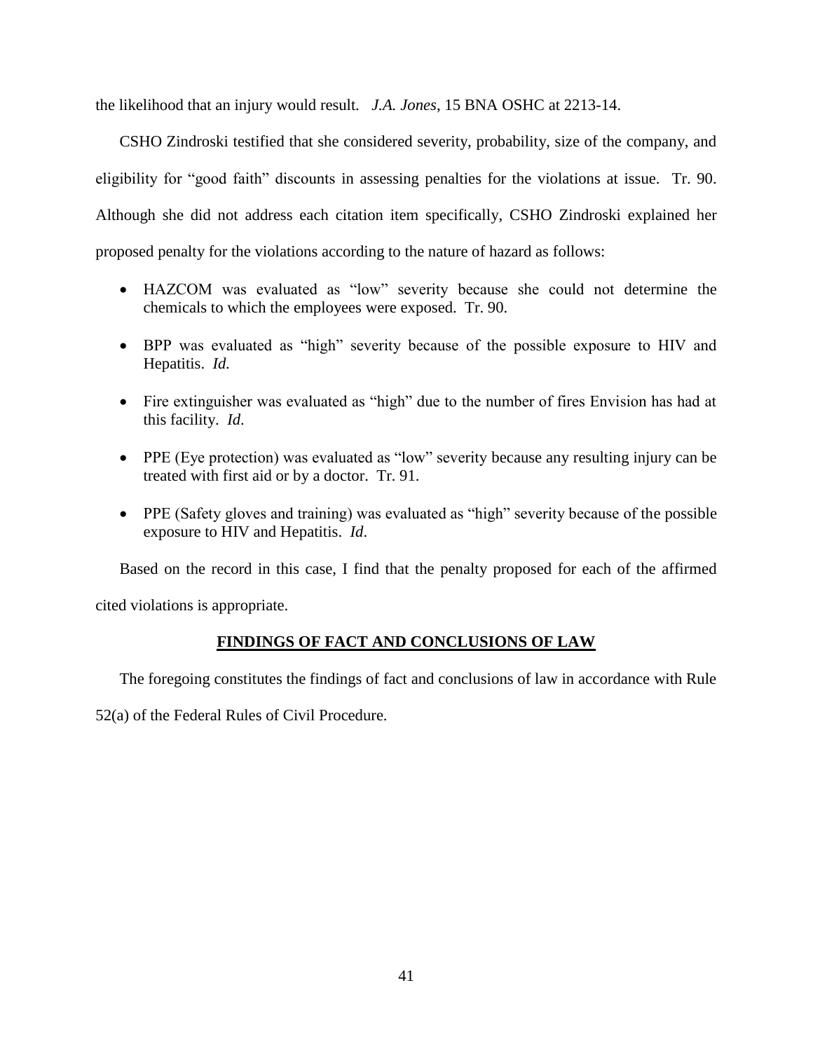the likelihood that an injury would result. *J.A. Jones*, 15 BNA OSHC at 2213-14.

CSHO Zindroski testified that she considered severity, probability, size of the company, and eligibility for "good faith" discounts in assessing penalties for the violations at issue. Tr. 90. Although she did not address each citation item specifically, CSHO Zindroski explained her proposed penalty for the violations according to the nature of hazard as follows:

- HAZCOM was evaluated as "low" severity because she could not determine the chemicals to which the employees were exposed. Tr. 90.
- BPP was evaluated as "high" severity because of the possible exposure to HIV and Hepatitis. *Id.*
- Fire extinguisher was evaluated as "high" due to the number of fires Envision has had at this facility. *Id*.
- PPE (Eye protection) was evaluated as "low" severity because any resulting injury can be treated with first aid or by a doctor. Tr. 91.
- PPE (Safety gloves and training) was evaluated as "high" severity because of the possible exposure to HIV and Hepatitis. *Id*.

Based on the record in this case, I find that the penalty proposed for each of the affirmed cited violations is appropriate.

## **FINDINGS OF FACT AND CONCLUSIONS OF LAW**

The foregoing constitutes the findings of fact and conclusions of law in accordance with Rule 52(a) of the Federal Rules of Civil Procedure.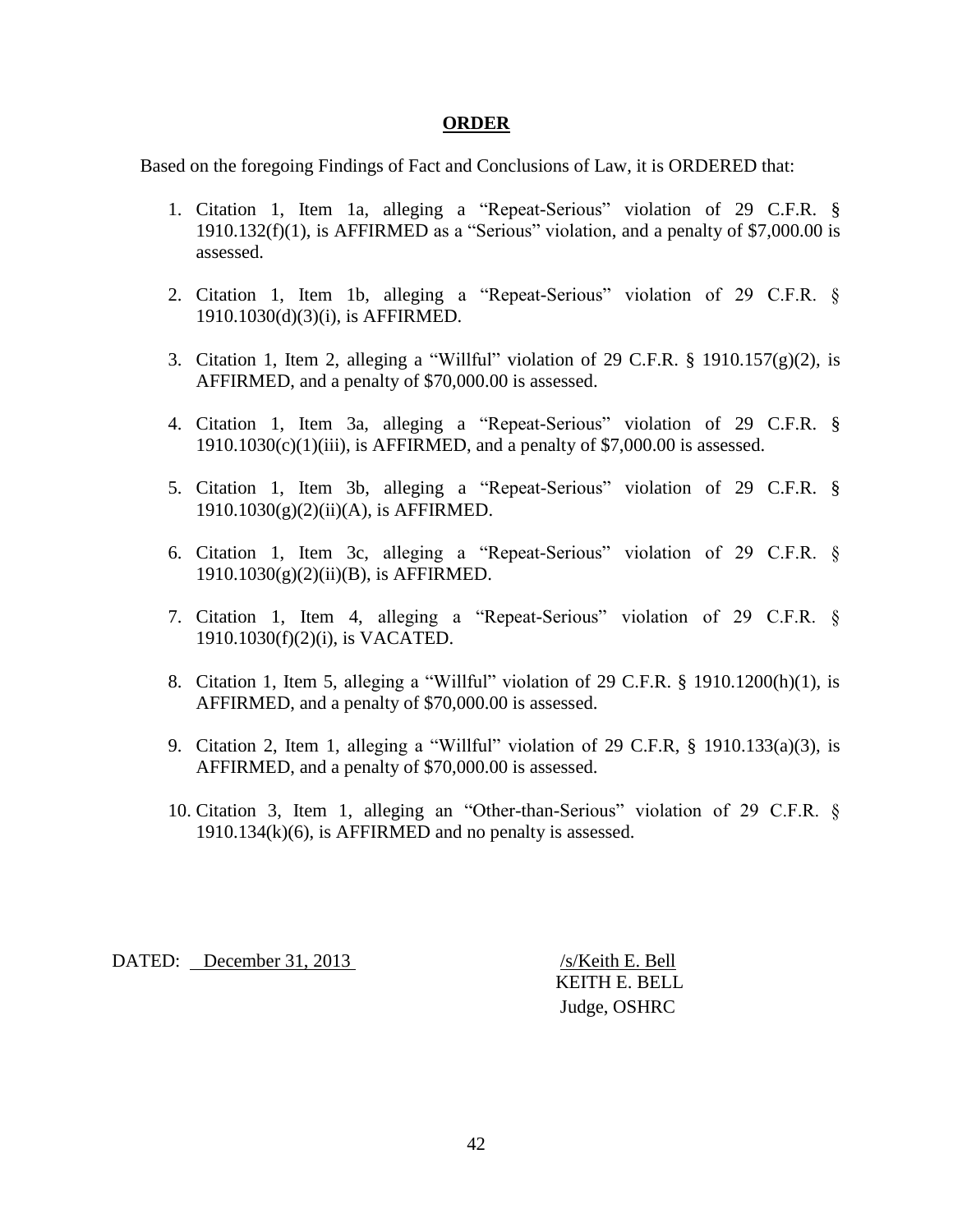## ORDER

Based on the foregoing Findings of Fact and Conclusions of Law, it is ORDERED that:

1. Citation 1, Item 1a, alleging a "Repeat-Serious" violation of 29 C.F.R. § 1910.132(f)(1), is AFFIRMED as a "Serious" violation, and a penalty of $7,000.00 is assessed.

2. Citation 1, Item 1b, alleging a "Repeat-Serious" violation of 29 C.F.R. § 1910.1030(d)(3)(i), is AFFIRMED.

3. Citation 1, Item 2, alleging a "Willful" violation of 29 C.F.R. § 1910.157(g)(2), is AFFIRMED, and a penalty of $70,000.00 is assessed.

4. Citation 1, Item 3a, alleging a "Repeat-Serious" violation of 29 C.F.R. § 1910.1030(c)(1)(iii), is AFFIRMED, and a penalty of $7,000.00 is assessed.

5. Citation 1, Item 3b, alleging a "Repeat-Serious" violation of 29 C.F.R. § 1910.1030(g)(2)(ii)(A), is AFFIRMED.

6. Citation 1, Item 3c, alleging a "Repeat-Serious" violation of 29 C.F.R. § 1910.1030(g)(2)(ii)(B), is AFFIRMED.

7. Citation 1, Item 4, alleging a "Repeat-Serious" violation of 29 C.F.R. § 1910.1030(f)(2)(i), is VACATED.

8. Citation 1, Item 5, alleging a "Willful" violation of 29 C.F.R. § 1910.1200(h)(1), is AFFIRMED, and a penalty of $70,000.00 is assessed.

9. Citation 2, Item 1, alleging a "Willful" violation of 29 C.F.R, § 1910.133(a)(3), is AFFIRMED, and a penalty of $70,000.00 is assessed.

10. Citation 3, Item 1, alleging an "Other-than-Serious" violation of 29 C.F.R. § 1910.134(k)(6), is AFFIRMED and no penalty is assessed.

DATED: December 31, 2013

/s/Keith E. Bell
KEITH E. BELL
Judge, OSHRC